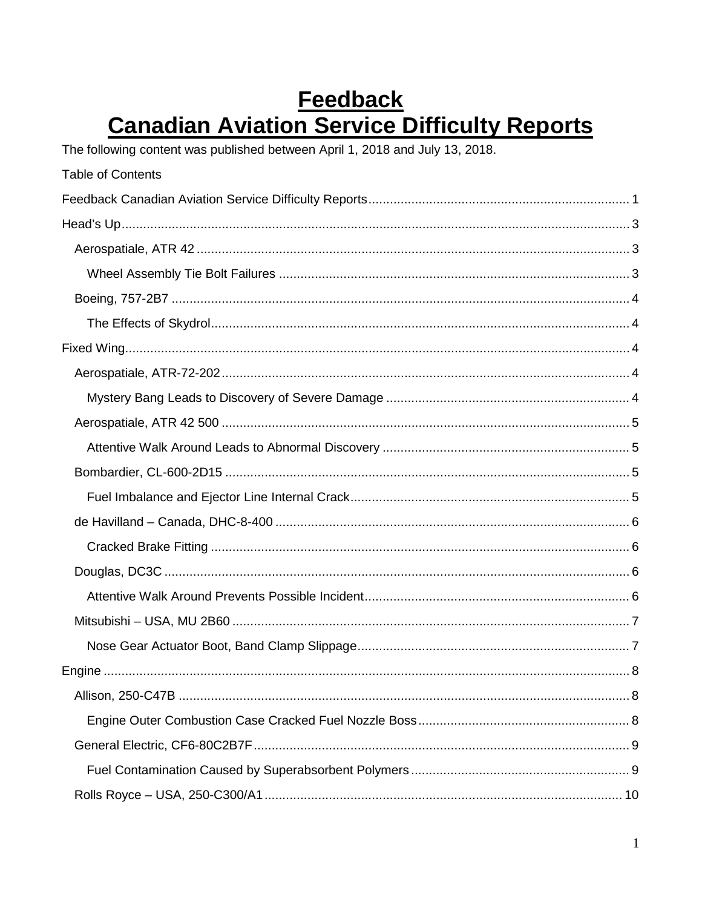# Feedback
# Canadian Aviation Service Difficulty Reports

The following content was published between April 1, 2018 and July 13, 2018.

Table of Contents

- Feedback Canadian Aviation Service Difficulty Reports ........ 1
- Head's Up ........ 3
  - Aerospatiale, ATR 42 ........ 3
    - Wheel Assembly Tie Bolt Failures ........ 3
  - Boeing, 757-2B7 ........ 4
    - The Effects of Skydrol ........ 4
- Fixed Wing ........ 4
  - Aerospatiale, ATR-72-202 ........ 4
    - Mystery Bang Leads to Discovery of Severe Damage ........ 4
  - Aerospatiale, ATR 42 500 ........ 5
    - Attentive Walk Around Leads to Abnormal Discovery ........ 5
  - Bombardier, CL-600-2D15 ........ 5
    - Fuel Imbalance and Ejector Line Internal Crack ........ 5
  - de Havilland – Canada, DHC-8-400 ........ 6
    - Cracked Brake Fitting ........ 6
  - Douglas, DC3C ........ 6
    - Attentive Walk Around Prevents Possible Incident ........ 6
  - Mitsubishi – USA, MU 2B60 ........ 7
    - Nose Gear Actuator Boot, Band Clamp Slippage ........ 7
- Engine ........ 8
  - Allison, 250-C47B ........ 8
    - Engine Outer Combustion Case Cracked Fuel Nozzle Boss ........ 8
  - General Electric, CF6-80C2B7F ........ 9
    - Fuel Contamination Caused by Superabsorbent Polymers ........ 9
  - Rolls Royce – USA, 250-C300/A1 ........ 10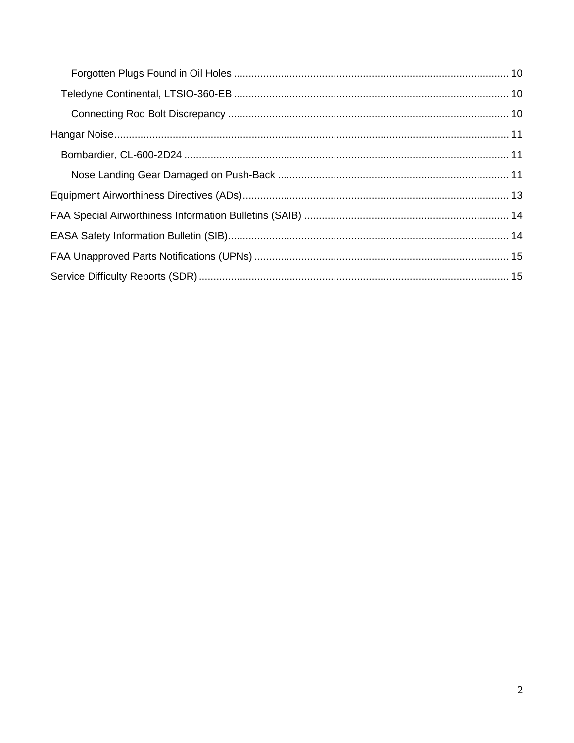- Forgotten Plugs Found in Oil Holes ..... 10
- Teledyne Continental, LTSIO-360-EB ..... 10
  - Connecting Rod Bolt Discrepancy ..... 10

Hangar Noise ..... 11

- Bombardier, CL-600-2D24 ..... 11
  - Nose Landing Gear Damaged on Push-Back ..... 11

Equipment Airworthiness Directives (ADs) ..... 13

FAA Special Airworthiness Information Bulletins (SAIB) ..... 14

EASA Safety Information Bulletin (SIB) ..... 14

FAA Unapproved Parts Notifications (UPNs) ..... 15

Service Difficulty Reports (SDR) ..... 15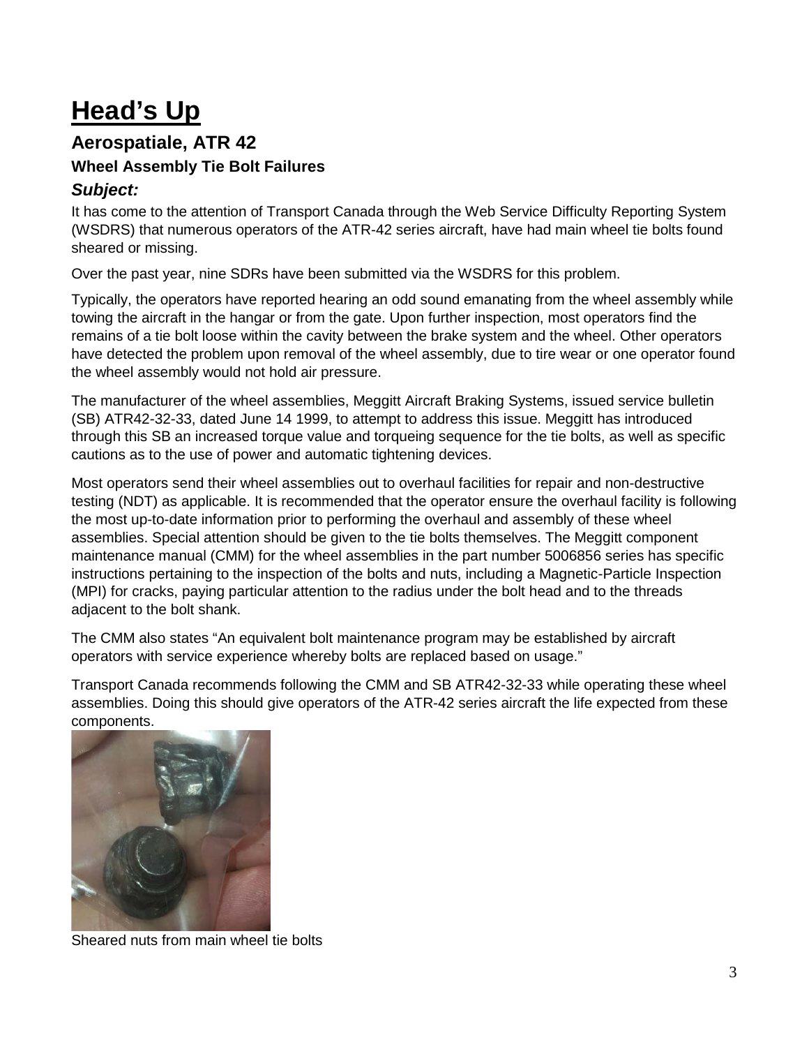# Head's Up

## Aerospatiale, ATR 42

### Wheel Assembly Tie Bolt Failures

#### *Subject:*

It has come to the attention of Transport Canada through the Web Service Difficulty Reporting System (WSDRS) that numerous operators of the ATR-42 series aircraft, have had main wheel tie bolts found sheared or missing.

Over the past year, nine SDRs have been submitted via the WSDRS for this problem.

Typically, the operators have reported hearing an odd sound emanating from the wheel assembly while towing the aircraft in the hangar or from the gate. Upon further inspection, most operators find the remains of a tie bolt loose within the cavity between the brake system and the wheel. Other operators have detected the problem upon removal of the wheel assembly, due to tire wear or one operator found the wheel assembly would not hold air pressure.

The manufacturer of the wheel assemblies, Meggitt Aircraft Braking Systems, issued service bulletin (SB) ATR42-32-33, dated June 14 1999, to attempt to address this issue. Meggitt has introduced through this SB an increased torque value and torqueing sequence for the tie bolts, as well as specific cautions as to the use of power and automatic tightening devices.

Most operators send their wheel assemblies out to overhaul facilities for repair and non-destructive testing (NDT) as applicable. It is recommended that the operator ensure the overhaul facility is following the most up-to-date information prior to performing the overhaul and assembly of these wheel assemblies. Special attention should be given to the tie bolts themselves. The Meggitt component maintenance manual (CMM) for the wheel assemblies in the part number 5006856 series has specific instructions pertaining to the inspection of the bolts and nuts, including a Magnetic-Particle Inspection (MPI) for cracks, paying particular attention to the radius under the bolt head and to the threads adjacent to the bolt shank.

The CMM also states "An equivalent bolt maintenance program may be established by aircraft operators with service experience whereby bolts are replaced based on usage."

Transport Canada recommends following the CMM and SB ATR42-32-33 while operating these wheel assemblies. Doing this should give operators of the ATR-42 series aircraft the life expected from these components.

Sheared nuts from main wheel tie bolts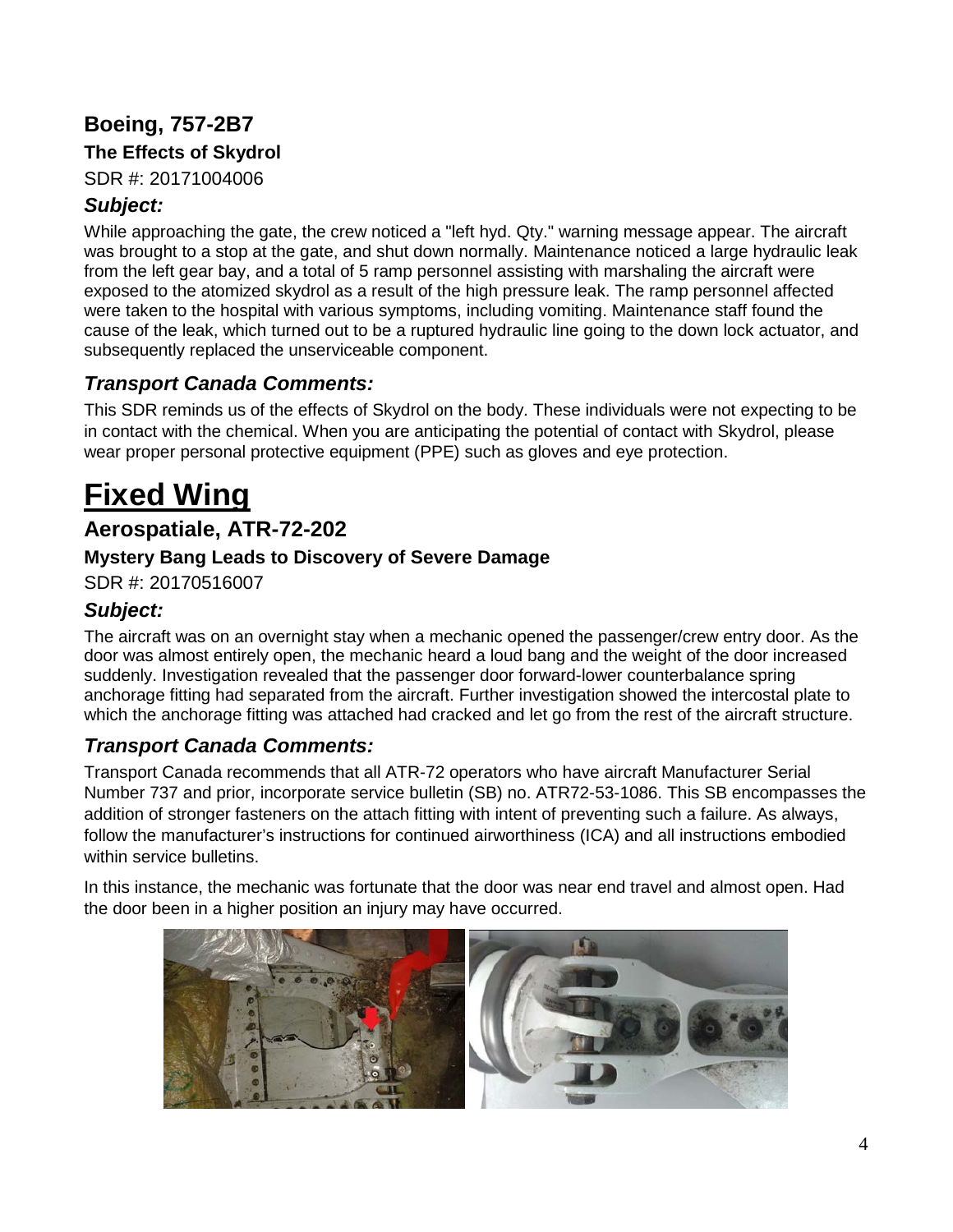## Boeing, 757-2B7

### The Effects of Skydrol

SDR #: 20171004006

### *Subject:*

While approaching the gate, the crew noticed a "left hyd. Qty." warning message appear. The aircraft was brought to a stop at the gate, and shut down normally. Maintenance noticed a large hydraulic leak from the left gear bay, and a total of 5 ramp personnel assisting with marshaling the aircraft were exposed to the atomized skydrol as a result of the high pressure leak. The ramp personnel affected were taken to the hospital with various symptoms, including vomiting. Maintenance staff found the cause of the leak, which turned out to be a ruptured hydraulic line going to the down lock actuator, and subsequently replaced the unserviceable component.

### *Transport Canada Comments:*

This SDR reminds us of the effects of Skydrol on the body. These individuals were not expecting to be in contact with the chemical. When you are anticipating the potential of contact with Skydrol, please wear proper personal protective equipment (PPE) such as gloves and eye protection.

# Fixed Wing

## Aerospatiale, ATR-72-202

### Mystery Bang Leads to Discovery of Severe Damage

SDR #: 20170516007

### *Subject:*

The aircraft was on an overnight stay when a mechanic opened the passenger/crew entry door. As the door was almost entirely open, the mechanic heard a loud bang and the weight of the door increased suddenly. Investigation revealed that the passenger door forward-lower counterbalance spring anchorage fitting had separated from the aircraft. Further investigation showed the intercostal plate to which the anchorage fitting was attached had cracked and let go from the rest of the aircraft structure.

### *Transport Canada Comments:*

Transport Canada recommends that all ATR-72 operators who have aircraft Manufacturer Serial Number 737 and prior, incorporate service bulletin (SB) no. ATR72-53-1086. This SB encompasses the addition of stronger fasteners on the attach fitting with intent of preventing such a failure. As always, follow the manufacturer's instructions for continued airworthiness (ICA) and all instructions embodied within service bulletins.

In this instance, the mechanic was fortunate that the door was near end travel and almost open. Had the door been in a higher position an injury may have occurred.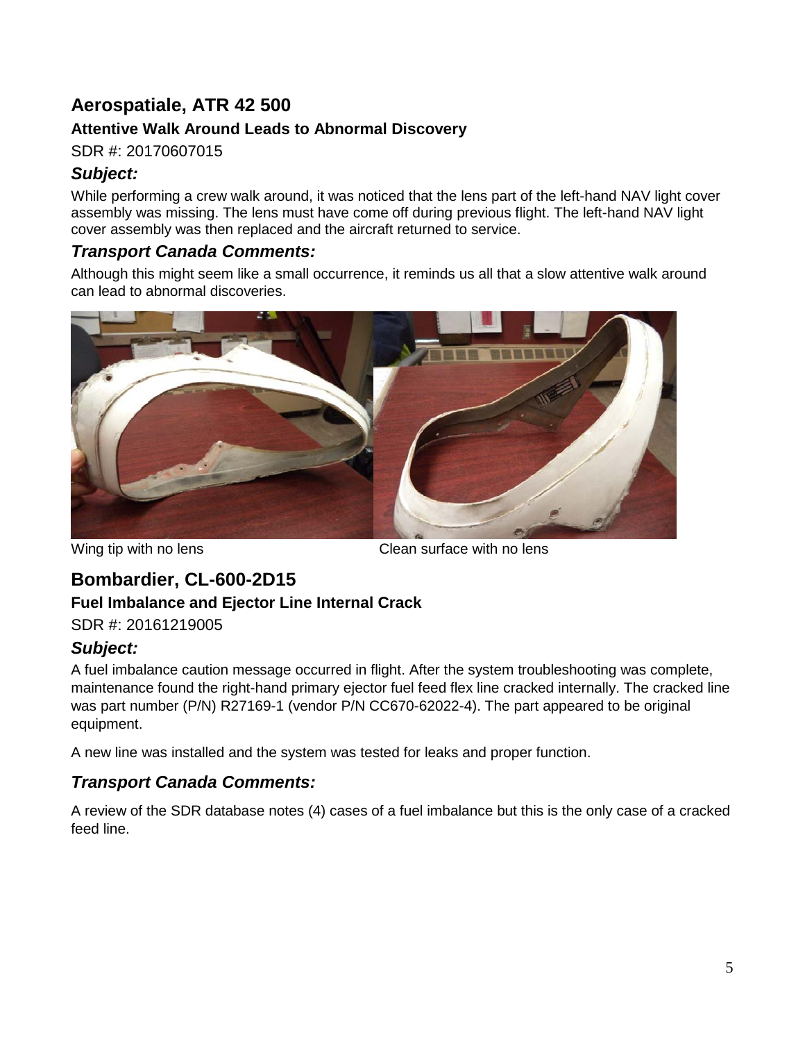## Aerospatiale, ATR 42 500

### Attentive Walk Around Leads to Abnormal Discovery

SDR #: 20170607015

### *Subject:*

While performing a crew walk around, it was noticed that the lens part of the left-hand NAV light cover assembly was missing. The lens must have come off during previous flight. The left-hand NAV light cover assembly was then replaced and the aircraft returned to service.

### *Transport Canada Comments:*

Although this might seem like a small occurrence, it reminds us all that a slow attentive walk around can lead to abnormal discoveries.

Wing tip with no lens

Clean surface with no lens

## Bombardier, CL-600-2D15

### Fuel Imbalance and Ejector Line Internal Crack

SDR #: 20161219005

### *Subject:*

A fuel imbalance caution message occurred in flight. After the system troubleshooting was complete, maintenance found the right-hand primary ejector fuel feed flex line cracked internally. The cracked line was part number (P/N) R27169-1 (vendor P/N CC670-62022-4). The part appeared to be original equipment.

A new line was installed and the system was tested for leaks and proper function.

### *Transport Canada Comments:*

A review of the SDR database notes (4) cases of a fuel imbalance but this is the only case of a cracked feed line.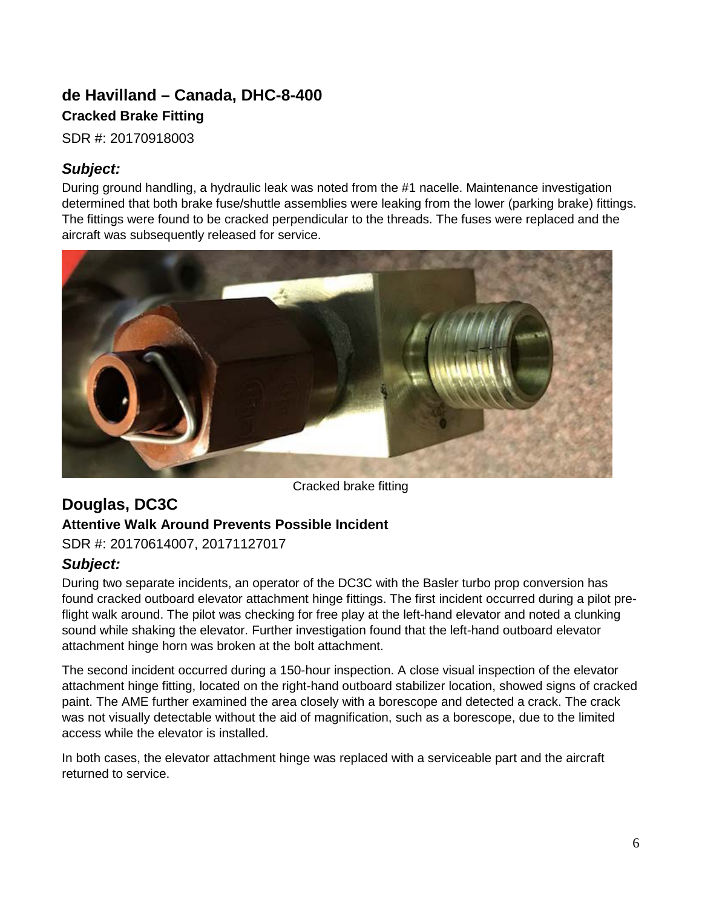## de Havilland – Canada, DHC-8-400

### Cracked Brake Fitting

SDR #: 20170918003

#### *Subject:*

During ground handling, a hydraulic leak was noted from the #1 nacelle. Maintenance investigation determined that both brake fuse/shuttle assemblies were leaking from the lower (parking brake) fittings. The fittings were found to be cracked perpendicular to the threads. The fuses were replaced and the aircraft was subsequently released for service.

Cracked brake fitting

## Douglas, DC3C

### Attentive Walk Around Prevents Possible Incident

SDR #: 20170614007, 20171127017

#### *Subject:*

During two separate incidents, an operator of the DC3C with the Basler turbo prop conversion has found cracked outboard elevator attachment hinge fittings. The first incident occurred during a pilot pre-flight walk around. The pilot was checking for free play at the left-hand elevator and noted a clunking sound while shaking the elevator. Further investigation found that the left-hand outboard elevator attachment hinge horn was broken at the bolt attachment.

The second incident occurred during a 150-hour inspection. A close visual inspection of the elevator attachment hinge fitting, located on the right-hand outboard stabilizer location, showed signs of cracked paint. The AME further examined the area closely with a borescope and detected a crack. The crack was not visually detectable without the aid of magnification, such as a borescope, due to the limited access while the elevator is installed.

In both cases, the elevator attachment hinge was replaced with a serviceable part and the aircraft returned to service.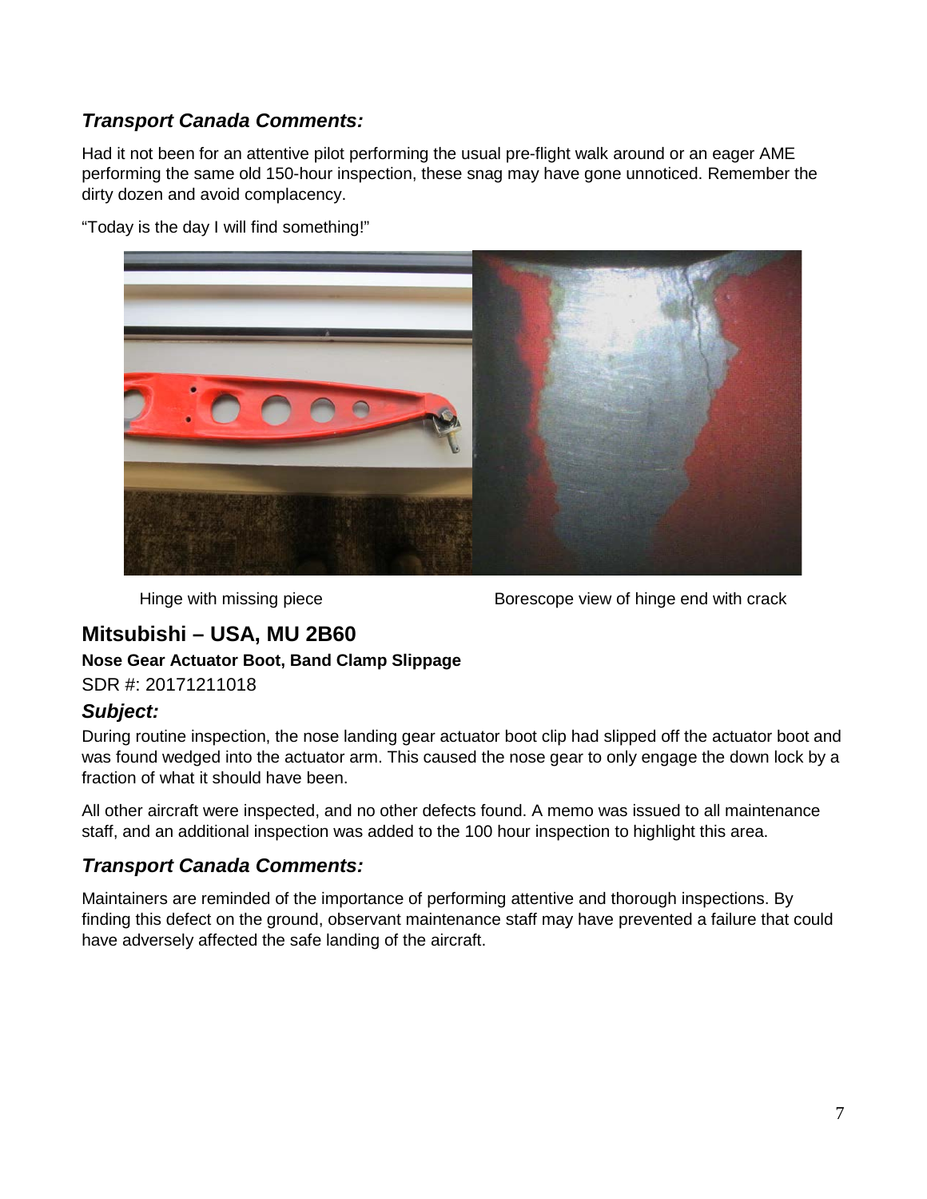### *Transport Canada Comments:*

Had it not been for an attentive pilot performing the usual pre-flight walk around or an eager AME performing the same old 150-hour inspection, these snag may have gone unnoticed. Remember the dirty dozen and avoid complacency.

"Today is the day I will find something!"

Hinge with missing piece

Borescope view of hinge end with crack

## Mitsubishi – USA, MU 2B60

**Nose Gear Actuator Boot, Band Clamp Slippage**

SDR #: 20171211018

### *Subject:*

During routine inspection, the nose landing gear actuator boot clip had slipped off the actuator boot and was found wedged into the actuator arm. This caused the nose gear to only engage the down lock by a fraction of what it should have been.

All other aircraft were inspected, and no other defects found. A memo was issued to all maintenance staff, and an additional inspection was added to the 100 hour inspection to highlight this area.

### *Transport Canada Comments:*

Maintainers are reminded of the importance of performing attentive and thorough inspections. By finding this defect on the ground, observant maintenance staff may have prevented a failure that could have adversely affected the safe landing of the aircraft.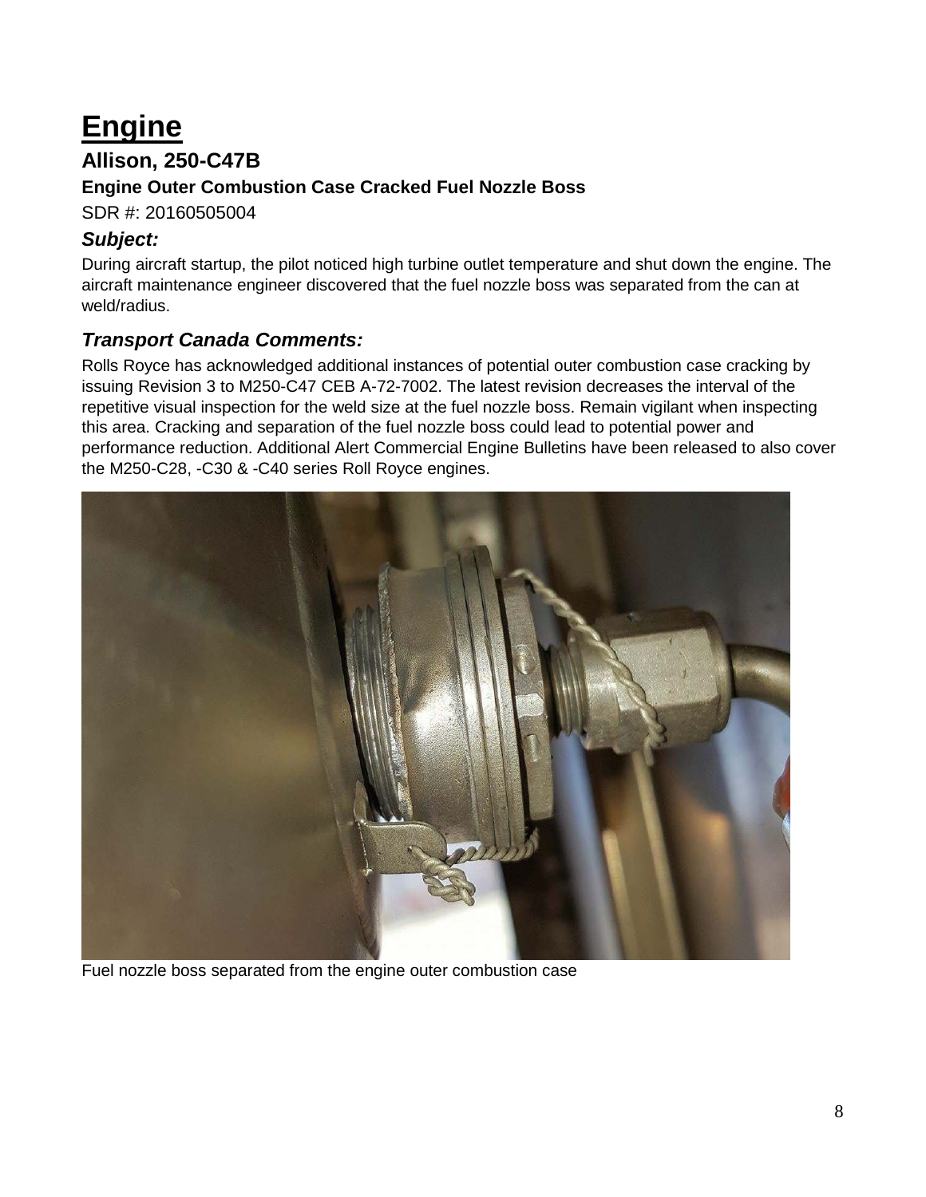# Engine

## Allison, 250-C47B

### Engine Outer Combustion Case Cracked Fuel Nozzle Boss

SDR #: 20160505004

### *Subject:*

During aircraft startup, the pilot noticed high turbine outlet temperature and shut down the engine. The aircraft maintenance engineer discovered that the fuel nozzle boss was separated from the can at weld/radius.

### *Transport Canada Comments:*

Rolls Royce has acknowledged additional instances of potential outer combustion case cracking by issuing Revision 3 to M250-C47 CEB A-72-7002. The latest revision decreases the interval of the repetitive visual inspection for the weld size at the fuel nozzle boss. Remain vigilant when inspecting this area. Cracking and separation of the fuel nozzle boss could lead to potential power and performance reduction. Additional Alert Commercial Engine Bulletins have been released to also cover the M250-C28, -C30 & -C40 series Roll Royce engines.

Fuel nozzle boss separated from the engine outer combustion case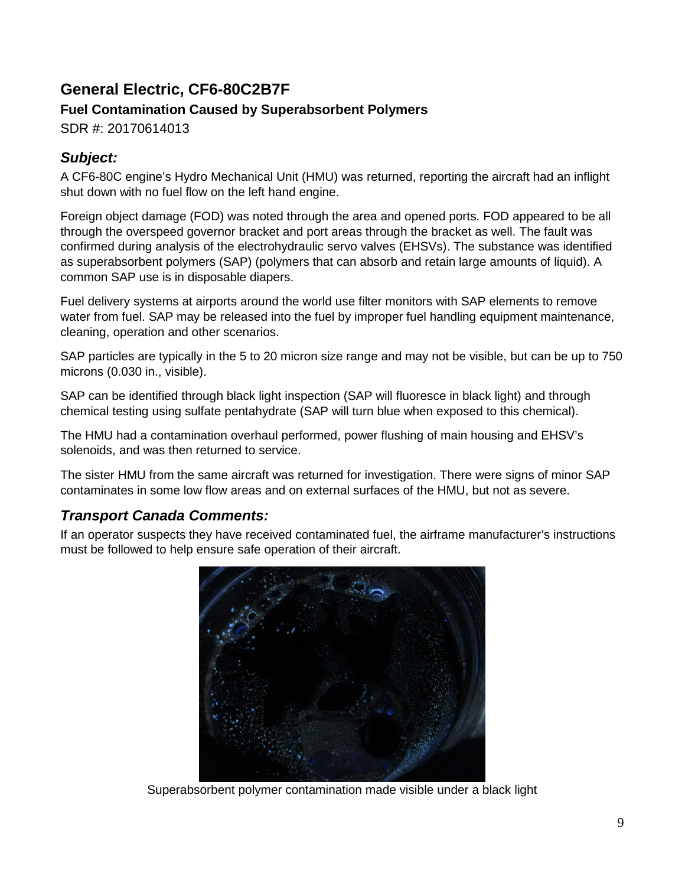## General Electric, CF6-80C2B7F

### Fuel Contamination Caused by Superabsorbent Polymers

SDR #: 20170614013

### *Subject:*

A CF6-80C engine's Hydro Mechanical Unit (HMU) was returned, reporting the aircraft had an inflight shut down with no fuel flow on the left hand engine.

Foreign object damage (FOD) was noted through the area and opened ports. FOD appeared to be all through the overspeed governor bracket and port areas through the bracket as well. The fault was confirmed during analysis of the electrohydraulic servo valves (EHSVs). The substance was identified as superabsorbent polymers (SAP) (polymers that can absorb and retain large amounts of liquid). A common SAP use is in disposable diapers.

Fuel delivery systems at airports around the world use filter monitors with SAP elements to remove water from fuel. SAP may be released into the fuel by improper fuel handling equipment maintenance, cleaning, operation and other scenarios.

SAP particles are typically in the 5 to 20 micron size range and may not be visible, but can be up to 750 microns (0.030 in., visible).

SAP can be identified through black light inspection (SAP will fluoresce in black light) and through chemical testing using sulfate pentahydrate (SAP will turn blue when exposed to this chemical).

The HMU had a contamination overhaul performed, power flushing of main housing and EHSV's solenoids, and was then returned to service.

The sister HMU from the same aircraft was returned for investigation. There were signs of minor SAP contaminates in some low flow areas and on external surfaces of the HMU, but not as severe.

### *Transport Canada Comments:*

If an operator suspects they have received contaminated fuel, the airframe manufacturer's instructions must be followed to help ensure safe operation of their aircraft.

Superabsorbent polymer contamination made visible under a black light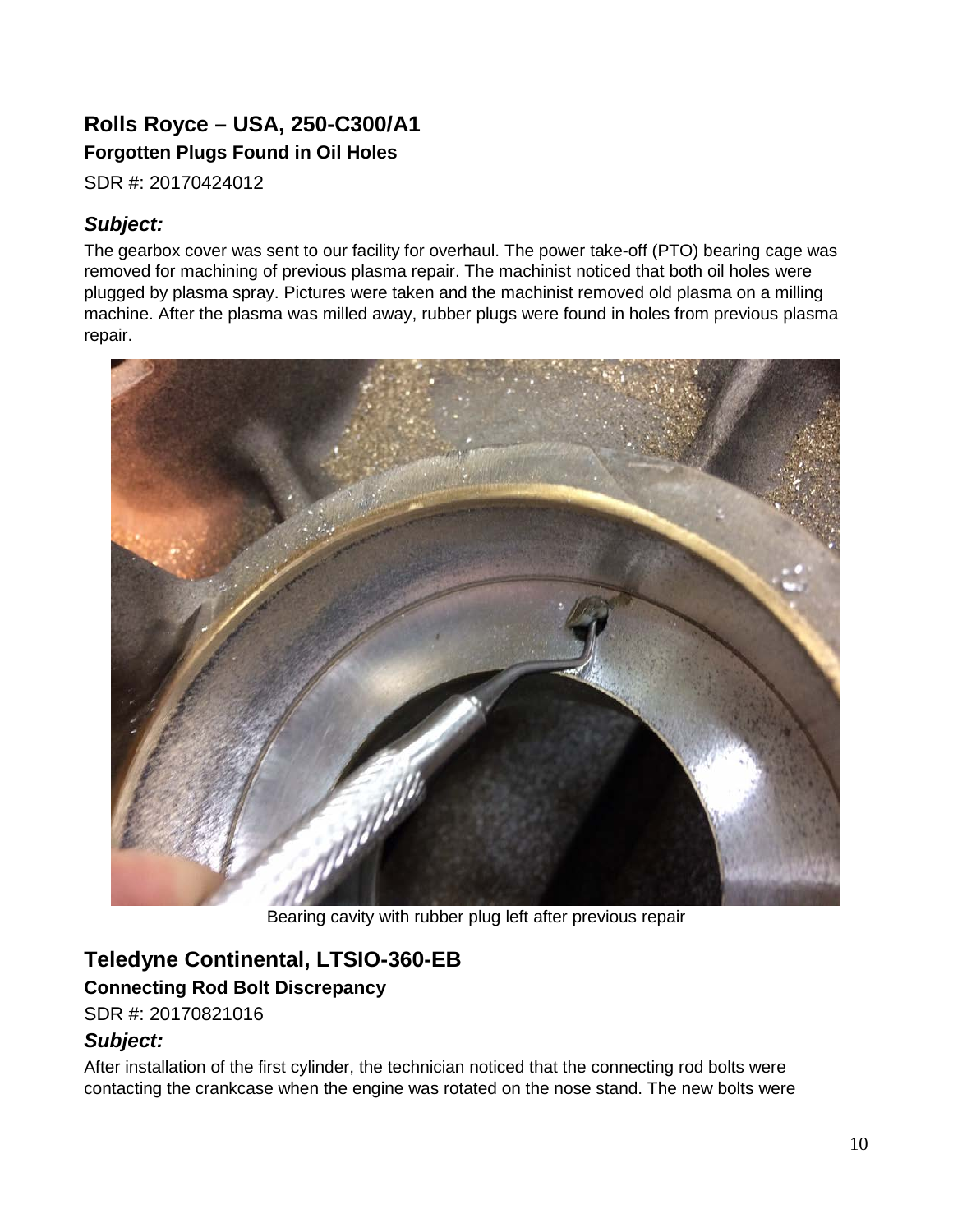## Rolls Royce – USA, 250-C300/A1

### Forgotten Plugs Found in Oil Holes

SDR #: 20170424012

### *Subject:*

The gearbox cover was sent to our facility for overhaul. The power take-off (PTO) bearing cage was removed for machining of previous plasma repair. The machinist noticed that both oil holes were plugged by plasma spray. Pictures were taken and the machinist removed old plasma on a milling machine. After the plasma was milled away, rubber plugs were found in holes from previous plasma repair.

Bearing cavity with rubber plug left after previous repair

## Teledyne Continental, LTSIO-360-EB

### Connecting Rod Bolt Discrepancy

SDR #: 20170821016

### *Subject:*

After installation of the first cylinder, the technician noticed that the connecting rod bolts were contacting the crankcase when the engine was rotated on the nose stand. The new bolts were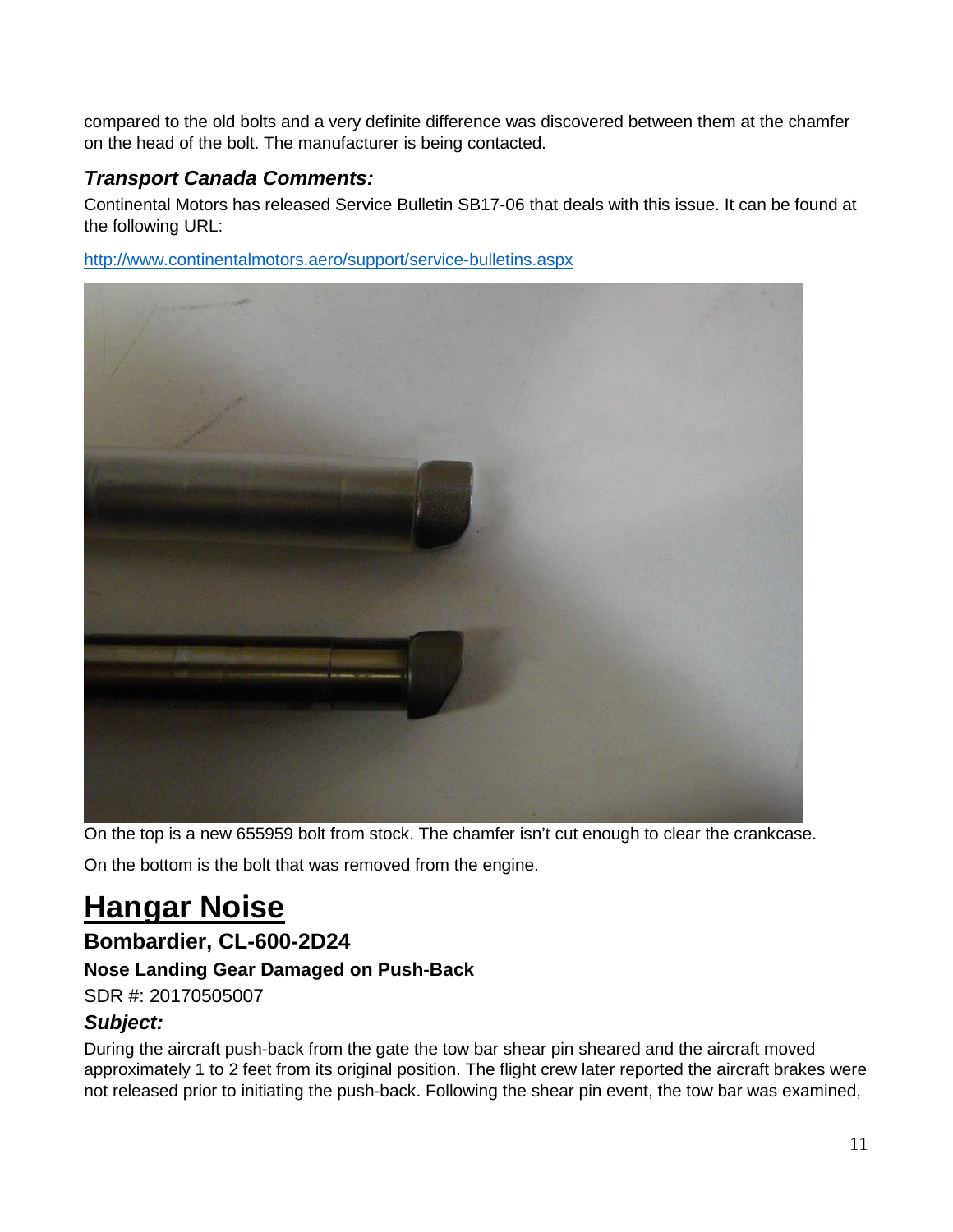compared to the old bolts and a very definite difference was discovered between them at the chamfer on the head of the bolt. The manufacturer is being contacted.

### *Transport Canada Comments:*

Continental Motors has released Service Bulletin SB17-06 that deals with this issue. It can be found at the following URL:

[http://www.continentalmotors.aero/support/service-bulletins.aspx](http://www.continentalmotors.aero/support/service-bulletins.aspx)

On the top is a new 655959 bolt from stock. The chamfer isn't cut enough to clear the crankcase.

On the bottom is the bolt that was removed from the engine.

# Hangar Noise

## Bombardier, CL-600-2D24

### Nose Landing Gear Damaged on Push-Back

SDR #: 20170505007

### *Subject:*

During the aircraft push-back from the gate the tow bar shear pin sheared and the aircraft moved approximately 1 to 2 feet from its original position. The flight crew later reported the aircraft brakes were not released prior to initiating the push-back. Following the shear pin event, the tow bar was examined,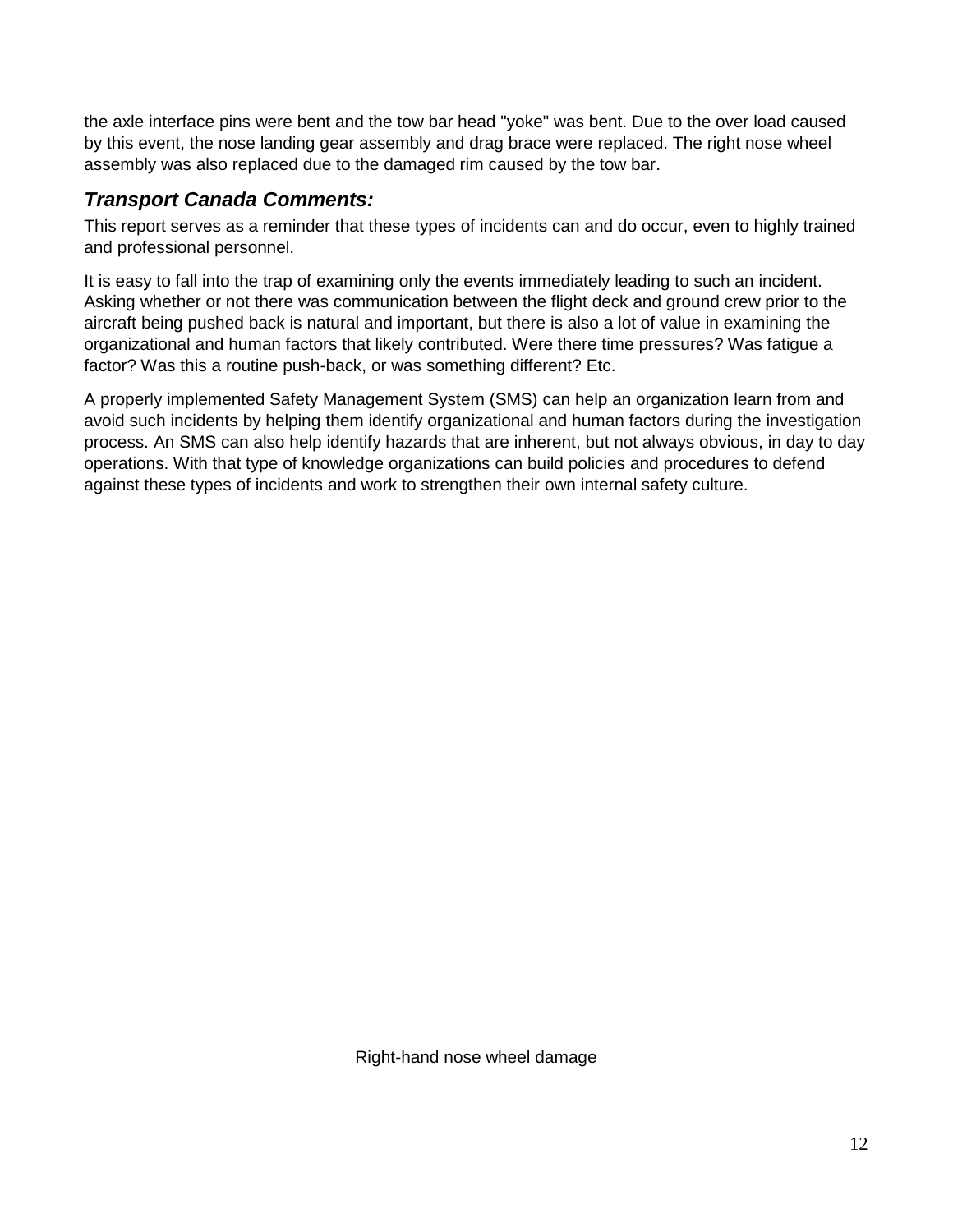the axle interface pins were bent and the tow bar head "yoke" was bent. Due to the over load caused by this event, the nose landing gear assembly and drag brace were replaced. The right nose wheel assembly was also replaced due to the damaged rim caused by the tow bar.

### *Transport Canada Comments:*

This report serves as a reminder that these types of incidents can and do occur, even to highly trained and professional personnel.

It is easy to fall into the trap of examining only the events immediately leading to such an incident. Asking whether or not there was communication between the flight deck and ground crew prior to the aircraft being pushed back is natural and important, but there is also a lot of value in examining the organizational and human factors that likely contributed. Were there time pressures? Was fatigue a factor? Was this a routine push-back, or was something different? Etc.

A properly implemented Safety Management System (SMS) can help an organization learn from and avoid such incidents by helping them identify organizational and human factors during the investigation process. An SMS can also help identify hazards that are inherent, but not always obvious, in day to day operations. With that type of knowledge organizations can build policies and procedures to defend against these types of incidents and work to strengthen their own internal safety culture.

Right-hand nose wheel damage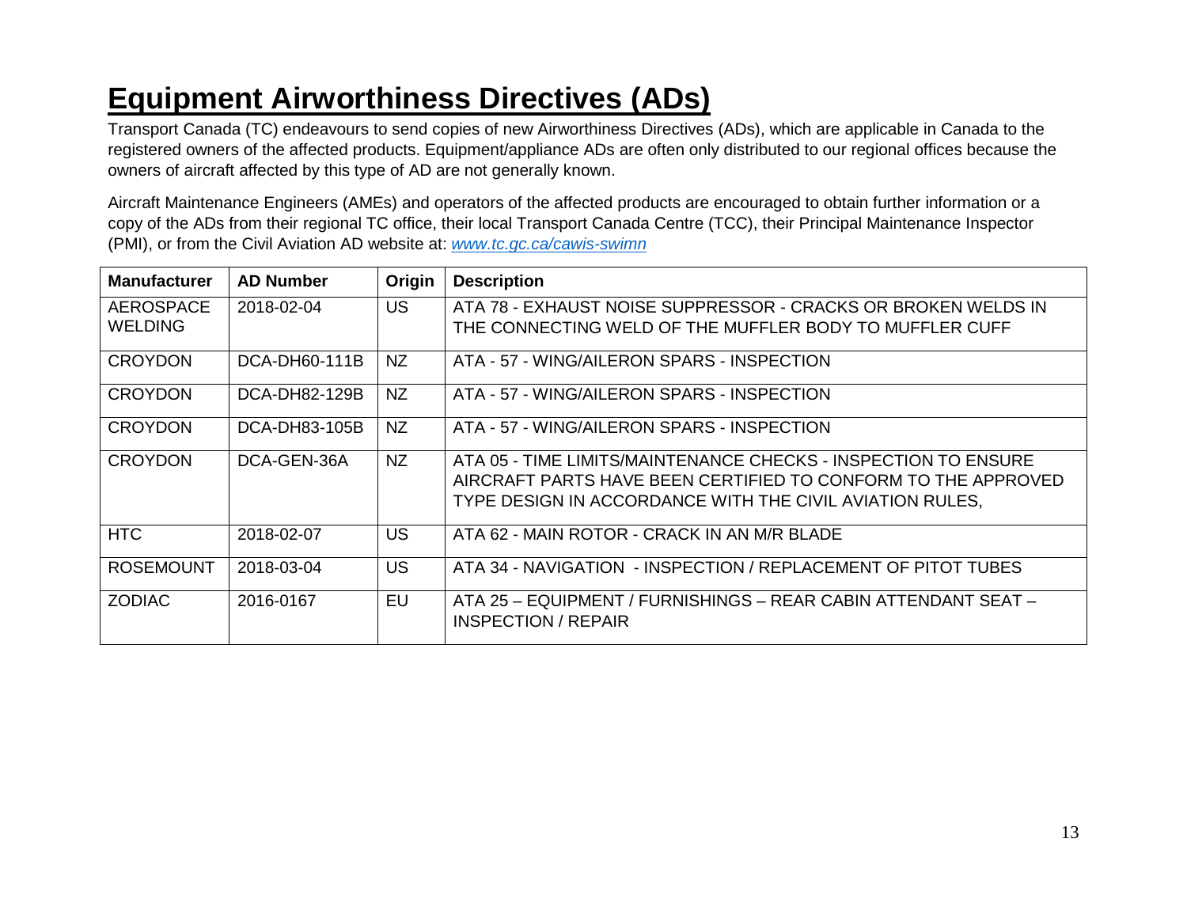# Equipment Airworthiness Directives (ADs)

Transport Canada (TC) endeavours to send copies of new Airworthiness Directives (ADs), which are applicable in Canada to the registered owners of the affected products. Equipment/appliance ADs are often only distributed to our regional offices because the owners of aircraft affected by this type of AD are not generally known.

Aircraft Maintenance Engineers (AMEs) and operators of the affected products are encouraged to obtain further information or a copy of the ADs from their regional TC office, their local Transport Canada Centre (TCC), their Principal Maintenance Inspector (PMI), or from the Civil Aviation AD website at: *[www.tc.gc.ca/cawis-swimn](http://www.tc.gc.ca/cawis-swimn)*

| Manufacturer | AD Number | Origin | Description |
|---|---|---|---|
| AEROSPACE WELDING | 2018-02-04 | US | ATA 78 - EXHAUST NOISE SUPPRESSOR - CRACKS OR BROKEN WELDS IN THE CONNECTING WELD OF THE MUFFLER BODY TO MUFFLER CUFF |
| CROYDON | DCA-DH60-111B | NZ | ATA - 57 - WING/AILERON SPARS - INSPECTION |
| CROYDON | DCA-DH82-129B | NZ | ATA - 57 - WING/AILERON SPARS - INSPECTION |
| CROYDON | DCA-DH83-105B | NZ | ATA - 57 - WING/AILERON SPARS - INSPECTION |
| CROYDON | DCA-GEN-36A | NZ | ATA 05 - TIME LIMITS/MAINTENANCE CHECKS - INSPECTION TO ENSURE AIRCRAFT PARTS HAVE BEEN CERTIFIED TO CONFORM TO THE APPROVED TYPE DESIGN IN ACCORDANCE WITH THE CIVIL AVIATION RULES, |
| HTC | 2018-02-07 | US | ATA 62 - MAIN ROTOR - CRACK IN AN M/R BLADE |
| ROSEMOUNT | 2018-03-04 | US | ATA 34 - NAVIGATION - INSPECTION / REPLACEMENT OF PITOT TUBES |
| ZODIAC | 2016-0167 | EU | ATA 25 – EQUIPMENT / FURNISHINGS – REAR CABIN ATTENDANT SEAT – INSPECTION / REPAIR |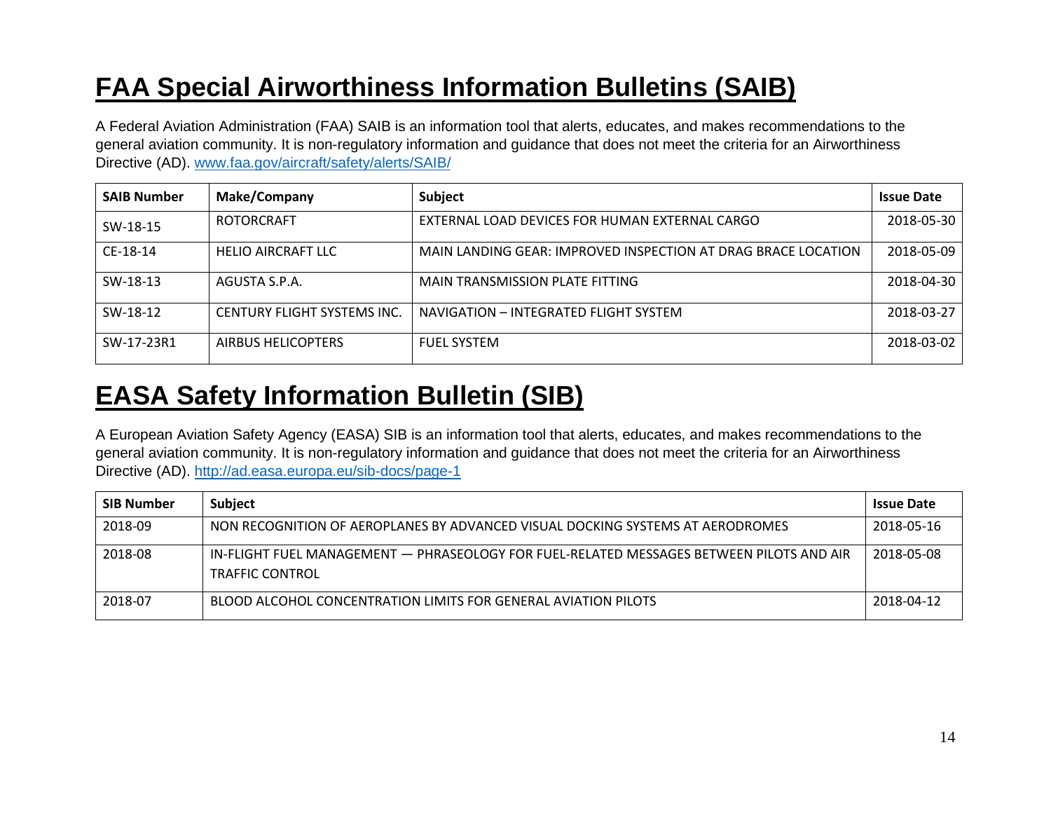# FAA Special Airworthiness Information Bulletins (SAIB)

A Federal Aviation Administration (FAA) SAIB is an information tool that alerts, educates, and makes recommendations to the general aviation community. It is non-regulatory information and guidance that does not meet the criteria for an Airworthiness Directive (AD). www.faa.gov/aircraft/safety/alerts/SAIB/

| SAIB Number | Make/Company | Subject | Issue Date |
|---|---|---|---|
| SW-18-15 | ROTORCRAFT | EXTERNAL LOAD DEVICES FOR HUMAN EXTERNAL CARGO | 2018-05-30 |
| CE-18-14 | HELIO AIRCRAFT LLC | MAIN LANDING GEAR: IMPROVED INSPECTION AT DRAG BRACE LOCATION | 2018-05-09 |
| SW-18-13 | AGUSTA S.P.A. | MAIN TRANSMISSION PLATE FITTING | 2018-04-30 |
| SW-18-12 | CENTURY FLIGHT SYSTEMS INC. | NAVIGATION – INTEGRATED FLIGHT SYSTEM | 2018-03-27 |
| SW-17-23R1 | AIRBUS HELICOPTERS | FUEL SYSTEM | 2018-03-02 |

# EASA Safety Information Bulletin (SIB)

A European Aviation Safety Agency (EASA) SIB is an information tool that alerts, educates, and makes recommendations to the general aviation community. It is non-regulatory information and guidance that does not meet the criteria for an Airworthiness Directive (AD). http://ad.easa.europa.eu/sib-docs/page-1

| SIB Number | Subject | Issue Date |
|---|---|---|
| 2018-09 | NON RECOGNITION OF AEROPLANES BY ADVANCED VISUAL DOCKING SYSTEMS AT AERODROMES | 2018-05-16 |
| 2018-08 | IN-FLIGHT FUEL MANAGEMENT — PHRASEOLOGY FOR FUEL-RELATED MESSAGES BETWEEN PILOTS AND AIR TRAFFIC CONTROL | 2018-05-08 |
| 2018-07 | BLOOD ALCOHOL CONCENTRATION LIMITS FOR GENERAL AVIATION PILOTS | 2018-04-12 |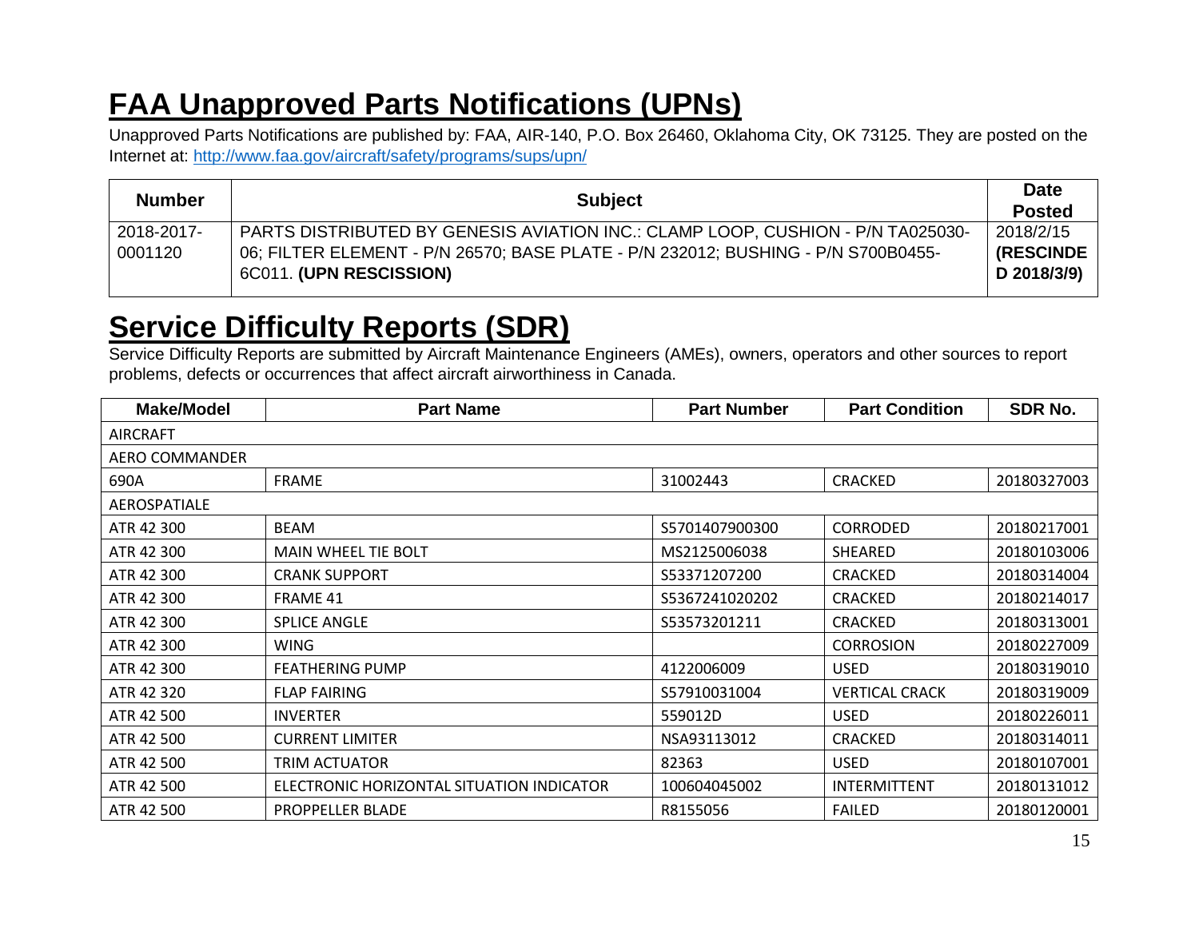# FAA Unapproved Parts Notifications (UPNs)

Unapproved Parts Notifications are published by: FAA, AIR-140, P.O. Box 26460, Oklahoma City, OK 73125. They are posted on the Internet at: http://www.faa.gov/aircraft/safety/programs/sups/upn/

| Number | Subject | Date Posted |
| --- | --- | --- |
| 2018-2017-0001120 | PARTS DISTRIBUTED BY GENESIS AVIATION INC.: CLAMP LOOP, CUSHION - P/N TA025030-06; FILTER ELEMENT - P/N 26570; BASE PLATE - P/N 232012; BUSHING - P/N S700B0455-6C011. **(UPN RESCISSION)** | 2018/2/15 **(RESCINDED 2018/3/9)** |

# Service Difficulty Reports (SDR)

Service Difficulty Reports are submitted by Aircraft Maintenance Engineers (AMEs), owners, operators and other sources to report problems, defects or occurrences that affect aircraft airworthiness in Canada.

| Make/Model | Part Name | Part Number | Part Condition | SDR No. |
| --- | --- | --- | --- | --- |
| AIRCRAFT | | | | |
| AERO COMMANDER | | | | |
| 690A | FRAME | 31002443 | CRACKED | 20180327003 |
| AEROSPATIALE | | | | |
| ATR 42 300 | BEAM | S5701407900300 | CORRODED | 20180217001 |
| ATR 42 300 | MAIN WHEEL TIE BOLT | MS2125006038 | SHEARED | 20180103006 |
| ATR 42 300 | CRANK SUPPORT | S53371207200 | CRACKED | 20180314004 |
| ATR 42 300 | FRAME 41 | S5367241020202 | CRACKED | 20180214017 |
| ATR 42 300 | SPLICE ANGLE | S53573201211 | CRACKED | 20180313001 |
| ATR 42 300 | WING | | CORROSION | 20180227009 |
| ATR 42 300 | FEATHERING PUMP | 4122006009 | USED | 20180319010 |
| ATR 42 320 | FLAP FAIRING | S57910031004 | VERTICAL CRACK | 20180319009 |
| ATR 42 500 | INVERTER | 559012D | USED | 20180226011 |
| ATR 42 500 | CURRENT LIMITER | NSA93113012 | CRACKED | 20180314011 |
| ATR 42 500 | TRIM ACTUATOR | 82363 | USED | 20180107001 |
| ATR 42 500 | ELECTRONIC HORIZONTAL SITUATION INDICATOR | 100604045002 | INTERMITTENT | 20180131012 |
| ATR 42 500 | PROPPELLER BLADE | R8155056 | FAILED | 20180120001 |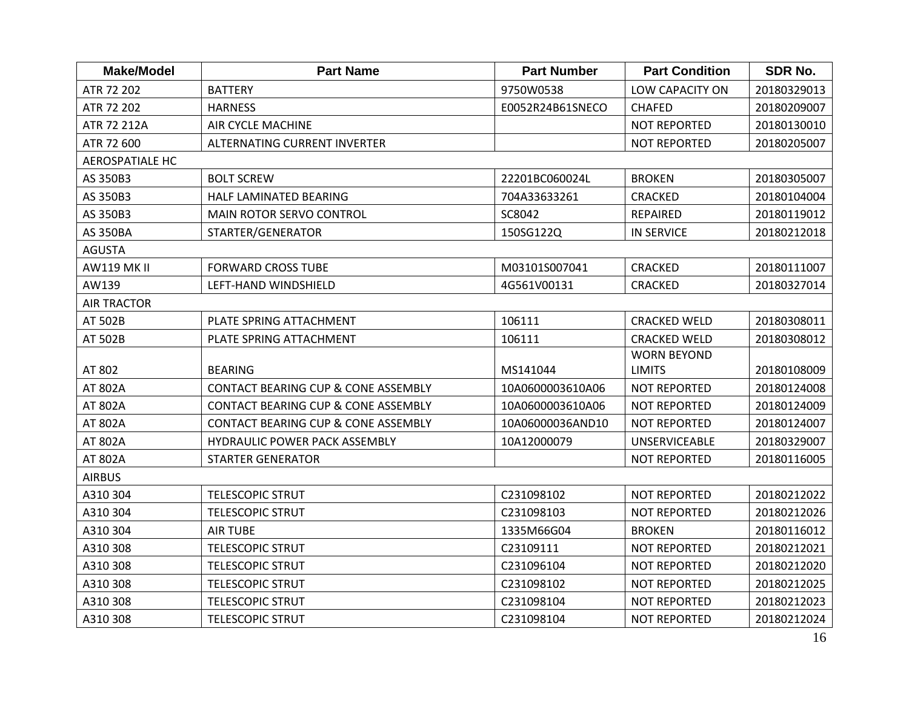| Make/Model | Part Name | Part Number | Part Condition | SDR No. |
| --- | --- | --- | --- | --- |
| ATR 72 202 | BATTERY | 9750W0538 | LOW CAPACITY ON | 20180329013 |
| ATR 72 202 | HARNESS | E0052R24B61SNECO | CHAFED | 20180209007 |
| ATR 72 212A | AIR CYCLE MACHINE | | NOT REPORTED | 20180130010 |
| ATR 72 600 | ALTERNATING CURRENT INVERTER | | NOT REPORTED | 20180205007 |
| AEROSPATIALE HC | | | | |
| AS 350B3 | BOLT SCREW | 22201BC060024L | BROKEN | 20180305007 |
| AS 350B3 | HALF LAMINATED BEARING | 704A33633261 | CRACKED | 20180104004 |
| AS 350B3 | MAIN ROTOR SERVO CONTROL | SC8042 | REPAIRED | 20180119012 |
| AS 350BA | STARTER/GENERATOR | 150SG122Q | IN SERVICE | 20180212018 |
| AGUSTA | | | | |
| AW119 MK II | FORWARD CROSS TUBE | M03101S007041 | CRACKED | 20180111007 |
| AW139 | LEFT-HAND WINDSHIELD | 4G561V00131 | CRACKED | 20180327014 |
| AIR TRACTOR | | | | |
| AT 502B | PLATE SPRING ATTACHMENT | 106111 | CRACKED WELD | 20180308011 |
| AT 502B | PLATE SPRING ATTACHMENT | 106111 | CRACKED WELD | 20180308012 |
| AT 802 | BEARING | MS141044 | WORN BEYOND LIMITS | 20180108009 |
| AT 802A | CONTACT BEARING CUP & CONE ASSEMBLY | 10A0600003610A06 | NOT REPORTED | 20180124008 |
| AT 802A | CONTACT BEARING CUP & CONE ASSEMBLY | 10A0600003610A06 | NOT REPORTED | 20180124009 |
| AT 802A | CONTACT BEARING CUP & CONE ASSEMBLY | 10A06000036AND10 | NOT REPORTED | 20180124007 |
| AT 802A | HYDRAULIC POWER PACK ASSEMBLY | 10A12000079 | UNSERVICEABLE | 20180329007 |
| AT 802A | STARTER GENERATOR | | NOT REPORTED | 20180116005 |
| AIRBUS | | | | |
| A310 304 | TELESCOPIC STRUT | C231098102 | NOT REPORTED | 20180212022 |
| A310 304 | TELESCOPIC STRUT | C231098103 | NOT REPORTED | 20180212026 |
| A310 304 | AIR TUBE | 1335M66G04 | BROKEN | 20180116012 |
| A310 308 | TELESCOPIC STRUT | C23109111 | NOT REPORTED | 20180212021 |
| A310 308 | TELESCOPIC STRUT | C231096104 | NOT REPORTED | 20180212020 |
| A310 308 | TELESCOPIC STRUT | C231098102 | NOT REPORTED | 20180212025 |
| A310 308 | TELESCOPIC STRUT | C231098104 | NOT REPORTED | 20180212023 |
| A310 308 | TELESCOPIC STRUT | C231098104 | NOT REPORTED | 20180212024 |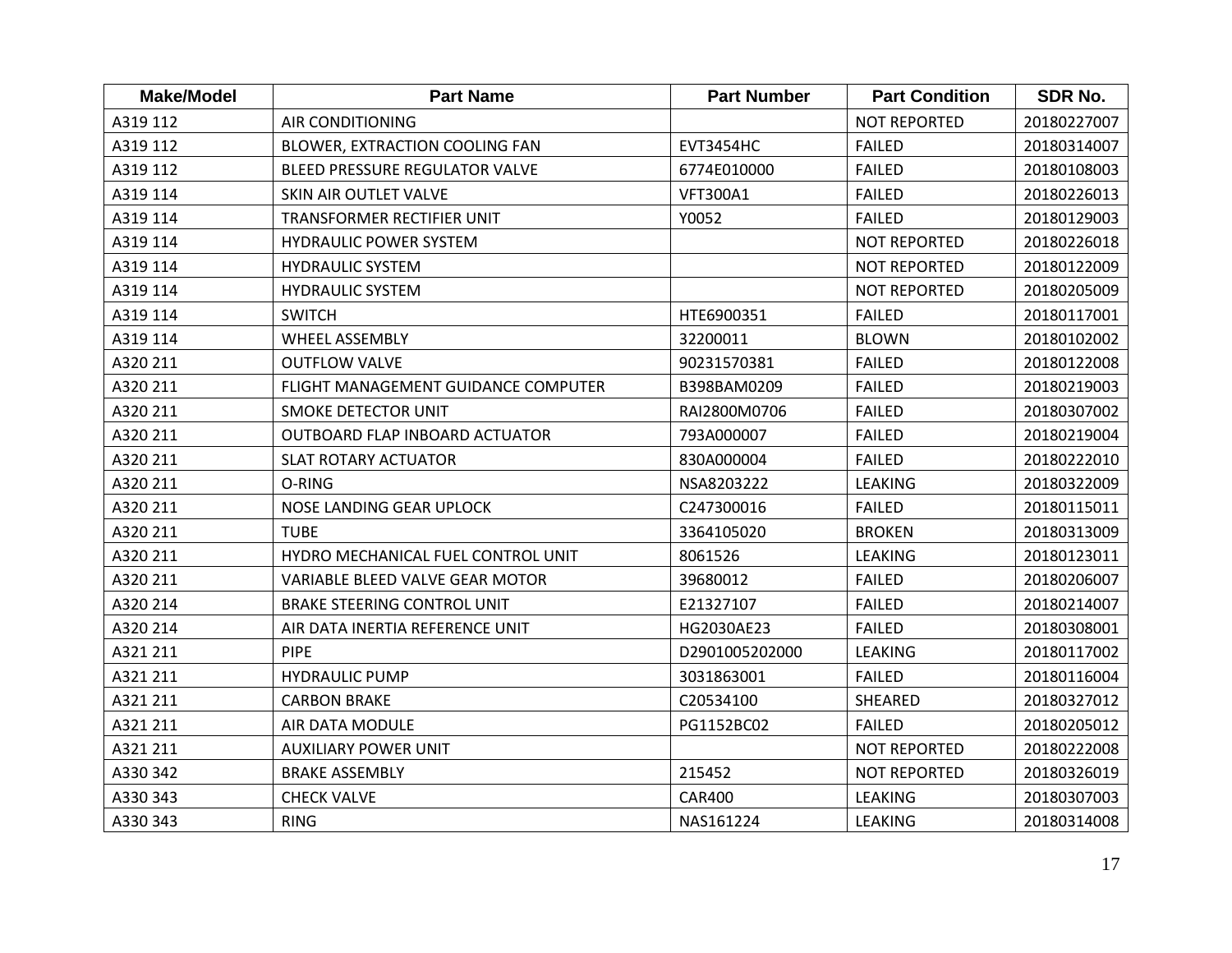| Make/Model | Part Name | Part Number | Part Condition | SDR No. |
|---|---|---|---|---|
| A319 112 | AIR CONDITIONING | | NOT REPORTED | 20180227007 |
| A319 112 | BLOWER, EXTRACTION COOLING FAN | EVT3454HC | FAILED | 20180314007 |
| A319 112 | BLEED PRESSURE REGULATOR VALVE | 6774E010000 | FAILED | 20180108003 |
| A319 114 | SKIN AIR OUTLET VALVE | VFT300A1 | FAILED | 20180226013 |
| A319 114 | TRANSFORMER RECTIFIER UNIT | Y0052 | FAILED | 20180129003 |
| A319 114 | HYDRAULIC POWER SYSTEM | | NOT REPORTED | 20180226018 |
| A319 114 | HYDRAULIC SYSTEM | | NOT REPORTED | 20180122009 |
| A319 114 | HYDRAULIC SYSTEM | | NOT REPORTED | 20180205009 |
| A319 114 | SWITCH | HTE6900351 | FAILED | 20180117001 |
| A319 114 | WHEEL ASSEMBLY | 32200011 | BLOWN | 20180102002 |
| A320 211 | OUTFLOW VALVE | 90231570381 | FAILED | 20180122008 |
| A320 211 | FLIGHT MANAGEMENT GUIDANCE COMPUTER | B398BAM0209 | FAILED | 20180219003 |
| A320 211 | SMOKE DETECTOR UNIT | RAI2800M0706 | FAILED | 20180307002 |
| A320 211 | OUTBOARD FLAP INBOARD ACTUATOR | 793A000007 | FAILED | 20180219004 |
| A320 211 | SLAT ROTARY ACTUATOR | 830A000004 | FAILED | 20180222010 |
| A320 211 | O-RING | NSA8203222 | LEAKING | 20180322009 |
| A320 211 | NOSE LANDING GEAR UPLOCK | C247300016 | FAILED | 20180115011 |
| A320 211 | TUBE | 3364105020 | BROKEN | 20180313009 |
| A320 211 | HYDRO MECHANICAL FUEL CONTROL UNIT | 8061526 | LEAKING | 20180123011 |
| A320 211 | VARIABLE BLEED VALVE GEAR MOTOR | 39680012 | FAILED | 20180206007 |
| A320 214 | BRAKE STEERING CONTROL UNIT | E21327107 | FAILED | 20180214007 |
| A320 214 | AIR DATA INERTIA REFERENCE UNIT | HG2030AE23 | FAILED | 20180308001 |
| A321 211 | PIPE | D2901005202000 | LEAKING | 20180117002 |
| A321 211 | HYDRAULIC PUMP | 3031863001 | FAILED | 20180116004 |
| A321 211 | CARBON BRAKE | C20534100 | SHEARED | 20180327012 |
| A321 211 | AIR DATA MODULE | PG1152BC02 | FAILED | 20180205012 |
| A321 211 | AUXILIARY POWER UNIT | | NOT REPORTED | 20180222008 |
| A330 342 | BRAKE ASSEMBLY | 215452 | NOT REPORTED | 20180326019 |
| A330 343 | CHECK VALVE | CAR400 | LEAKING | 20180307003 |
| A330 343 | RING | NAS161224 | LEAKING | 20180314008 |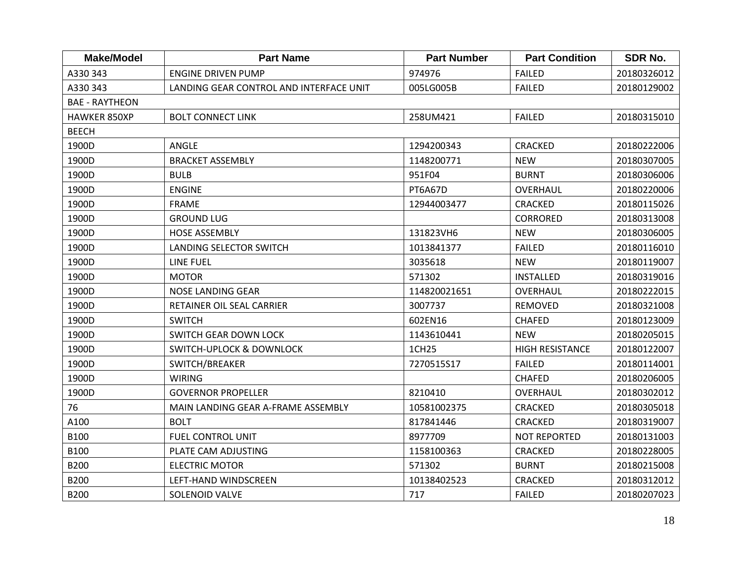| Make/Model | Part Name | Part Number | Part Condition | SDR No. |
|---|---|---|---|---|
| A330 343 | ENGINE DRIVEN PUMP | 974976 | FAILED | 20180326012 |
| A330 343 | LANDING GEAR CONTROL AND INTERFACE UNIT | 005LG005B | FAILED | 20180129002 |
| BAE - RAYTHEON | | | | |
| HAWKER 850XP | BOLT CONNECT LINK | 258UM421 | FAILED | 20180315010 |
| BEECH | | | | |
| 1900D | ANGLE | 1294200343 | CRACKED | 20180222006 |
| 1900D | BRACKET ASSEMBLY | 1148200771 | NEW | 20180307005 |
| 1900D | BULB | 951F04 | BURNT | 20180306006 |
| 1900D | ENGINE | PT6A67D | OVERHAUL | 20180220006 |
| 1900D | FRAME | 12944003477 | CRACKED | 20180115026 |
| 1900D | GROUND LUG | | CORRORED | 20180313008 |
| 1900D | HOSE ASSEMBLY | 131823VH6 | NEW | 20180306005 |
| 1900D | LANDING SELECTOR SWITCH | 1013841377 | FAILED | 20180116010 |
| 1900D | LINE FUEL | 3035618 | NEW | 20180119007 |
| 1900D | MOTOR | 571302 | INSTALLED | 20180319016 |
| 1900D | NOSE LANDING GEAR | 114820021651 | OVERHAUL | 20180222015 |
| 1900D | RETAINER OIL SEAL CARRIER | 3007737 | REMOVED | 20180321008 |
| 1900D | SWITCH | 602EN16 | CHAFED | 20180123009 |
| 1900D | SWITCH GEAR DOWN LOCK | 1143610441 | NEW | 20180205015 |
| 1900D | SWITCH-UPLOCK & DOWNLOCK | 1CH25 | HIGH RESISTANCE | 20180122007 |
| 1900D | SWITCH/BREAKER | 7270515S17 | FAILED | 20180114001 |
| 1900D | WIRING | | CHAFED | 20180206005 |
| 1900D | GOVERNOR PROPELLER | 8210410 | OVERHAUL | 20180302012 |
| 76 | MAIN LANDING GEAR A-FRAME ASSEMBLY | 10581002375 | CRACKED | 20180305018 |
| A100 | BOLT | 817841446 | CRACKED | 20180319007 |
| B100 | FUEL CONTROL UNIT | 8977709 | NOT REPORTED | 20180131003 |
| B100 | PLATE CAM ADJUSTING | 1158100363 | CRACKED | 20180228005 |
| B200 | ELECTRIC MOTOR | 571302 | BURNT | 20180215008 |
| B200 | LEFT-HAND WINDSCREEN | 10138402523 | CRACKED | 20180312012 |
| B200 | SOLENOID VALVE | 717 | FAILED | 20180207023 |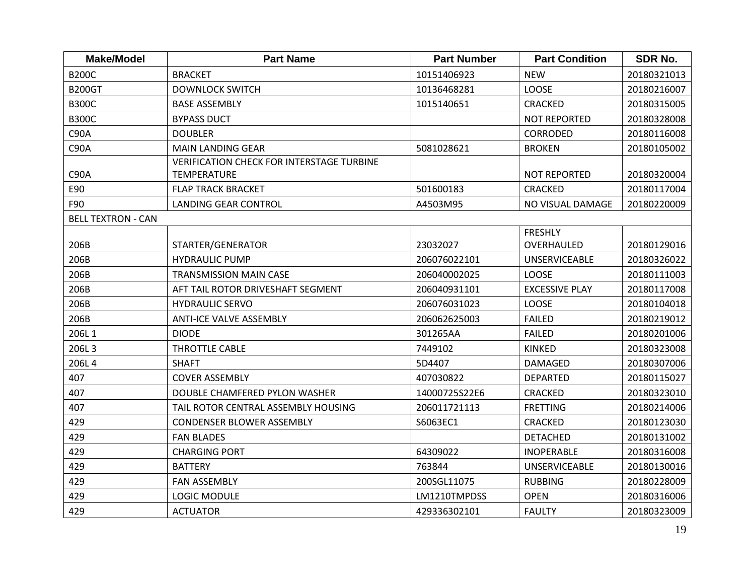| Make/Model | Part Name | Part Number | Part Condition | SDR No. |
|---|---|---|---|---|
| B200C | BRACKET | 10151406923 | NEW | 20180321013 |
| B200GT | DOWNLOCK SWITCH | 10136468281 | LOOSE | 20180216007 |
| B300C | BASE ASSEMBLY | 1015140651 | CRACKED | 20180315005 |
| B300C | BYPASS DUCT | | NOT REPORTED | 20180328008 |
| C90A | DOUBLER | | CORRODED | 20180116008 |
| C90A | MAIN LANDING GEAR | 5081028621 | BROKEN | 20180105002 |
| C90A | VERIFICATION CHECK FOR INTERSTAGE TURBINE TEMPERATURE | | NOT REPORTED | 20180320004 |
| E90 | FLAP TRACK BRACKET | 501600183 | CRACKED | 20180117004 |
| F90 | LANDING GEAR CONTROL | A4503M95 | NO VISUAL DAMAGE | 20180220009 |
| BELL TEXTRON - CAN | | | | |
| 206B | STARTER/GENERATOR | 23032027 | FRESHLY OVERHAULED | 20180129016 |
| 206B | HYDRAULIC PUMP | 206076022101 | UNSERVICEABLE | 20180326022 |
| 206B | TRANSMISSION MAIN CASE | 206040002025 | LOOSE | 20180111003 |
| 206B | AFT TAIL ROTOR DRIVESHAFT SEGMENT | 206040931101 | EXCESSIVE PLAY | 20180117008 |
| 206B | HYDRAULIC SERVO | 206076031023 | LOOSE | 20180104018 |
| 206B | ANTI-ICE VALVE ASSEMBLY | 206062625003 | FAILED | 20180219012 |
| 206L 1 | DIODE | 301265AA | FAILED | 20180201006 |
| 206L 3 | THROTTLE CABLE | 7449102 | KINKED | 20180323008 |
| 206L 4 | SHAFT | 5D4407 | DAMAGED | 20180307006 |
| 407 | COVER ASSEMBLY | 407030822 | DEPARTED | 20180115027 |
| 407 | DOUBLE CHAMFERED PYLON WASHER | 14000725S22E6 | CRACKED | 20180323010 |
| 407 | TAIL ROTOR CENTRAL ASSEMBLY HOUSING | 206011721113 | FRETTING | 20180214006 |
| 429 | CONDENSER BLOWER ASSEMBLY | S6063EC1 | CRACKED | 20180123030 |
| 429 | FAN BLADES | | DETACHED | 20180131002 |
| 429 | CHARGING PORT | 64309022 | INOPERABLE | 20180316008 |
| 429 | BATTERY | 763844 | UNSERVICEABLE | 20180130016 |
| 429 | FAN ASSEMBLY | 200SGL11075 | RUBBING | 20180228009 |
| 429 | LOGIC MODULE | LM1210TMPDSS | OPEN | 20180316006 |
| 429 | ACTUATOR | 429336302101 | FAULTY | 20180323009 |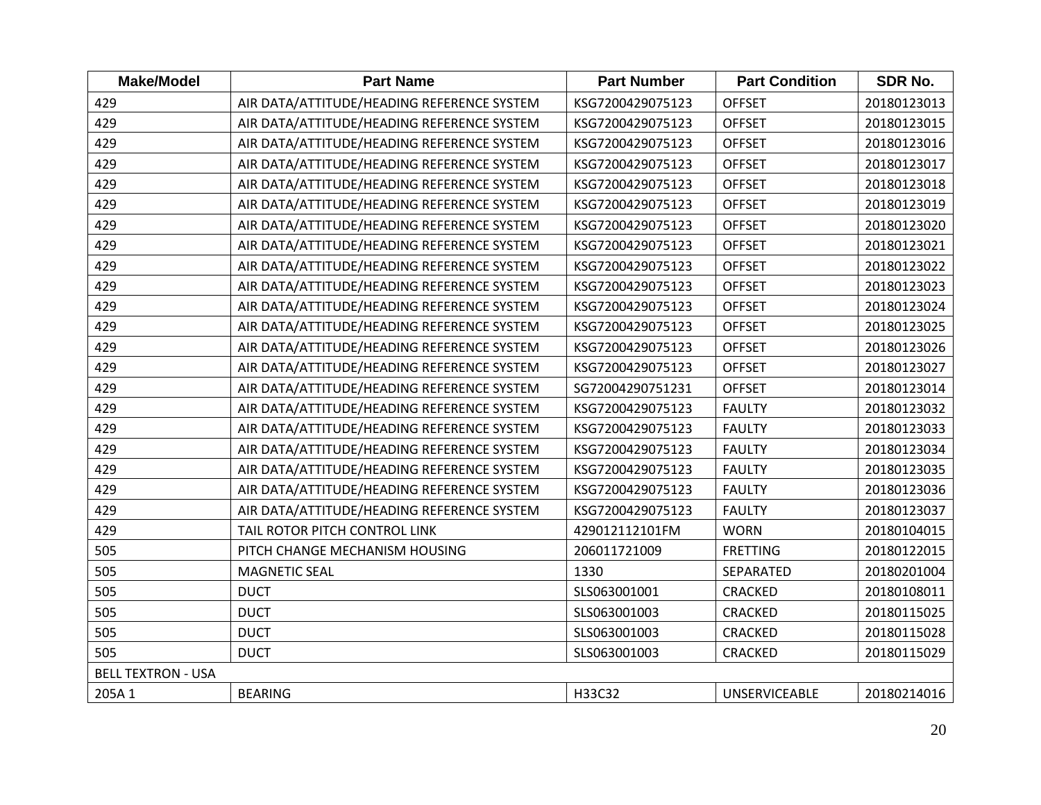| Make/Model | Part Name | Part Number | Part Condition | SDR No. |
|---|---|---|---|---|
| 429 | AIR DATA/ATTITUDE/HEADING REFERENCE SYSTEM | KSG7200429075123 | OFFSET | 20180123013 |
| 429 | AIR DATA/ATTITUDE/HEADING REFERENCE SYSTEM | KSG7200429075123 | OFFSET | 20180123015 |
| 429 | AIR DATA/ATTITUDE/HEADING REFERENCE SYSTEM | KSG7200429075123 | OFFSET | 20180123016 |
| 429 | AIR DATA/ATTITUDE/HEADING REFERENCE SYSTEM | KSG7200429075123 | OFFSET | 20180123017 |
| 429 | AIR DATA/ATTITUDE/HEADING REFERENCE SYSTEM | KSG7200429075123 | OFFSET | 20180123018 |
| 429 | AIR DATA/ATTITUDE/HEADING REFERENCE SYSTEM | KSG7200429075123 | OFFSET | 20180123019 |
| 429 | AIR DATA/ATTITUDE/HEADING REFERENCE SYSTEM | KSG7200429075123 | OFFSET | 20180123020 |
| 429 | AIR DATA/ATTITUDE/HEADING REFERENCE SYSTEM | KSG7200429075123 | OFFSET | 20180123021 |
| 429 | AIR DATA/ATTITUDE/HEADING REFERENCE SYSTEM | KSG7200429075123 | OFFSET | 20180123022 |
| 429 | AIR DATA/ATTITUDE/HEADING REFERENCE SYSTEM | KSG7200429075123 | OFFSET | 20180123023 |
| 429 | AIR DATA/ATTITUDE/HEADING REFERENCE SYSTEM | KSG7200429075123 | OFFSET | 20180123024 |
| 429 | AIR DATA/ATTITUDE/HEADING REFERENCE SYSTEM | KSG7200429075123 | OFFSET | 20180123025 |
| 429 | AIR DATA/ATTITUDE/HEADING REFERENCE SYSTEM | KSG7200429075123 | OFFSET | 20180123026 |
| 429 | AIR DATA/ATTITUDE/HEADING REFERENCE SYSTEM | KSG7200429075123 | OFFSET | 20180123027 |
| 429 | AIR DATA/ATTITUDE/HEADING REFERENCE SYSTEM | SG72004290751231 | OFFSET | 20180123014 |
| 429 | AIR DATA/ATTITUDE/HEADING REFERENCE SYSTEM | KSG7200429075123 | FAULTY | 20180123032 |
| 429 | AIR DATA/ATTITUDE/HEADING REFERENCE SYSTEM | KSG7200429075123 | FAULTY | 20180123033 |
| 429 | AIR DATA/ATTITUDE/HEADING REFERENCE SYSTEM | KSG7200429075123 | FAULTY | 20180123034 |
| 429 | AIR DATA/ATTITUDE/HEADING REFERENCE SYSTEM | KSG7200429075123 | FAULTY | 20180123035 |
| 429 | AIR DATA/ATTITUDE/HEADING REFERENCE SYSTEM | KSG7200429075123 | FAULTY | 20180123036 |
| 429 | AIR DATA/ATTITUDE/HEADING REFERENCE SYSTEM | KSG7200429075123 | FAULTY | 20180123037 |
| 429 | TAIL ROTOR PITCH CONTROL LINK | 429012112101FM | WORN | 20180104015 |
| 505 | PITCH CHANGE MECHANISM HOUSING | 206011721009 | FRETTING | 20180122015 |
| 505 | MAGNETIC SEAL | 1330 | SEPARATED | 20180201004 |
| 505 | DUCT | SLS063001001 | CRACKED | 20180108011 |
| 505 | DUCT | SLS063001003 | CRACKED | 20180115025 |
| 505 | DUCT | SLS063001003 | CRACKED | 20180115028 |
| 505 | DUCT | SLS063001003 | CRACKED | 20180115029 |
| BELL TEXTRON - USA | | | | |
| 205A 1 | BEARING | H33C32 | UNSERVICEABLE | 20180214016 |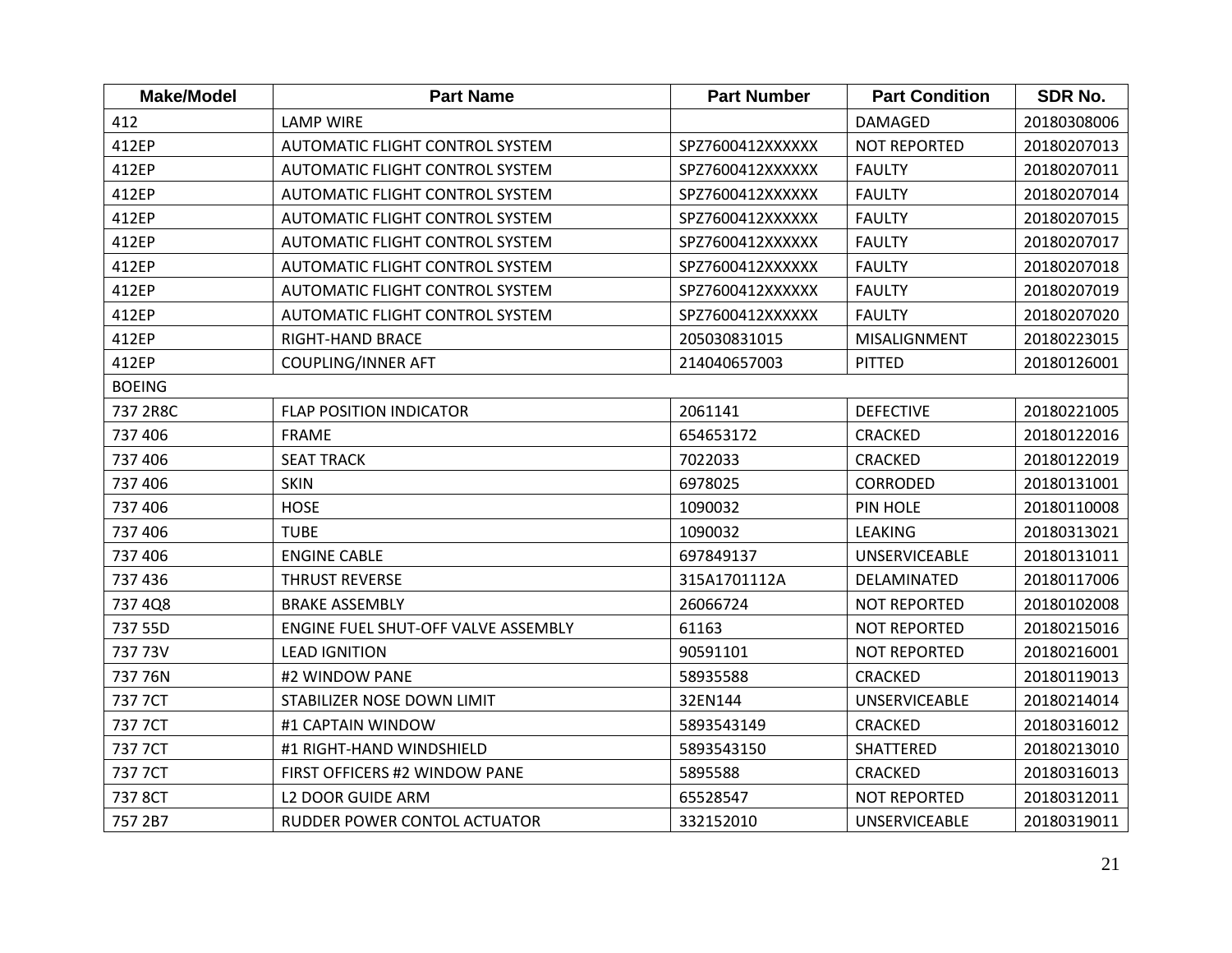| Make/Model | Part Name | Part Number | Part Condition | SDR No. |
|---|---|---|---|---|
| 412 | LAMP WIRE | | DAMAGED | 20180308006 |
| 412EP | AUTOMATIC FLIGHT CONTROL SYSTEM | SPZ7600412XXXXXX | NOT REPORTED | 20180207013 |
| 412EP | AUTOMATIC FLIGHT CONTROL SYSTEM | SPZ7600412XXXXXX | FAULTY | 20180207011 |
| 412EP | AUTOMATIC FLIGHT CONTROL SYSTEM | SPZ7600412XXXXXX | FAULTY | 20180207014 |
| 412EP | AUTOMATIC FLIGHT CONTROL SYSTEM | SPZ7600412XXXXXX | FAULTY | 20180207015 |
| 412EP | AUTOMATIC FLIGHT CONTROL SYSTEM | SPZ7600412XXXXXX | FAULTY | 20180207017 |
| 412EP | AUTOMATIC FLIGHT CONTROL SYSTEM | SPZ7600412XXXXXX | FAULTY | 20180207018 |
| 412EP | AUTOMATIC FLIGHT CONTROL SYSTEM | SPZ7600412XXXXXX | FAULTY | 20180207019 |
| 412EP | AUTOMATIC FLIGHT CONTROL SYSTEM | SPZ7600412XXXXXX | FAULTY | 20180207020 |
| 412EP | RIGHT-HAND BRACE | 205030831015 | MISALIGNMENT | 20180223015 |
| 412EP | COUPLING/INNER AFT | 214040657003 | PITTED | 20180126001 |
| BOEING | | | | |
| 737 2R8C | FLAP POSITION INDICATOR | 2061141 | DEFECTIVE | 20180221005 |
| 737 406 | FRAME | 654653172 | CRACKED | 20180122016 |
| 737 406 | SEAT TRACK | 7022033 | CRACKED | 20180122019 |
| 737 406 | SKIN | 6978025 | CORRODED | 20180131001 |
| 737 406 | HOSE | 1090032 | PIN HOLE | 20180110008 |
| 737 406 | TUBE | 1090032 | LEAKING | 20180313021 |
| 737 406 | ENGINE CABLE | 697849137 | UNSERVICEABLE | 20180131011 |
| 737 436 | THRUST REVERSE | 315A1701112A | DELAMINATED | 20180117006 |
| 737 4Q8 | BRAKE ASSEMBLY | 26066724 | NOT REPORTED | 20180102008 |
| 737 55D | ENGINE FUEL SHUT-OFF VALVE ASSEMBLY | 61163 | NOT REPORTED | 20180215016 |
| 737 73V | LEAD IGNITION | 90591101 | NOT REPORTED | 20180216001 |
| 737 76N | #2 WINDOW PANE | 58935588 | CRACKED | 20180119013 |
| 737 7CT | STABILIZER NOSE DOWN LIMIT | 32EN144 | UNSERVICEABLE | 20180214014 |
| 737 7CT | #1 CAPTAIN WINDOW | 5893543149 | CRACKED | 20180316012 |
| 737 7CT | #1 RIGHT-HAND WINDSHIELD | 5893543150 | SHATTERED | 20180213010 |
| 737 7CT | FIRST OFFICERS #2 WINDOW PANE | 5895588 | CRACKED | 20180316013 |
| 737 8CT | L2 DOOR GUIDE ARM | 65528547 | NOT REPORTED | 20180312011 |
| 757 2B7 | RUDDER POWER CONTOL ACTUATOR | 332152010 | UNSERVICEABLE | 20180319011 |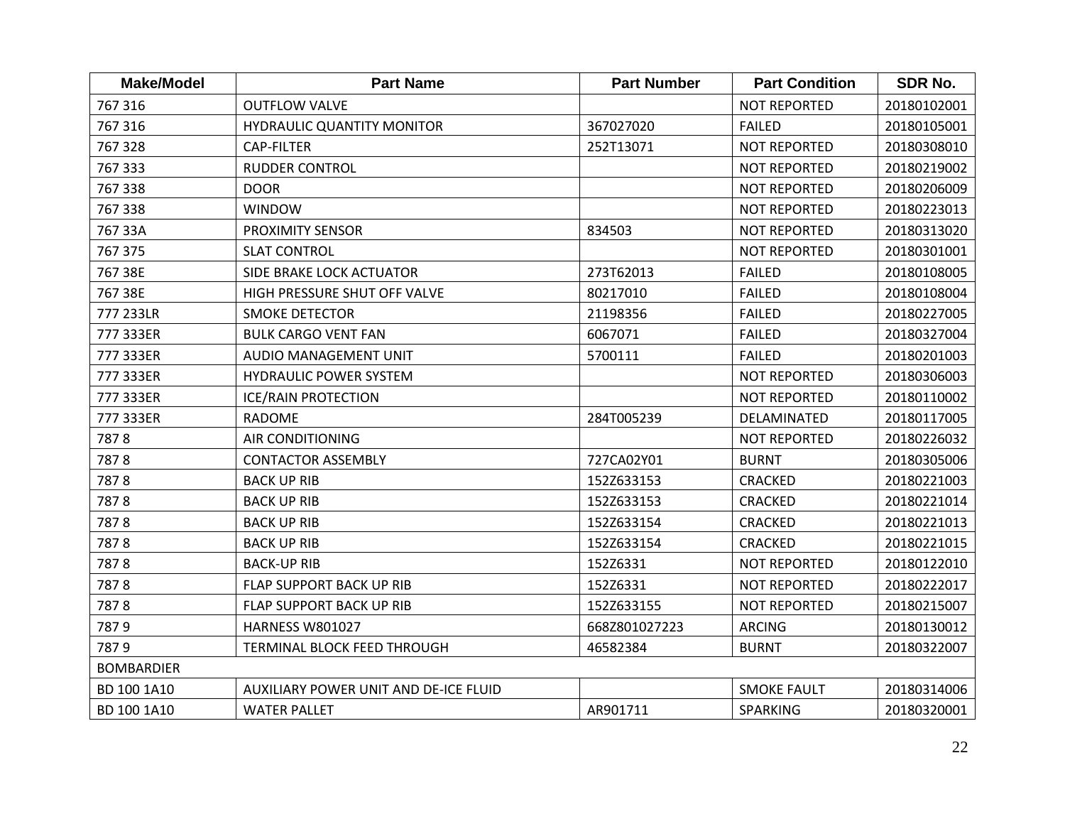| Make/Model | Part Name | Part Number | Part Condition | SDR No. |
|---|---|---|---|---|
| 767 316 | OUTFLOW VALVE | | NOT REPORTED | 20180102001 |
| 767 316 | HYDRAULIC QUANTITY MONITOR | 367027020 | FAILED | 20180105001 |
| 767 328 | CAP-FILTER | 252T13071 | NOT REPORTED | 20180308010 |
| 767 333 | RUDDER CONTROL | | NOT REPORTED | 20180219002 |
| 767 338 | DOOR | | NOT REPORTED | 20180206009 |
| 767 338 | WINDOW | | NOT REPORTED | 20180223013 |
| 767 33A | PROXIMITY SENSOR | 834503 | NOT REPORTED | 20180313020 |
| 767 375 | SLAT CONTROL | | NOT REPORTED | 20180301001 |
| 767 38E | SIDE BRAKE LOCK ACTUATOR | 273T62013 | FAILED | 20180108005 |
| 767 38E | HIGH PRESSURE SHUT OFF VALVE | 80217010 | FAILED | 20180108004 |
| 777 233LR | SMOKE DETECTOR | 21198356 | FAILED | 20180227005 |
| 777 333ER | BULK CARGO VENT FAN | 6067071 | FAILED | 20180327004 |
| 777 333ER | AUDIO MANAGEMENT UNIT | 5700111 | FAILED | 20180201003 |
| 777 333ER | HYDRAULIC POWER SYSTEM | | NOT REPORTED | 20180306003 |
| 777 333ER | ICE/RAIN PROTECTION | | NOT REPORTED | 20180110002 |
| 777 333ER | RADOME | 284T005239 | DELAMINATED | 20180117005 |
| 787 8 | AIR CONDITIONING | | NOT REPORTED | 20180226032 |
| 787 8 | CONTACTOR ASSEMBLY | 727CA02Y01 | BURNT | 20180305006 |
| 787 8 | BACK UP RIB | 152Z633153 | CRACKED | 20180221003 |
| 787 8 | BACK UP RIB | 152Z633153 | CRACKED | 20180221014 |
| 787 8 | BACK UP RIB | 152Z633154 | CRACKED | 20180221013 |
| 787 8 | BACK UP RIB | 152Z633154 | CRACKED | 20180221015 |
| 787 8 | BACK-UP RIB | 152Z6331 | NOT REPORTED | 20180122010 |
| 787 8 | FLAP SUPPORT BACK UP RIB | 152Z6331 | NOT REPORTED | 20180222017 |
| 787 8 | FLAP SUPPORT BACK UP RIB | 152Z633155 | NOT REPORTED | 20180215007 |
| 787 9 | HARNESS W801027 | 668Z801027223 | ARCING | 20180130012 |
| 787 9 | TERMINAL BLOCK FEED THROUGH | 46582384 | BURNT | 20180322007 |
| BOMBARDIER | | | | |
| BD 100 1A10 | AUXILIARY POWER UNIT AND DE-ICE FLUID | | SMOKE FAULT | 20180314006 |
| BD 100 1A10 | WATER PALLET | AR901711 | SPARKING | 20180320001 |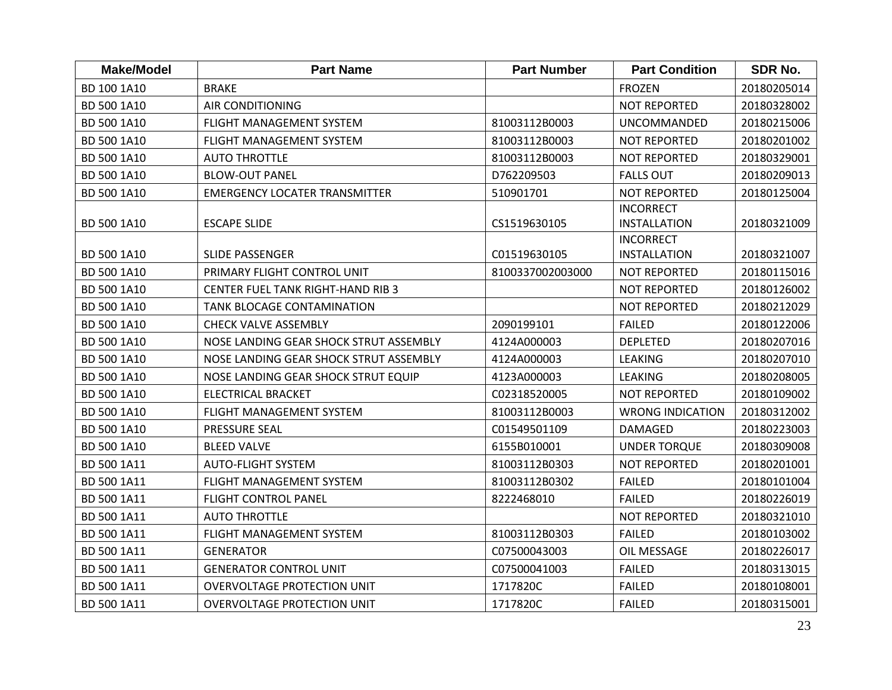| Make/Model | Part Name | Part Number | Part Condition | SDR No. |
| --- | --- | --- | --- | --- |
| BD 100 1A10 | BRAKE | | FROZEN | 20180205014 |
| BD 500 1A10 | AIR CONDITIONING | | NOT REPORTED | 20180328002 |
| BD 500 1A10 | FLIGHT MANAGEMENT SYSTEM | 81003112B0003 | UNCOMMANDED | 20180215006 |
| BD 500 1A10 | FLIGHT MANAGEMENT SYSTEM | 81003112B0003 | NOT REPORTED | 20180201002 |
| BD 500 1A10 | AUTO THROTTLE | 81003112B0003 | NOT REPORTED | 20180329001 |
| BD 500 1A10 | BLOW-OUT PANEL | D762209503 | FALLS OUT | 20180209013 |
| BD 500 1A10 | EMERGENCY LOCATER TRANSMITTER | 510901701 | NOT REPORTED | 20180125004 |
| BD 500 1A10 | ESCAPE SLIDE | CS1519630105 | INCORRECT INSTALLATION | 20180321009 |
| BD 500 1A10 | SLIDE PASSENGER | C01519630105 | INCORRECT INSTALLATION | 20180321007 |
| BD 500 1A10 | PRIMARY FLIGHT CONTROL UNIT | 8100337002003000 | NOT REPORTED | 20180115016 |
| BD 500 1A10 | CENTER FUEL TANK RIGHT-HAND RIB 3 | | NOT REPORTED | 20180126002 |
| BD 500 1A10 | TANK BLOCAGE CONTAMINATION | | NOT REPORTED | 20180212029 |
| BD 500 1A10 | CHECK VALVE ASSEMBLY | 2090199101 | FAILED | 20180122006 |
| BD 500 1A10 | NOSE LANDING GEAR SHOCK STRUT ASSEMBLY | 4124A000003 | DEPLETED | 20180207016 |
| BD 500 1A10 | NOSE LANDING GEAR SHOCK STRUT ASSEMBLY | 4124A000003 | LEAKING | 20180207010 |
| BD 500 1A10 | NOSE LANDING GEAR SHOCK STRUT EQUIP | 4123A000003 | LEAKING | 20180208005 |
| BD 500 1A10 | ELECTRICAL BRACKET | C02318520005 | NOT REPORTED | 20180109002 |
| BD 500 1A10 | FLIGHT MANAGEMENT SYSTEM | 81003112B0003 | WRONG INDICATION | 20180312002 |
| BD 500 1A10 | PRESSURE SEAL | C01549501109 | DAMAGED | 20180223003 |
| BD 500 1A10 | BLEED VALVE | 6155B010001 | UNDER TORQUE | 20180309008 |
| BD 500 1A11 | AUTO-FLIGHT SYSTEM | 81003112B0303 | NOT REPORTED | 20180201001 |
| BD 500 1A11 | FLIGHT MANAGEMENT SYSTEM | 81003112B0302 | FAILED | 20180101004 |
| BD 500 1A11 | FLIGHT CONTROL PANEL | 8222468010 | FAILED | 20180226019 |
| BD 500 1A11 | AUTO THROTTLE | | NOT REPORTED | 20180321010 |
| BD 500 1A11 | FLIGHT MANAGEMENT SYSTEM | 81003112B0303 | FAILED | 20180103002 |
| BD 500 1A11 | GENERATOR | C07500043003 | OIL MESSAGE | 20180226017 |
| BD 500 1A11 | GENERATOR CONTROL UNIT | C07500041003 | FAILED | 20180313015 |
| BD 500 1A11 | OVERVOLTAGE PROTECTION UNIT | 1717820C | FAILED | 20180108001 |
| BD 500 1A11 | OVERVOLTAGE PROTECTION UNIT | 1717820C | FAILED | 20180315001 |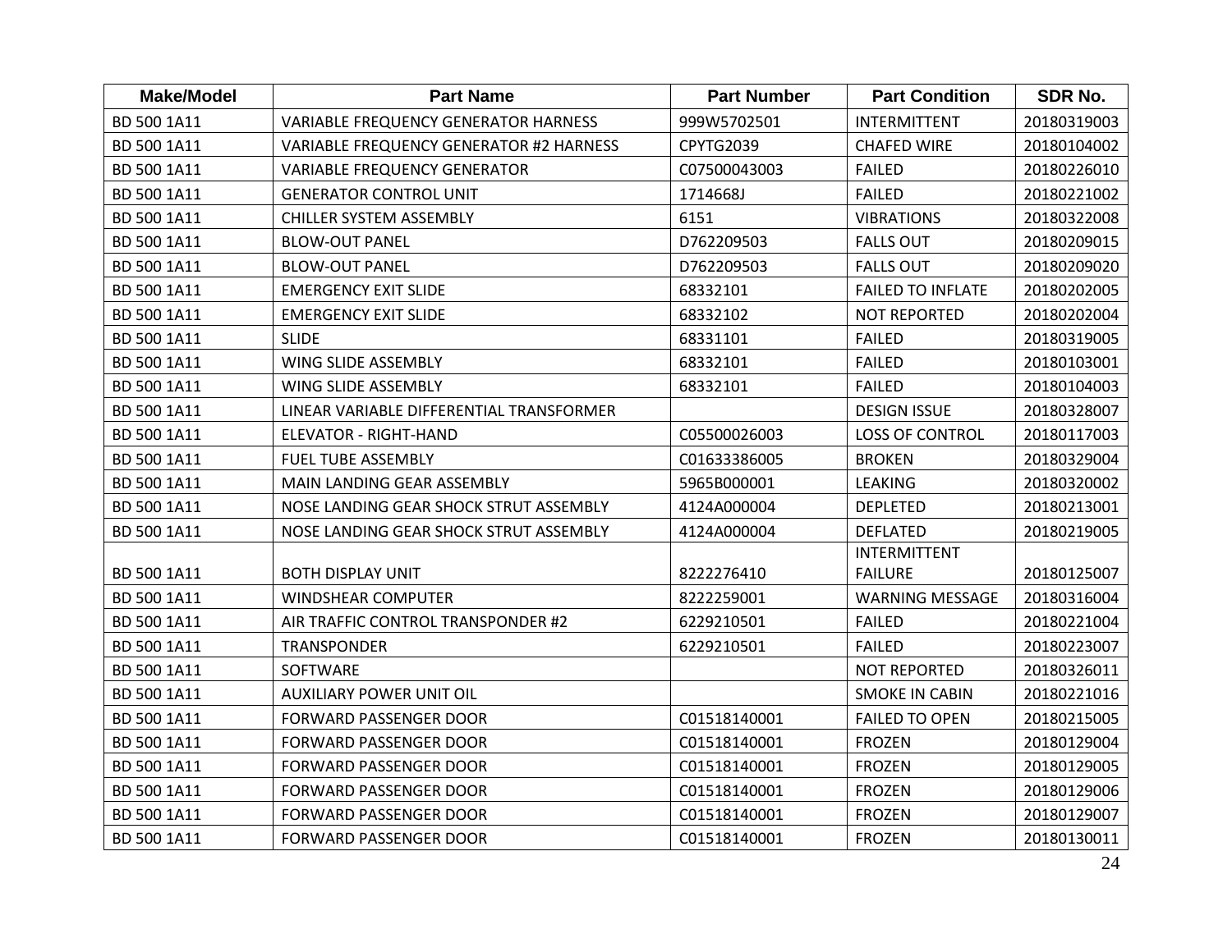| Make/Model | Part Name | Part Number | Part Condition | SDR No. |
| --- | --- | --- | --- | --- |
| BD 500 1A11 | VARIABLE FREQUENCY GENERATOR HARNESS | 999W5702501 | INTERMITTENT | 20180319003 |
| BD 500 1A11 | VARIABLE FREQUENCY GENERATOR #2 HARNESS | CPYTG2039 | CHAFED WIRE | 20180104002 |
| BD 500 1A11 | VARIABLE FREQUENCY GENERATOR | C07500043003 | FAILED | 20180226010 |
| BD 500 1A11 | GENERATOR CONTROL UNIT | 1714668J | FAILED | 20180221002 |
| BD 500 1A11 | CHILLER SYSTEM ASSEMBLY | 6151 | VIBRATIONS | 20180322008 |
| BD 500 1A11 | BLOW-OUT PANEL | D762209503 | FALLS OUT | 20180209015 |
| BD 500 1A11 | BLOW-OUT PANEL | D762209503 | FALLS OUT | 20180209020 |
| BD 500 1A11 | EMERGENCY EXIT SLIDE | 68332101 | FAILED TO INFLATE | 20180202005 |
| BD 500 1A11 | EMERGENCY EXIT SLIDE | 68332102 | NOT REPORTED | 20180202004 |
| BD 500 1A11 | SLIDE | 68331101 | FAILED | 20180319005 |
| BD 500 1A11 | WING SLIDE ASSEMBLY | 68332101 | FAILED | 20180103001 |
| BD 500 1A11 | WING SLIDE ASSEMBLY | 68332101 | FAILED | 20180104003 |
| BD 500 1A11 | LINEAR VARIABLE DIFFERENTIAL TRANSFORMER | | DESIGN ISSUE | 20180328007 |
| BD 500 1A11 | ELEVATOR - RIGHT-HAND | C05500026003 | LOSS OF CONTROL | 20180117003 |
| BD 500 1A11 | FUEL TUBE ASSEMBLY | C01633386005 | BROKEN | 20180329004 |
| BD 500 1A11 | MAIN LANDING GEAR ASSEMBLY | 5965B000001 | LEAKING | 20180320002 |
| BD 500 1A11 | NOSE LANDING GEAR SHOCK STRUT ASSEMBLY | 4124A000004 | DEPLETED | 20180213001 |
| BD 500 1A11 | NOSE LANDING GEAR SHOCK STRUT ASSEMBLY | 4124A000004 | DEFLATED | 20180219005 |
| BD 500 1A11 | BOTH DISPLAY UNIT | 8222276410 | INTERMITTENT FAILURE | 20180125007 |
| BD 500 1A11 | WINDSHEAR COMPUTER | 8222259001 | WARNING MESSAGE | 20180316004 |
| BD 500 1A11 | AIR TRAFFIC CONTROL TRANSPONDER #2 | 6229210501 | FAILED | 20180221004 |
| BD 500 1A11 | TRANSPONDER | 6229210501 | FAILED | 20180223007 |
| BD 500 1A11 | SOFTWARE | | NOT REPORTED | 20180326011 |
| BD 500 1A11 | AUXILIARY POWER UNIT OIL | | SMOKE IN CABIN | 20180221016 |
| BD 500 1A11 | FORWARD PASSENGER DOOR | C01518140001 | FAILED TO OPEN | 20180215005 |
| BD 500 1A11 | FORWARD PASSENGER DOOR | C01518140001 | FROZEN | 20180129004 |
| BD 500 1A11 | FORWARD PASSENGER DOOR | C01518140001 | FROZEN | 20180129005 |
| BD 500 1A11 | FORWARD PASSENGER DOOR | C01518140001 | FROZEN | 20180129006 |
| BD 500 1A11 | FORWARD PASSENGER DOOR | C01518140001 | FROZEN | 20180129007 |
| BD 500 1A11 | FORWARD PASSENGER DOOR | C01518140001 | FROZEN | 20180130011 |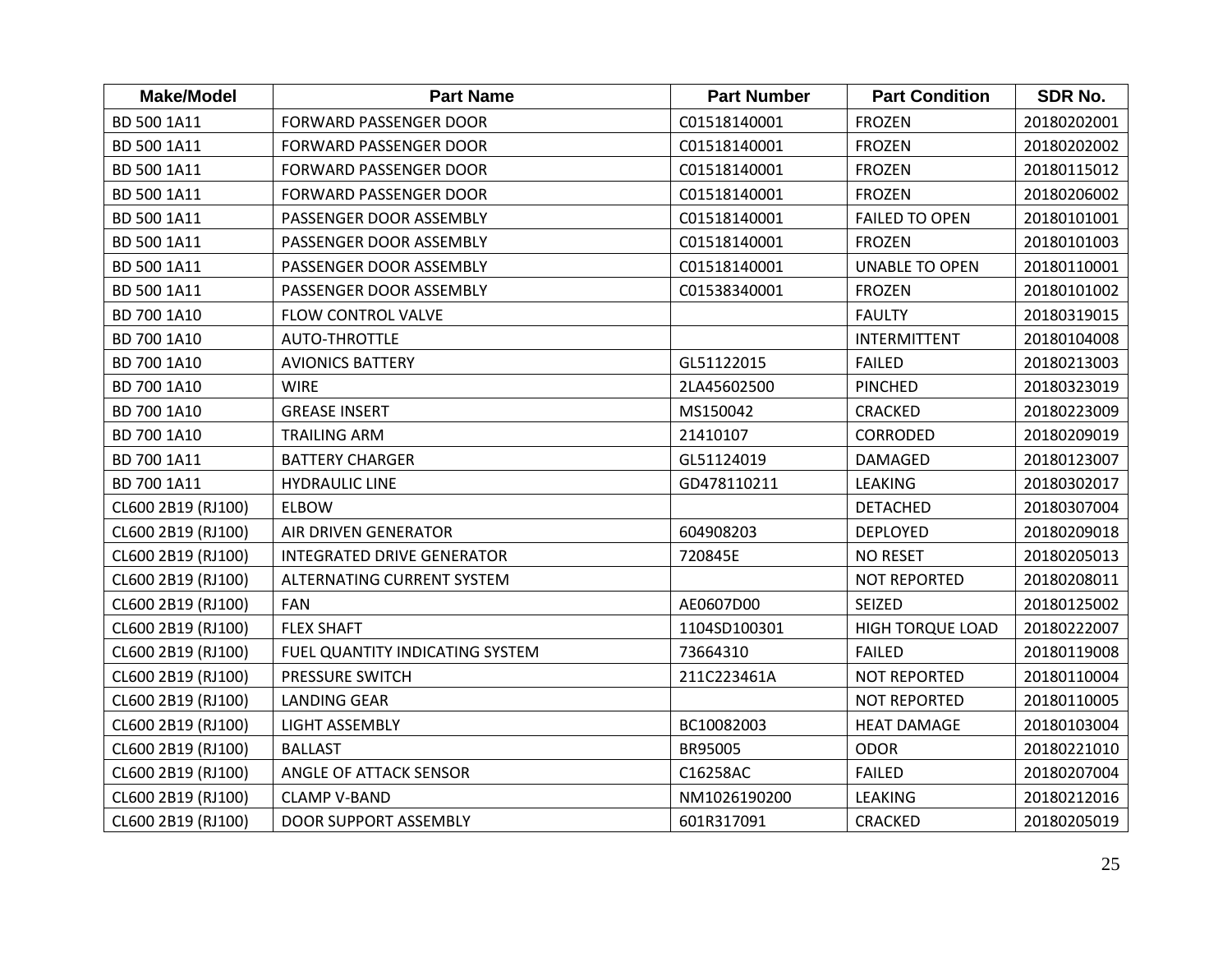| Make/Model | Part Name | Part Number | Part Condition | SDR No. |
| --- | --- | --- | --- | --- |
| BD 500 1A11 | FORWARD PASSENGER DOOR | C01518140001 | FROZEN | 20180202001 |
| BD 500 1A11 | FORWARD PASSENGER DOOR | C01518140001 | FROZEN | 20180202002 |
| BD 500 1A11 | FORWARD PASSENGER DOOR | C01518140001 | FROZEN | 20180115012 |
| BD 500 1A11 | FORWARD PASSENGER DOOR | C01518140001 | FROZEN | 20180206002 |
| BD 500 1A11 | PASSENGER DOOR ASSEMBLY | C01518140001 | FAILED TO OPEN | 20180101001 |
| BD 500 1A11 | PASSENGER DOOR ASSEMBLY | C01518140001 | FROZEN | 20180101003 |
| BD 500 1A11 | PASSENGER DOOR ASSEMBLY | C01518140001 | UNABLE TO OPEN | 20180110001 |
| BD 500 1A11 | PASSENGER DOOR ASSEMBLY | C01538340001 | FROZEN | 20180101002 |
| BD 700 1A10 | FLOW CONTROL VALVE | | FAULTY | 20180319015 |
| BD 700 1A10 | AUTO-THROTTLE | | INTERMITTENT | 20180104008 |
| BD 700 1A10 | AVIONICS BATTERY | GL51122015 | FAILED | 20180213003 |
| BD 700 1A10 | WIRE | 2LA45602500 | PINCHED | 20180323019 |
| BD 700 1A10 | GREASE INSERT | MS150042 | CRACKED | 20180223009 |
| BD 700 1A10 | TRAILING ARM | 21410107 | CORRODED | 20180209019 |
| BD 700 1A11 | BATTERY CHARGER | GL51124019 | DAMAGED | 20180123007 |
| BD 700 1A11 | HYDRAULIC LINE | GD478110211 | LEAKING | 20180302017 |
| CL600 2B19 (RJ100) | ELBOW | | DETACHED | 20180307004 |
| CL600 2B19 (RJ100) | AIR DRIVEN GENERATOR | 604908203 | DEPLOYED | 20180209018 |
| CL600 2B19 (RJ100) | INTEGRATED DRIVE GENERATOR | 720845E | NO RESET | 20180205013 |
| CL600 2B19 (RJ100) | ALTERNATING CURRENT SYSTEM | | NOT REPORTED | 20180208011 |
| CL600 2B19 (RJ100) | FAN | AE0607D00 | SEIZED | 20180125002 |
| CL600 2B19 (RJ100) | FLEX SHAFT | 1104SD100301 | HIGH TORQUE LOAD | 20180222007 |
| CL600 2B19 (RJ100) | FUEL QUANTITY INDICATING SYSTEM | 73664310 | FAILED | 20180119008 |
| CL600 2B19 (RJ100) | PRESSURE SWITCH | 211C223461A | NOT REPORTED | 20180110004 |
| CL600 2B19 (RJ100) | LANDING GEAR | | NOT REPORTED | 20180110005 |
| CL600 2B19 (RJ100) | LIGHT ASSEMBLY | BC10082003 | HEAT DAMAGE | 20180103004 |
| CL600 2B19 (RJ100) | BALLAST | BR95005 | ODOR | 20180221010 |
| CL600 2B19 (RJ100) | ANGLE OF ATTACK SENSOR | C16258AC | FAILED | 20180207004 |
| CL600 2B19 (RJ100) | CLAMP V-BAND | NM1026190200 | LEAKING | 20180212016 |
| CL600 2B19 (RJ100) | DOOR SUPPORT ASSEMBLY | 601R317091 | CRACKED | 20180205019 |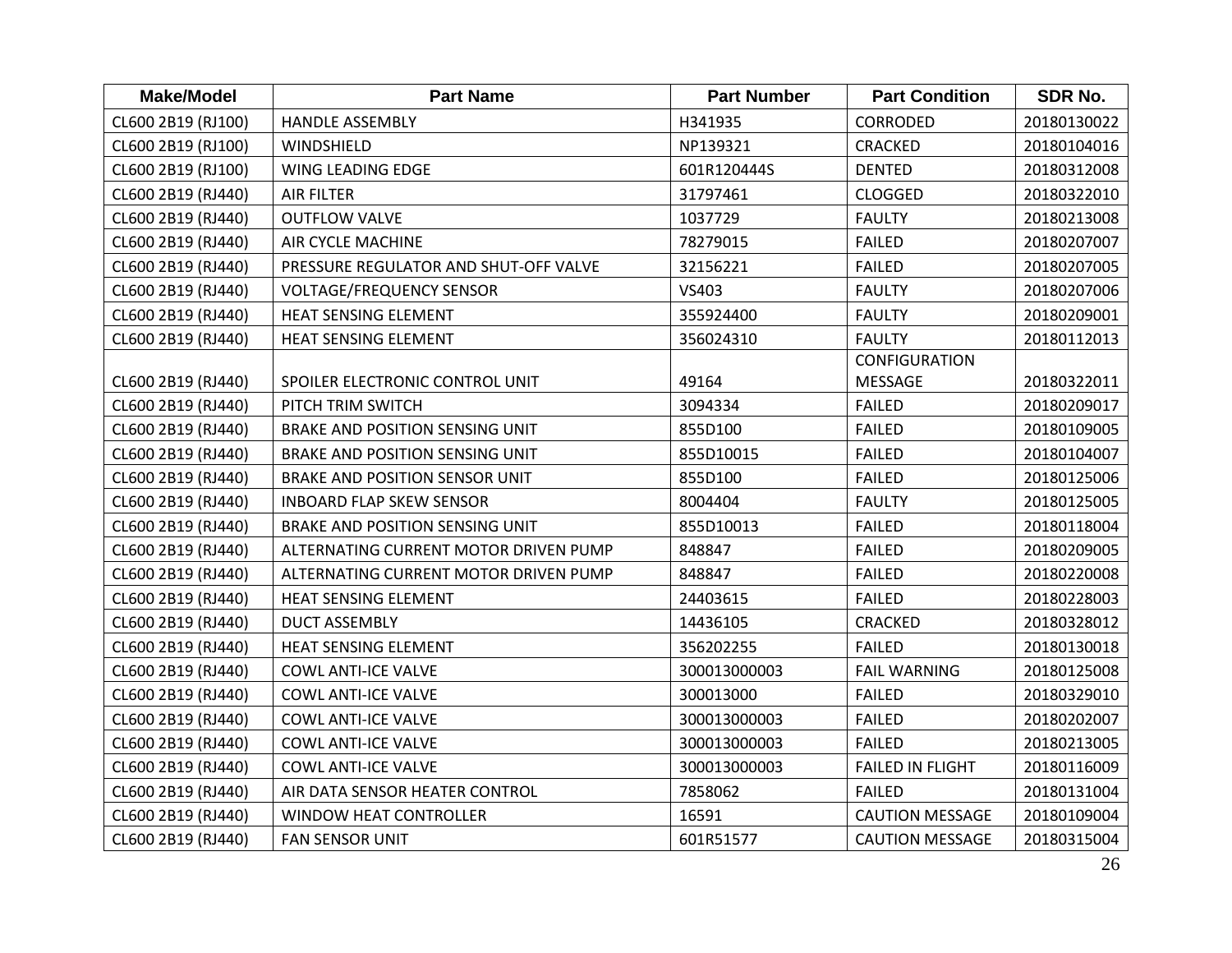| Make/Model | Part Name | Part Number | Part Condition | SDR No. |
|---|---|---|---|---|
| CL600 2B19 (RJ100) | HANDLE ASSEMBLY | H341935 | CORRODED | 20180130022 |
| CL600 2B19 (RJ100) | WINDSHIELD | NP139321 | CRACKED | 20180104016 |
| CL600 2B19 (RJ100) | WING LEADING EDGE | 601R120444S | DENTED | 20180312008 |
| CL600 2B19 (RJ440) | AIR FILTER | 31797461 | CLOGGED | 20180322010 |
| CL600 2B19 (RJ440) | OUTFLOW VALVE | 1037729 | FAULTY | 20180213008 |
| CL600 2B19 (RJ440) | AIR CYCLE MACHINE | 78279015 | FAILED | 20180207007 |
| CL600 2B19 (RJ440) | PRESSURE REGULATOR AND SHUT-OFF VALVE | 32156221 | FAILED | 20180207005 |
| CL600 2B19 (RJ440) | VOLTAGE/FREQUENCY SENSOR | VS403 | FAULTY | 20180207006 |
| CL600 2B19 (RJ440) | HEAT SENSING ELEMENT | 355924400 | FAULTY | 20180209001 |
| CL600 2B19 (RJ440) | HEAT SENSING ELEMENT | 356024310 | FAULTY | 20180112013 |
| CL600 2B19 (RJ440) | SPOILER ELECTRONIC CONTROL UNIT | 49164 | CONFIGURATION MESSAGE | 20180322011 |
| CL600 2B19 (RJ440) | PITCH TRIM SWITCH | 3094334 | FAILED | 20180209017 |
| CL600 2B19 (RJ440) | BRAKE AND POSITION SENSING UNIT | 855D100 | FAILED | 20180109005 |
| CL600 2B19 (RJ440) | BRAKE AND POSITION SENSING UNIT | 855D10015 | FAILED | 20180104007 |
| CL600 2B19 (RJ440) | BRAKE AND POSITION SENSOR UNIT | 855D100 | FAILED | 20180125006 |
| CL600 2B19 (RJ440) | INBOARD FLAP SKEW SENSOR | 8004404 | FAULTY | 20180125005 |
| CL600 2B19 (RJ440) | BRAKE AND POSITION SENSING UNIT | 855D10013 | FAILED | 20180118004 |
| CL600 2B19 (RJ440) | ALTERNATING CURRENT MOTOR DRIVEN PUMP | 848847 | FAILED | 20180209005 |
| CL600 2B19 (RJ440) | ALTERNATING CURRENT MOTOR DRIVEN PUMP | 848847 | FAILED | 20180220008 |
| CL600 2B19 (RJ440) | HEAT SENSING ELEMENT | 24403615 | FAILED | 20180228003 |
| CL600 2B19 (RJ440) | DUCT ASSEMBLY | 14436105 | CRACKED | 20180328012 |
| CL600 2B19 (RJ440) | HEAT SENSING ELEMENT | 356202255 | FAILED | 20180130018 |
| CL600 2B19 (RJ440) | COWL ANTI-ICE VALVE | 300013000003 | FAIL WARNING | 20180125008 |
| CL600 2B19 (RJ440) | COWL ANTI-ICE VALVE | 300013000 | FAILED | 20180329010 |
| CL600 2B19 (RJ440) | COWL ANTI-ICE VALVE | 300013000003 | FAILED | 20180202007 |
| CL600 2B19 (RJ440) | COWL ANTI-ICE VALVE | 300013000003 | FAILED | 20180213005 |
| CL600 2B19 (RJ440) | COWL ANTI-ICE VALVE | 300013000003 | FAILED IN FLIGHT | 20180116009 |
| CL600 2B19 (RJ440) | AIR DATA SENSOR HEATER CONTROL | 7858062 | FAILED | 20180131004 |
| CL600 2B19 (RJ440) | WINDOW HEAT CONTROLLER | 16591 | CAUTION MESSAGE | 20180109004 |
| CL600 2B19 (RJ440) | FAN SENSOR UNIT | 601R51577 | CAUTION MESSAGE | 20180315004 |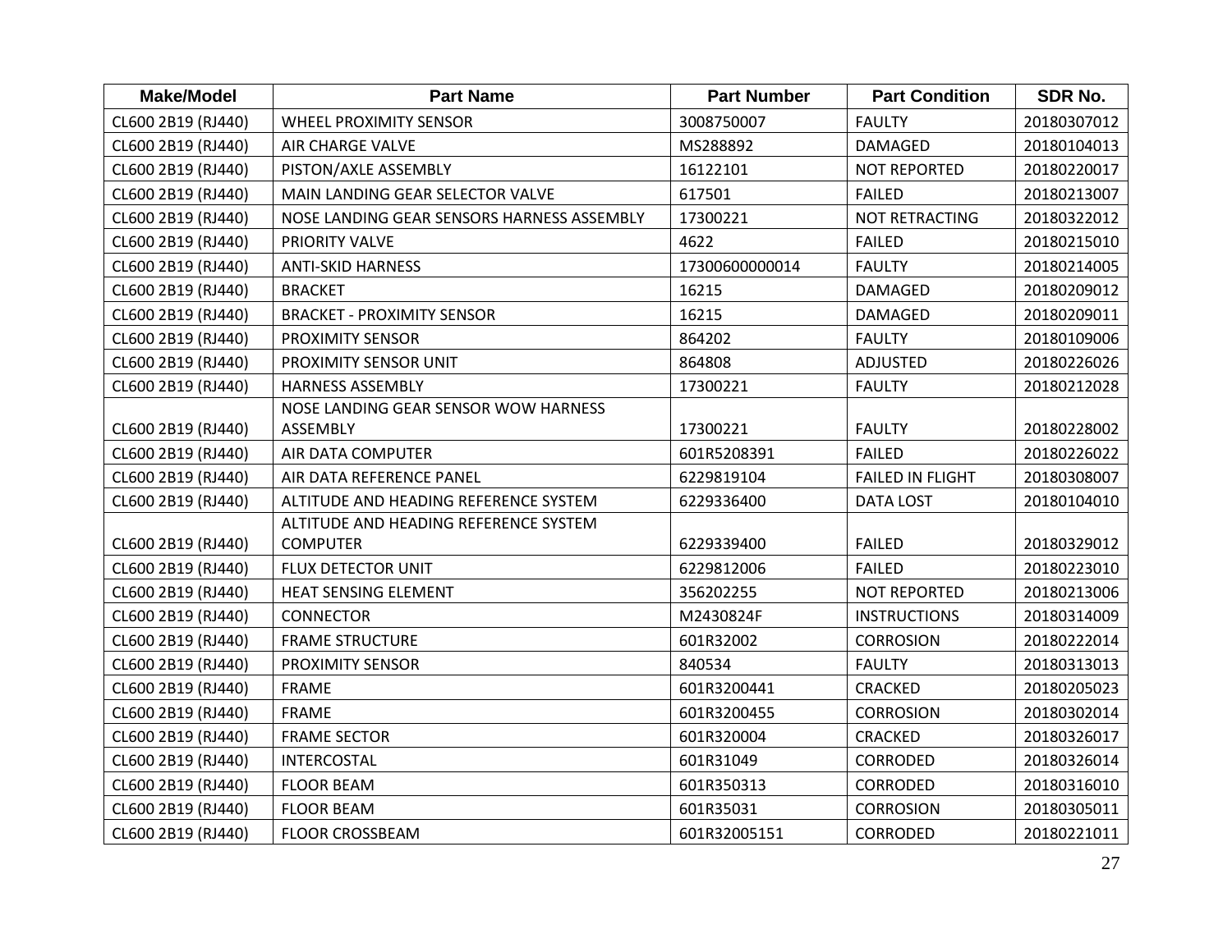| Make/Model | Part Name | Part Number | Part Condition | SDR No. |
|---|---|---|---|---|
| CL600 2B19 (RJ440) | WHEEL PROXIMITY SENSOR | 3008750007 | FAULTY | 20180307012 |
| CL600 2B19 (RJ440) | AIR CHARGE VALVE | MS288892 | DAMAGED | 20180104013 |
| CL600 2B19 (RJ440) | PISTON/AXLE ASSEMBLY | 16122101 | NOT REPORTED | 20180220017 |
| CL600 2B19 (RJ440) | MAIN LANDING GEAR SELECTOR VALVE | 617501 | FAILED | 20180213007 |
| CL600 2B19 (RJ440) | NOSE LANDING GEAR SENSORS HARNESS ASSEMBLY | 17300221 | NOT RETRACTING | 20180322012 |
| CL600 2B19 (RJ440) | PRIORITY VALVE | 4622 | FAILED | 20180215010 |
| CL600 2B19 (RJ440) | ANTI-SKID HARNESS | 17300600000014 | FAULTY | 20180214005 |
| CL600 2B19 (RJ440) | BRACKET | 16215 | DAMAGED | 20180209012 |
| CL600 2B19 (RJ440) | BRACKET - PROXIMITY SENSOR | 16215 | DAMAGED | 20180209011 |
| CL600 2B19 (RJ440) | PROXIMITY SENSOR | 864202 | FAULTY | 20180109006 |
| CL600 2B19 (RJ440) | PROXIMITY SENSOR UNIT | 864808 | ADJUSTED | 20180226026 |
| CL600 2B19 (RJ440) | HARNESS ASSEMBLY | 17300221 | FAULTY | 20180212028 |
| CL600 2B19 (RJ440) | NOSE LANDING GEAR SENSOR WOW HARNESS ASSEMBLY | 17300221 | FAULTY | 20180228002 |
| CL600 2B19 (RJ440) | AIR DATA COMPUTER | 601R5208391 | FAILED | 20180226022 |
| CL600 2B19 (RJ440) | AIR DATA REFERENCE PANEL | 6229819104 | FAILED IN FLIGHT | 20180308007 |
| CL600 2B19 (RJ440) | ALTITUDE AND HEADING REFERENCE SYSTEM | 6229336400 | DATA LOST | 20180104010 |
| CL600 2B19 (RJ440) | ALTITUDE AND HEADING REFERENCE SYSTEM COMPUTER | 6229339400 | FAILED | 20180329012 |
| CL600 2B19 (RJ440) | FLUX DETECTOR UNIT | 6229812006 | FAILED | 20180223010 |
| CL600 2B19 (RJ440) | HEAT SENSING ELEMENT | 356202255 | NOT REPORTED | 20180213006 |
| CL600 2B19 (RJ440) | CONNECTOR | M2430824F | INSTRUCTIONS | 20180314009 |
| CL600 2B19 (RJ440) | FRAME STRUCTURE | 601R32002 | CORROSION | 20180222014 |
| CL600 2B19 (RJ440) | PROXIMITY SENSOR | 840534 | FAULTY | 20180313013 |
| CL600 2B19 (RJ440) | FRAME | 601R3200441 | CRACKED | 20180205023 |
| CL600 2B19 (RJ440) | FRAME | 601R3200455 | CORROSION | 20180302014 |
| CL600 2B19 (RJ440) | FRAME SECTOR | 601R320004 | CRACKED | 20180326017 |
| CL600 2B19 (RJ440) | INTERCOSTAL | 601R31049 | CORRODED | 20180326014 |
| CL600 2B19 (RJ440) | FLOOR BEAM | 601R350313 | CORRODED | 20180316010 |
| CL600 2B19 (RJ440) | FLOOR BEAM | 601R35031 | CORROSION | 20180305011 |
| CL600 2B19 (RJ440) | FLOOR CROSSBEAM | 601R32005151 | CORRODED | 20180221011 |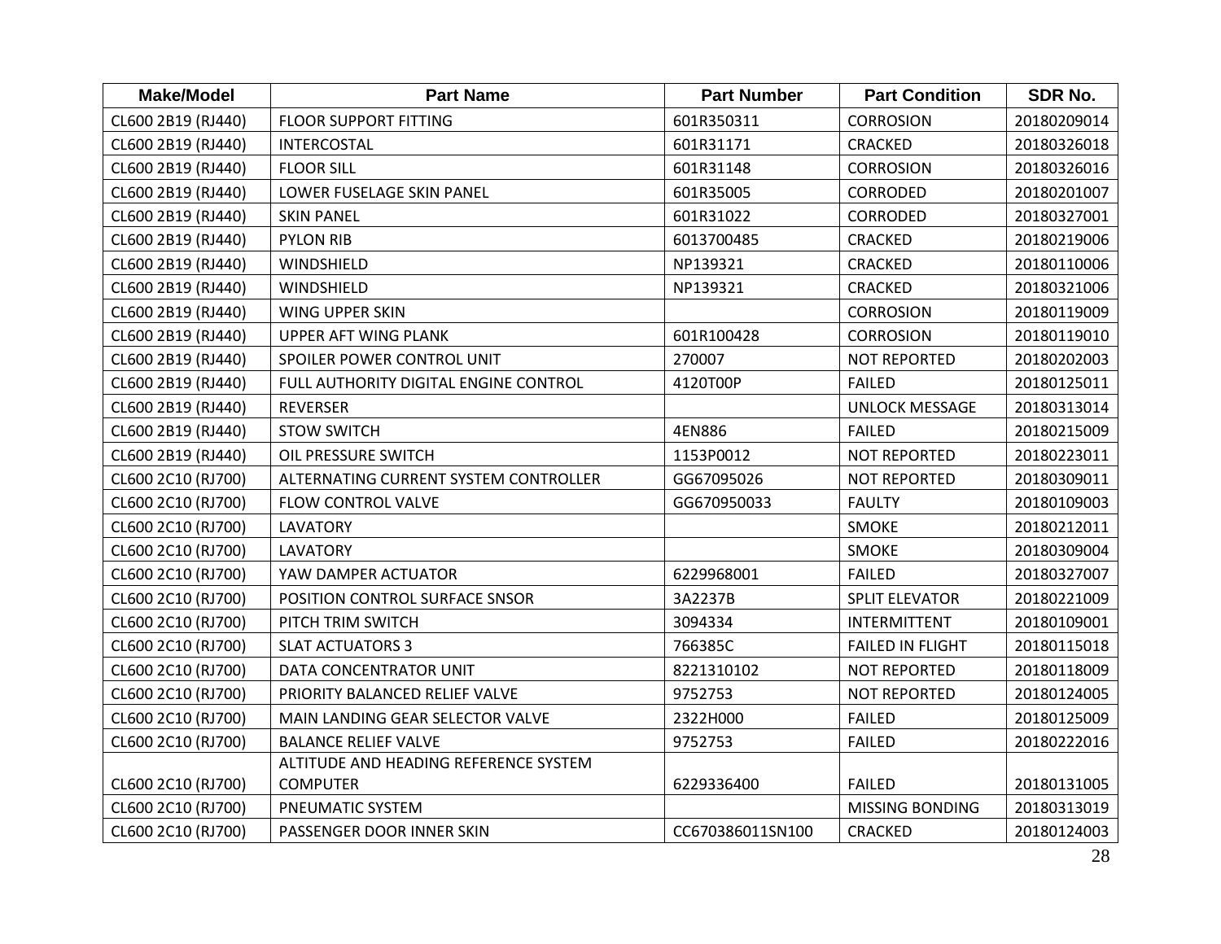| Make/Model | Part Name | Part Number | Part Condition | SDR No. |
| --- | --- | --- | --- | --- |
| CL600 2B19 (RJ440) | FLOOR SUPPORT FITTING | 601R350311 | CORROSION | 20180209014 |
| CL600 2B19 (RJ440) | INTERCOSTAL | 601R31171 | CRACKED | 20180326018 |
| CL600 2B19 (RJ440) | FLOOR SILL | 601R31148 | CORROSION | 20180326016 |
| CL600 2B19 (RJ440) | LOWER FUSELAGE SKIN PANEL | 601R35005 | CORRODED | 20180201007 |
| CL600 2B19 (RJ440) | SKIN PANEL | 601R31022 | CORRODED | 20180327001 |
| CL600 2B19 (RJ440) | PYLON RIB | 6013700485 | CRACKED | 20180219006 |
| CL600 2B19 (RJ440) | WINDSHIELD | NP139321 | CRACKED | 20180110006 |
| CL600 2B19 (RJ440) | WINDSHIELD | NP139321 | CRACKED | 20180321006 |
| CL600 2B19 (RJ440) | WING UPPER SKIN | | CORROSION | 20180119009 |
| CL600 2B19 (RJ440) | UPPER AFT WING PLANK | 601R100428 | CORROSION | 20180119010 |
| CL600 2B19 (RJ440) | SPOILER POWER CONTROL UNIT | 270007 | NOT REPORTED | 20180202003 |
| CL600 2B19 (RJ440) | FULL AUTHORITY DIGITAL ENGINE CONTROL | 4120T00P | FAILED | 20180125011 |
| CL600 2B19 (RJ440) | REVERSER | | UNLOCK MESSAGE | 20180313014 |
| CL600 2B19 (RJ440) | STOW SWITCH | 4EN886 | FAILED | 20180215009 |
| CL600 2B19 (RJ440) | OIL PRESSURE SWITCH | 1153P0012 | NOT REPORTED | 20180223011 |
| CL600 2C10 (RJ700) | ALTERNATING CURRENT SYSTEM CONTROLLER | GG67095026 | NOT REPORTED | 20180309011 |
| CL600 2C10 (RJ700) | FLOW CONTROL VALVE | GG670950033 | FAULTY | 20180109003 |
| CL600 2C10 (RJ700) | LAVATORY | | SMOKE | 20180212011 |
| CL600 2C10 (RJ700) | LAVATORY | | SMOKE | 20180309004 |
| CL600 2C10 (RJ700) | YAW DAMPER ACTUATOR | 6229968001 | FAILED | 20180327007 |
| CL600 2C10 (RJ700) | POSITION CONTROL SURFACE SNSOR | 3A2237B | SPLIT ELEVATOR | 20180221009 |
| CL600 2C10 (RJ700) | PITCH TRIM SWITCH | 3094334 | INTERMITTENT | 20180109001 |
| CL600 2C10 (RJ700) | SLAT ACTUATORS 3 | 766385C | FAILED IN FLIGHT | 20180115018 |
| CL600 2C10 (RJ700) | DATA CONCENTRATOR UNIT | 8221310102 | NOT REPORTED | 20180118009 |
| CL600 2C10 (RJ700) | PRIORITY BALANCED RELIEF VALVE | 9752753 | NOT REPORTED | 20180124005 |
| CL600 2C10 (RJ700) | MAIN LANDING GEAR SELECTOR VALVE | 2322H000 | FAILED | 20180125009 |
| CL600 2C10 (RJ700) | BALANCE RELIEF VALVE | 9752753 | FAILED | 20180222016 |
| CL600 2C10 (RJ700) | ALTITUDE AND HEADING REFERENCE SYSTEM COMPUTER | 6229336400 | FAILED | 20180131005 |
| CL600 2C10 (RJ700) | PNEUMATIC SYSTEM | | MISSING BONDING | 20180313019 |
| CL600 2C10 (RJ700) | PASSENGER DOOR INNER SKIN | CC670386011SN100 | CRACKED | 20180124003 |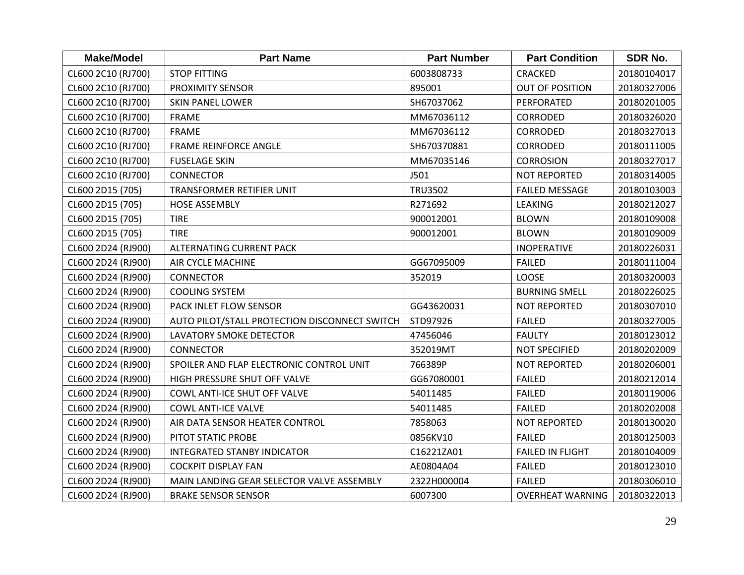| Make/Model | Part Name | Part Number | Part Condition | SDR No. |
|---|---|---|---|---|
| CL600 2C10 (RJ700) | STOP FITTING | 6003808733 | CRACKED | 20180104017 |
| CL600 2C10 (RJ700) | PROXIMITY SENSOR | 895001 | OUT OF POSITION | 20180327006 |
| CL600 2C10 (RJ700) | SKIN PANEL LOWER | SH67037062 | PERFORATED | 20180201005 |
| CL600 2C10 (RJ700) | FRAME | MM67036112 | CORRODED | 20180326020 |
| CL600 2C10 (RJ700) | FRAME | MM67036112 | CORRODED | 20180327013 |
| CL600 2C10 (RJ700) | FRAME REINFORCE ANGLE | SH670370881 | CORRODED | 20180111005 |
| CL600 2C10 (RJ700) | FUSELAGE SKIN | MM67035146 | CORROSION | 20180327017 |
| CL600 2C10 (RJ700) | CONNECTOR | J501 | NOT REPORTED | 20180314005 |
| CL600 2D15 (705) | TRANSFORMER RETIFIER UNIT | TRU3502 | FAILED MESSAGE | 20180103003 |
| CL600 2D15 (705) | HOSE ASSEMBLY | R271692 | LEAKING | 20180212027 |
| CL600 2D15 (705) | TIRE | 900012001 | BLOWN | 20180109008 |
| CL600 2D15 (705) | TIRE | 900012001 | BLOWN | 20180109009 |
| CL600 2D24 (RJ900) | ALTERNATING CURRENT PACK | | INOPERATIVE | 20180226031 |
| CL600 2D24 (RJ900) | AIR CYCLE MACHINE | GG67095009 | FAILED | 20180111004 |
| CL600 2D24 (RJ900) | CONNECTOR | 352019 | LOOSE | 20180320003 |
| CL600 2D24 (RJ900) | COOLING SYSTEM | | BURNING SMELL | 20180226025 |
| CL600 2D24 (RJ900) | PACK INLET FLOW SENSOR | GG43620031 | NOT REPORTED | 20180307010 |
| CL600 2D24 (RJ900) | AUTO PILOT/STALL PROTECTION DISCONNECT SWITCH | STD97926 | FAILED | 20180327005 |
| CL600 2D24 (RJ900) | LAVATORY SMOKE DETECTOR | 47456046 | FAULTY | 20180123012 |
| CL600 2D24 (RJ900) | CONNECTOR | 352019MT | NOT SPECIFIED | 20180202009 |
| CL600 2D24 (RJ900) | SPOILER AND FLAP ELECTRONIC CONTROL UNIT | 766389P | NOT REPORTED | 20180206001 |
| CL600 2D24 (RJ900) | HIGH PRESSURE SHUT OFF VALVE | GG67080001 | FAILED | 20180212014 |
| CL600 2D24 (RJ900) | COWL ANTI-ICE SHUT OFF VALVE | 54011485 | FAILED | 20180119006 |
| CL600 2D24 (RJ900) | COWL ANTI-ICE VALVE | 54011485 | FAILED | 20180202008 |
| CL600 2D24 (RJ900) | AIR DATA SENSOR HEATER CONTROL | 7858063 | NOT REPORTED | 20180130020 |
| CL600 2D24 (RJ900) | PITOT STATIC PROBE | 0856KV10 | FAILED | 20180125003 |
| CL600 2D24 (RJ900) | INTEGRATED STANBY INDICATOR | C16221ZA01 | FAILED IN FLIGHT | 20180104009 |
| CL600 2D24 (RJ900) | COCKPIT DISPLAY FAN | AE0804A04 | FAILED | 20180123010 |
| CL600 2D24 (RJ900) | MAIN LANDING GEAR SELECTOR VALVE ASSEMBLY | 2322H000004 | FAILED | 20180306010 |
| CL600 2D24 (RJ900) | BRAKE SENSOR SENSOR | 6007300 | OVERHEAT WARNING | 20180322013 |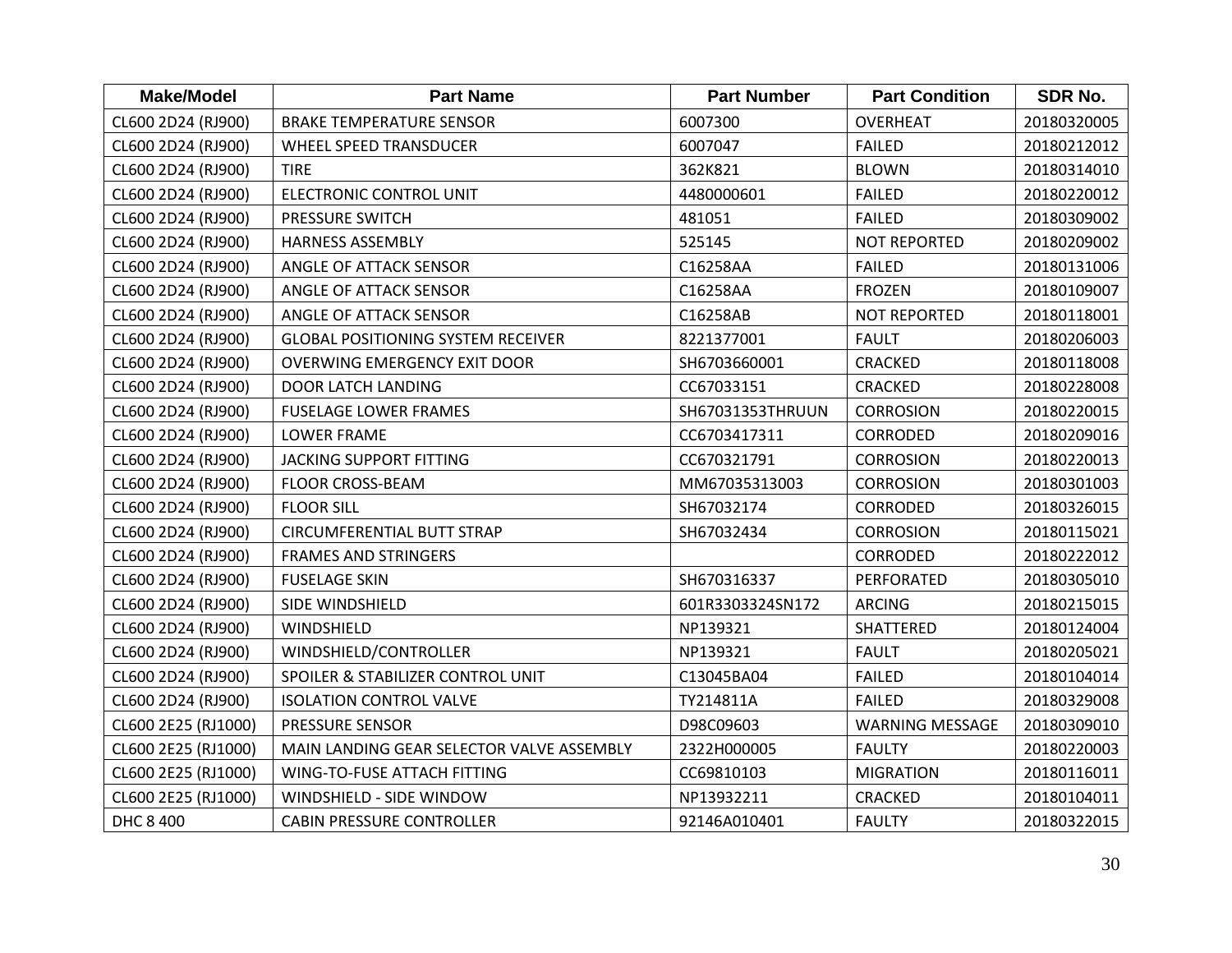| Make/Model | Part Name | Part Number | Part Condition | SDR No. |
| --- | --- | --- | --- | --- |
| CL600 2D24 (RJ900) | BRAKE TEMPERATURE SENSOR | 6007300 | OVERHEAT | 20180320005 |
| CL600 2D24 (RJ900) | WHEEL SPEED TRANSDUCER | 6007047 | FAILED | 20180212012 |
| CL600 2D24 (RJ900) | TIRE | 362K821 | BLOWN | 20180314010 |
| CL600 2D24 (RJ900) | ELECTRONIC CONTROL UNIT | 4480000601 | FAILED | 20180220012 |
| CL600 2D24 (RJ900) | PRESSURE SWITCH | 481051 | FAILED | 20180309002 |
| CL600 2D24 (RJ900) | HARNESS ASSEMBLY | 525145 | NOT REPORTED | 20180209002 |
| CL600 2D24 (RJ900) | ANGLE OF ATTACK SENSOR | C16258AA | FAILED | 20180131006 |
| CL600 2D24 (RJ900) | ANGLE OF ATTACK SENSOR | C16258AA | FROZEN | 20180109007 |
| CL600 2D24 (RJ900) | ANGLE OF ATTACK SENSOR | C16258AB | NOT REPORTED | 20180118001 |
| CL600 2D24 (RJ900) | GLOBAL POSITIONING SYSTEM RECEIVER | 8221377001 | FAULT | 20180206003 |
| CL600 2D24 (RJ900) | OVERWING EMERGENCY EXIT DOOR | SH6703660001 | CRACKED | 20180118008 |
| CL600 2D24 (RJ900) | DOOR LATCH LANDING | CC67033151 | CRACKED | 20180228008 |
| CL600 2D24 (RJ900) | FUSELAGE LOWER FRAMES | SH67031353THRUUN | CORROSION | 20180220015 |
| CL600 2D24 (RJ900) | LOWER FRAME | CC6703417311 | CORRODED | 20180209016 |
| CL600 2D24 (RJ900) | JACKING SUPPORT FITTING | CC670321791 | CORROSION | 20180220013 |
| CL600 2D24 (RJ900) | FLOOR CROSS-BEAM | MM67035313003 | CORROSION | 20180301003 |
| CL600 2D24 (RJ900) | FLOOR SILL | SH67032174 | CORRODED | 20180326015 |
| CL600 2D24 (RJ900) | CIRCUMFERENTIAL BUTT STRAP | SH67032434 | CORROSION | 20180115021 |
| CL600 2D24 (RJ900) | FRAMES AND STRINGERS | | CORRODED | 20180222012 |
| CL600 2D24 (RJ900) | FUSELAGE SKIN | SH670316337 | PERFORATED | 20180305010 |
| CL600 2D24 (RJ900) | SIDE WINDSHIELD | 601R3303324SN172 | ARCING | 20180215015 |
| CL600 2D24 (RJ900) | WINDSHIELD | NP139321 | SHATTERED | 20180124004 |
| CL600 2D24 (RJ900) | WINDSHIELD/CONTROLLER | NP139321 | FAULT | 20180205021 |
| CL600 2D24 (RJ900) | SPOILER & STABILIZER CONTROL UNIT | C13045BA04 | FAILED | 20180104014 |
| CL600 2D24 (RJ900) | ISOLATION CONTROL VALVE | TY214811A | FAILED | 20180329008 |
| CL600 2E25 (RJ1000) | PRESSURE SENSOR | D98C09603 | WARNING MESSAGE | 20180309010 |
| CL600 2E25 (RJ1000) | MAIN LANDING GEAR SELECTOR VALVE ASSEMBLY | 2322H000005 | FAULTY | 20180220003 |
| CL600 2E25 (RJ1000) | WING-TO-FUSE ATTACH FITTING | CC69810103 | MIGRATION | 20180116011 |
| CL600 2E25 (RJ1000) | WINDSHIELD - SIDE WINDOW | NP13932211 | CRACKED | 20180104011 |
| DHC 8 400 | CABIN PRESSURE CONTROLLER | 92146A010401 | FAULTY | 20180322015 |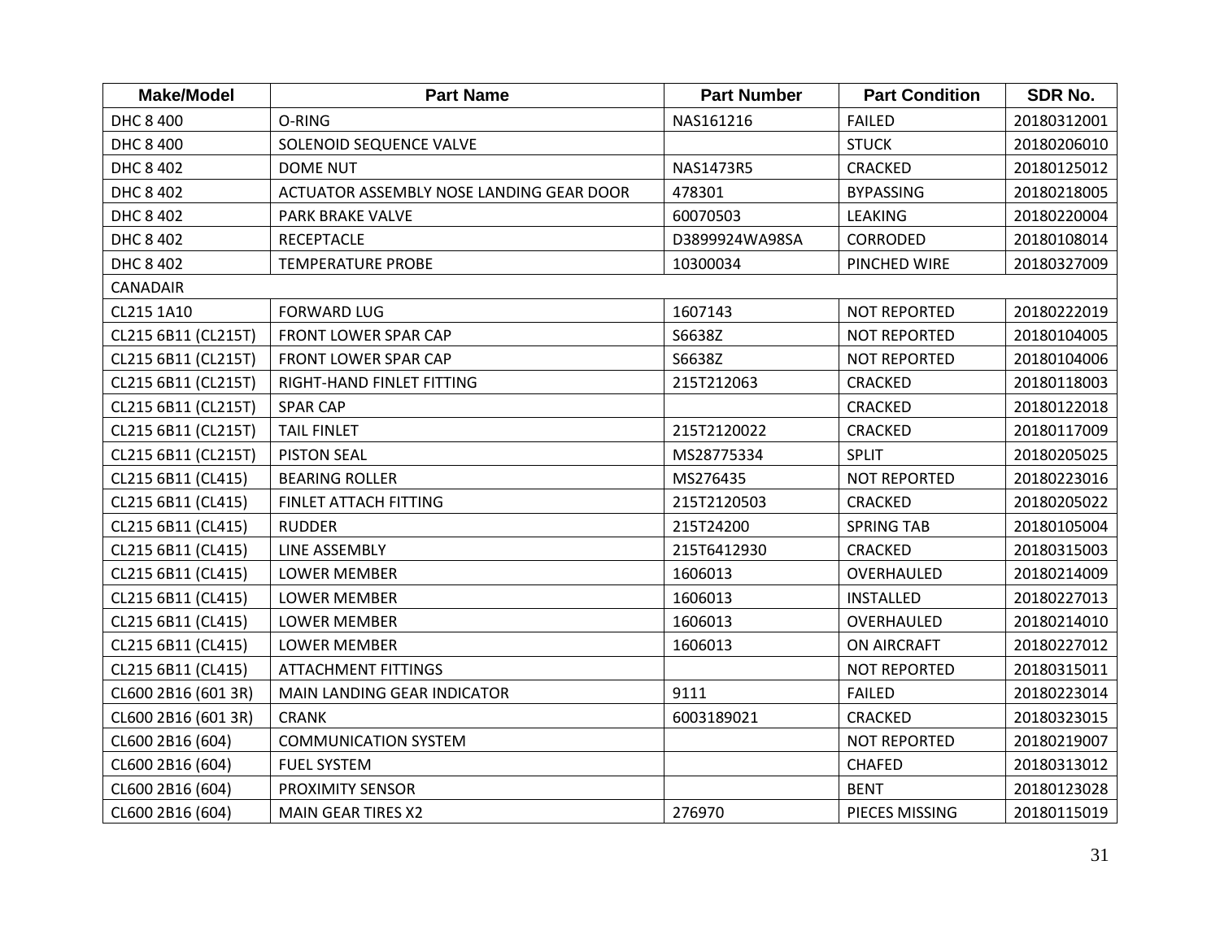| Make/Model | Part Name | Part Number | Part Condition | SDR No. |
|---|---|---|---|---|
| DHC 8 400 | O-RING | NAS161216 | FAILED | 20180312001 |
| DHC 8 400 | SOLENOID SEQUENCE VALVE | | STUCK | 20180206010 |
| DHC 8 402 | DOME NUT | NAS1473R5 | CRACKED | 20180125012 |
| DHC 8 402 | ACTUATOR ASSEMBLY NOSE LANDING GEAR DOOR | 478301 | BYPASSING | 20180218005 |
| DHC 8 402 | PARK BRAKE VALVE | 60070503 | LEAKING | 20180220004 |
| DHC 8 402 | RECEPTACLE | D3899924WA98SA | CORRODED | 20180108014 |
| DHC 8 402 | TEMPERATURE PROBE | 10300034 | PINCHED WIRE | 20180327009 |
| CANADAIR | | | | |
| CL215 1A10 | FORWARD LUG | 1607143 | NOT REPORTED | 20180222019 |
| CL215 6B11 (CL215T) | FRONT LOWER SPAR CAP | S6638Z | NOT REPORTED | 20180104005 |
| CL215 6B11 (CL215T) | FRONT LOWER SPAR CAP | S6638Z | NOT REPORTED | 20180104006 |
| CL215 6B11 (CL215T) | RIGHT-HAND FINLET FITTING | 215T212063 | CRACKED | 20180118003 |
| CL215 6B11 (CL215T) | SPAR CAP | | CRACKED | 20180122018 |
| CL215 6B11 (CL215T) | TAIL FINLET | 215T2120022 | CRACKED | 20180117009 |
| CL215 6B11 (CL215T) | PISTON SEAL | MS28775334 | SPLIT | 20180205025 |
| CL215 6B11 (CL415) | BEARING ROLLER | MS276435 | NOT REPORTED | 20180223016 |
| CL215 6B11 (CL415) | FINLET ATTACH FITTING | 215T2120503 | CRACKED | 20180205022 |
| CL215 6B11 (CL415) | RUDDER | 215T24200 | SPRING TAB | 20180105004 |
| CL215 6B11 (CL415) | LINE ASSEMBLY | 215T6412930 | CRACKED | 20180315003 |
| CL215 6B11 (CL415) | LOWER MEMBER | 1606013 | OVERHAULED | 20180214009 |
| CL215 6B11 (CL415) | LOWER MEMBER | 1606013 | INSTALLED | 20180227013 |
| CL215 6B11 (CL415) | LOWER MEMBER | 1606013 | OVERHAULED | 20180214010 |
| CL215 6B11 (CL415) | LOWER MEMBER | 1606013 | ON AIRCRAFT | 20180227012 |
| CL215 6B11 (CL415) | ATTACHMENT FITTINGS | | NOT REPORTED | 20180315011 |
| CL600 2B16 (601 3R) | MAIN LANDING GEAR INDICATOR | 9111 | FAILED | 20180223014 |
| CL600 2B16 (601 3R) | CRANK | 6003189021 | CRACKED | 20180323015 |
| CL600 2B16 (604) | COMMUNICATION SYSTEM | | NOT REPORTED | 20180219007 |
| CL600 2B16 (604) | FUEL SYSTEM | | CHAFED | 20180313012 |
| CL600 2B16 (604) | PROXIMITY SENSOR | | BENT | 20180123028 |
| CL600 2B16 (604) | MAIN GEAR TIRES X2 | 276970 | PIECES MISSING | 20180115019 |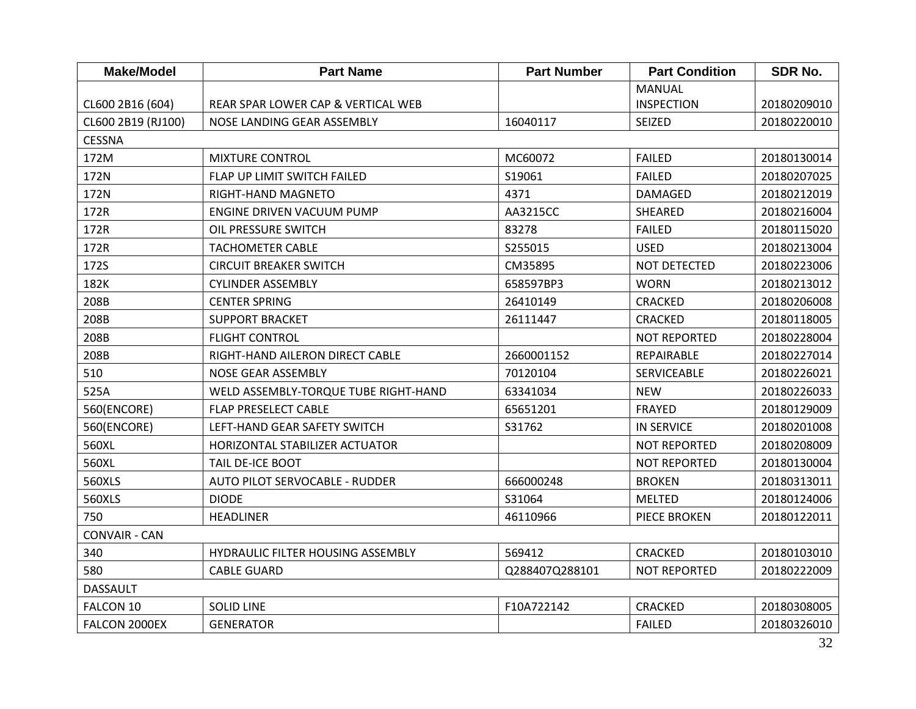| Make/Model | Part Name | Part Number | Part Condition | SDR No. |
|---|---|---|---|---|
| CL600 2B16 (604) | REAR SPAR LOWER CAP & VERTICAL WEB | | MANUAL INSPECTION | 20180209010 |
| CL600 2B19 (RJ100) | NOSE LANDING GEAR ASSEMBLY | 16040117 | SEIZED | 20180220010 |
| CESSNA | | | | |
| 172M | MIXTURE CONTROL | MC60072 | FAILED | 20180130014 |
| 172N | FLAP UP LIMIT SWITCH FAILED | S19061 | FAILED | 20180207025 |
| 172N | RIGHT-HAND MAGNETO | 4371 | DAMAGED | 20180212019 |
| 172R | ENGINE DRIVEN VACUUM PUMP | AA3215CC | SHEARED | 20180216004 |
| 172R | OIL PRESSURE SWITCH | 83278 | FAILED | 20180115020 |
| 172R | TACHOMETER CABLE | S255015 | USED | 20180213004 |
| 172S | CIRCUIT BREAKER SWITCH | CM35895 | NOT DETECTED | 20180223006 |
| 182K | CYLINDER ASSEMBLY | 658597BP3 | WORN | 20180213012 |
| 208B | CENTER SPRING | 26410149 | CRACKED | 20180206008 |
| 208B | SUPPORT BRACKET | 26111447 | CRACKED | 20180118005 |
| 208B | FLIGHT CONTROL | | NOT REPORTED | 20180228004 |
| 208B | RIGHT-HAND AILERON DIRECT CABLE | 2660001152 | REPAIRABLE | 20180227014 |
| 510 | NOSE GEAR ASSEMBLY | 70120104 | SERVICEABLE | 20180226021 |
| 525A | WELD ASSEMBLY-TORQUE TUBE RIGHT-HAND | 63341034 | NEW | 20180226033 |
| 560(ENCORE) | FLAP PRESELECT CABLE | 65651201 | FRAYED | 20180129009 |
| 560(ENCORE) | LEFT-HAND GEAR SAFETY SWITCH | S31762 | IN SERVICE | 20180201008 |
| 560XL | HORIZONTAL STABILIZER ACTUATOR | | NOT REPORTED | 20180208009 |
| 560XL | TAIL DE-ICE BOOT | | NOT REPORTED | 20180130004 |
| 560XLS | AUTO PILOT SERVOCABLE - RUDDER | 666000248 | BROKEN | 20180313011 |
| 560XLS | DIODE | S31064 | MELTED | 20180124006 |
| 750 | HEADLINER | 46110966 | PIECE BROKEN | 20180122011 |
| CONVAIR - CAN | | | | |
| 340 | HYDRAULIC FILTER HOUSING ASSEMBLY | 569412 | CRACKED | 20180103010 |
| 580 | CABLE GUARD | Q288407Q288101 | NOT REPORTED | 20180222009 |
| DASSAULT | | | | |
| FALCON 10 | SOLID LINE | F10A722142 | CRACKED | 20180308005 |
| FALCON 2000EX | GENERATOR | | FAILED | 20180326010 |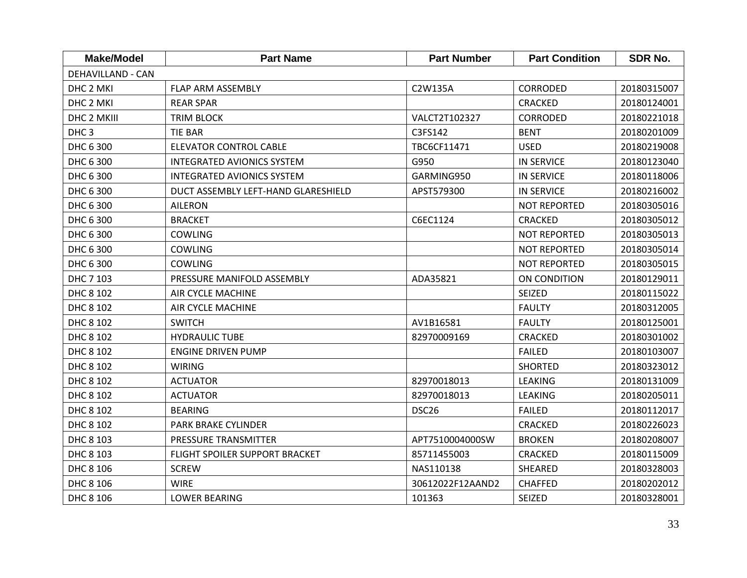| Make/Model | Part Name | Part Number | Part Condition | SDR No. |
|---|---|---|---|---|
| DEHAVILLAND - CAN | | | | |
| DHC 2 MKI | FLAP ARM ASSEMBLY | C2W135A | CORRODED | 20180315007 |
| DHC 2 MKI | REAR SPAR | | CRACKED | 20180124001 |
| DHC 2 MKIII | TRIM BLOCK | VALCT2T102327 | CORRODED | 20180221018 |
| DHC 3 | TIE BAR | C3FS142 | BENT | 20180201009 |
| DHC 6 300 | ELEVATOR CONTROL CABLE | TBC6CF11471 | USED | 20180219008 |
| DHC 6 300 | INTEGRATED AVIONICS SYSTEM | G950 | IN SERVICE | 20180123040 |
| DHC 6 300 | INTEGRATED AVIONICS SYSTEM | GARMING950 | IN SERVICE | 20180118006 |
| DHC 6 300 | DUCT ASSEMBLY LEFT-HAND GLARESHIELD | APST579300 | IN SERVICE | 20180216002 |
| DHC 6 300 | AILERON | | NOT REPORTED | 20180305016 |
| DHC 6 300 | BRACKET | C6EC1124 | CRACKED | 20180305012 |
| DHC 6 300 | COWLING | | NOT REPORTED | 20180305013 |
| DHC 6 300 | COWLING | | NOT REPORTED | 20180305014 |
| DHC 6 300 | COWLING | | NOT REPORTED | 20180305015 |
| DHC 7 103 | PRESSURE MANIFOLD ASSEMBLY | ADA35821 | ON CONDITION | 20180129011 |
| DHC 8 102 | AIR CYCLE MACHINE | | SEIZED | 20180115022 |
| DHC 8 102 | AIR CYCLE MACHINE | | FAULTY | 20180312005 |
| DHC 8 102 | SWITCH | AV1B16581 | FAULTY | 20180125001 |
| DHC 8 102 | HYDRAULIC TUBE | 82970009169 | CRACKED | 20180301002 |
| DHC 8 102 | ENGINE DRIVEN PUMP | | FAILED | 20180103007 |
| DHC 8 102 | WIRING | | SHORTED | 20180323012 |
| DHC 8 102 | ACTUATOR | 82970018013 | LEAKING | 20180131009 |
| DHC 8 102 | ACTUATOR | 82970018013 | LEAKING | 20180205011 |
| DHC 8 102 | BEARING | DSC26 | FAILED | 20180112017 |
| DHC 8 102 | PARK BRAKE CYLINDER | | CRACKED | 20180226023 |
| DHC 8 103 | PRESSURE TRANSMITTER | APT7510004000SW | BROKEN | 20180208007 |
| DHC 8 103 | FLIGHT SPOILER SUPPORT BRACKET | 85711455003 | CRACKED | 20180115009 |
| DHC 8 106 | SCREW | NAS110138 | SHEARED | 20180328003 |
| DHC 8 106 | WIRE | 30612022F12AAND2 | CHAFFED | 20180202012 |
| DHC 8 106 | LOWER BEARING | 101363 | SEIZED | 20180328001 |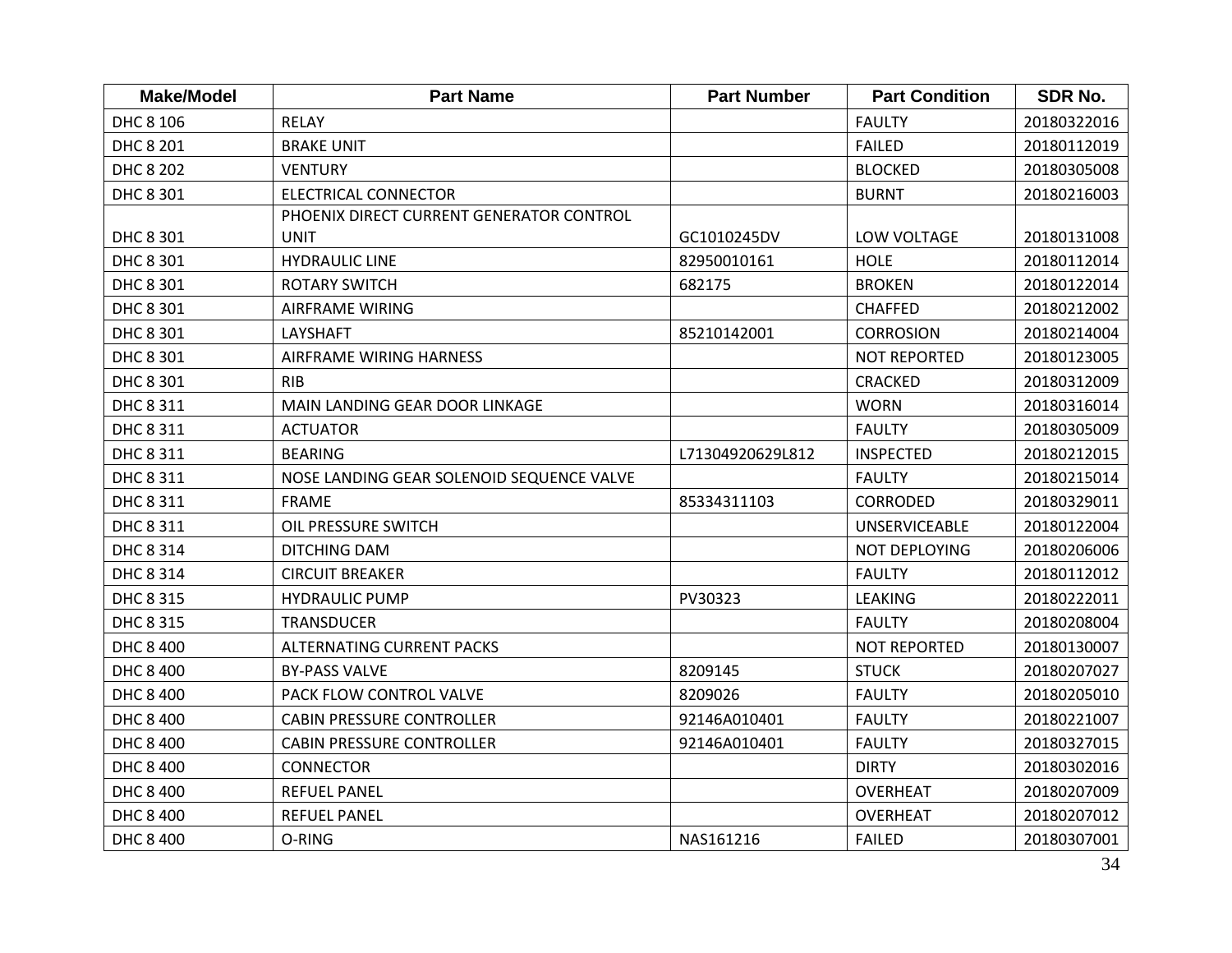| Make/Model | Part Name | Part Number | Part Condition | SDR No. |
|---|---|---|---|---|
| DHC 8 106 | RELAY | | FAULTY | 20180322016 |
| DHC 8 201 | BRAKE UNIT | | FAILED | 20180112019 |
| DHC 8 202 | VENTURY | | BLOCKED | 20180305008 |
| DHC 8 301 | ELECTRICAL CONNECTOR | | BURNT | 20180216003 |
| DHC 8 301 | PHOENIX DIRECT CURRENT GENERATOR CONTROL UNIT | GC1010245DV | LOW VOLTAGE | 20180131008 |
| DHC 8 301 | HYDRAULIC LINE | 82950010161 | HOLE | 20180112014 |
| DHC 8 301 | ROTARY SWITCH | 682175 | BROKEN | 20180122014 |
| DHC 8 301 | AIRFRAME WIRING | | CHAFFED | 20180212002 |
| DHC 8 301 | LAYSHAFT | 85210142001 | CORROSION | 20180214004 |
| DHC 8 301 | AIRFRAME WIRING HARNESS | | NOT REPORTED | 20180123005 |
| DHC 8 301 | RIB | | CRACKED | 20180312009 |
| DHC 8 311 | MAIN LANDING GEAR DOOR LINKAGE | | WORN | 20180316014 |
| DHC 8 311 | ACTUATOR | | FAULTY | 20180305009 |
| DHC 8 311 | BEARING | L71304920629L812 | INSPECTED | 20180212015 |
| DHC 8 311 | NOSE LANDING GEAR SOLENOID SEQUENCE VALVE | | FAULTY | 20180215014 |
| DHC 8 311 | FRAME | 85334311103 | CORRODED | 20180329011 |
| DHC 8 311 | OIL PRESSURE SWITCH | | UNSERVICEABLE | 20180122004 |
| DHC 8 314 | DITCHING DAM | | NOT DEPLOYING | 20180206006 |
| DHC 8 314 | CIRCUIT BREAKER | | FAULTY | 20180112012 |
| DHC 8 315 | HYDRAULIC PUMP | PV30323 | LEAKING | 20180222011 |
| DHC 8 315 | TRANSDUCER | | FAULTY | 20180208004 |
| DHC 8 400 | ALTERNATING CURRENT PACKS | | NOT REPORTED | 20180130007 |
| DHC 8 400 | BY-PASS VALVE | 8209145 | STUCK | 20180207027 |
| DHC 8 400 | PACK FLOW CONTROL VALVE | 8209026 | FAULTY | 20180205010 |
| DHC 8 400 | CABIN PRESSURE CONTROLLER | 92146A010401 | FAULTY | 20180221007 |
| DHC 8 400 | CABIN PRESSURE CONTROLLER | 92146A010401 | FAULTY | 20180327015 |
| DHC 8 400 | CONNECTOR | | DIRTY | 20180302016 |
| DHC 8 400 | REFUEL PANEL | | OVERHEAT | 20180207009 |
| DHC 8 400 | REFUEL PANEL | | OVERHEAT | 20180207012 |
| DHC 8 400 | O-RING | NAS161216 | FAILED | 20180307001 |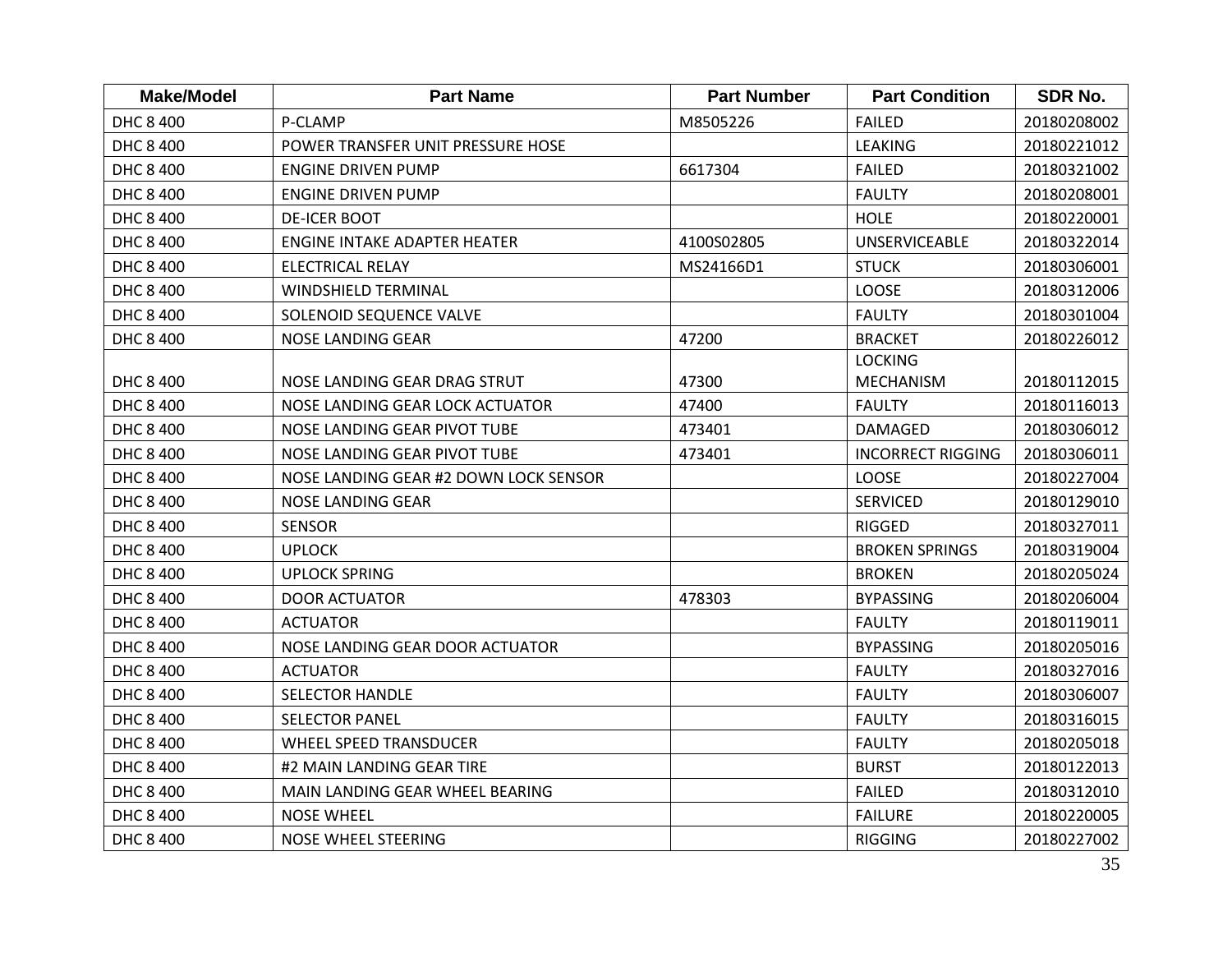| Make/Model | Part Name | Part Number | Part Condition | SDR No. |
|---|---|---|---|---|
| DHC 8 400 | P-CLAMP | M8505226 | FAILED | 20180208002 |
| DHC 8 400 | POWER TRANSFER UNIT PRESSURE HOSE | | LEAKING | 20180221012 |
| DHC 8 400 | ENGINE DRIVEN PUMP | 6617304 | FAILED | 20180321002 |
| DHC 8 400 | ENGINE DRIVEN PUMP | | FAULTY | 20180208001 |
| DHC 8 400 | DE-ICER BOOT | | HOLE | 20180220001 |
| DHC 8 400 | ENGINE INTAKE ADAPTER HEATER | 4100S02805 | UNSERVICEABLE | 20180322014 |
| DHC 8 400 | ELECTRICAL RELAY | MS24166D1 | STUCK | 20180306001 |
| DHC 8 400 | WINDSHIELD TERMINAL | | LOOSE | 20180312006 |
| DHC 8 400 | SOLENOID SEQUENCE VALVE | | FAULTY | 20180301004 |
| DHC 8 400 | NOSE LANDING GEAR | 47200 | BRACKET | 20180226012 |
| DHC 8 400 | NOSE LANDING GEAR DRAG STRUT | 47300 | LOCKING MECHANISM | 20180112015 |
| DHC 8 400 | NOSE LANDING GEAR LOCK ACTUATOR | 47400 | FAULTY | 20180116013 |
| DHC 8 400 | NOSE LANDING GEAR PIVOT TUBE | 473401 | DAMAGED | 20180306012 |
| DHC 8 400 | NOSE LANDING GEAR PIVOT TUBE | 473401 | INCORRECT RIGGING | 20180306011 |
| DHC 8 400 | NOSE LANDING GEAR #2 DOWN LOCK SENSOR | | LOOSE | 20180227004 |
| DHC 8 400 | NOSE LANDING GEAR | | SERVICED | 20180129010 |
| DHC 8 400 | SENSOR | | RIGGED | 20180327011 |
| DHC 8 400 | UPLOCK | | BROKEN SPRINGS | 20180319004 |
| DHC 8 400 | UPLOCK SPRING | | BROKEN | 20180205024 |
| DHC 8 400 | DOOR ACTUATOR | 478303 | BYPASSING | 20180206004 |
| DHC 8 400 | ACTUATOR | | FAULTY | 20180119011 |
| DHC 8 400 | NOSE LANDING GEAR DOOR ACTUATOR | | BYPASSING | 20180205016 |
| DHC 8 400 | ACTUATOR | | FAULTY | 20180327016 |
| DHC 8 400 | SELECTOR HANDLE | | FAULTY | 20180306007 |
| DHC 8 400 | SELECTOR PANEL | | FAULTY | 20180316015 |
| DHC 8 400 | WHEEL SPEED TRANSDUCER | | FAULTY | 20180205018 |
| DHC 8 400 | #2 MAIN LANDING GEAR TIRE | | BURST | 20180122013 |
| DHC 8 400 | MAIN LANDING GEAR WHEEL BEARING | | FAILED | 20180312010 |
| DHC 8 400 | NOSE WHEEL | | FAILURE | 20180220005 |
| DHC 8 400 | NOSE WHEEL STEERING | | RIGGING | 20180227002 |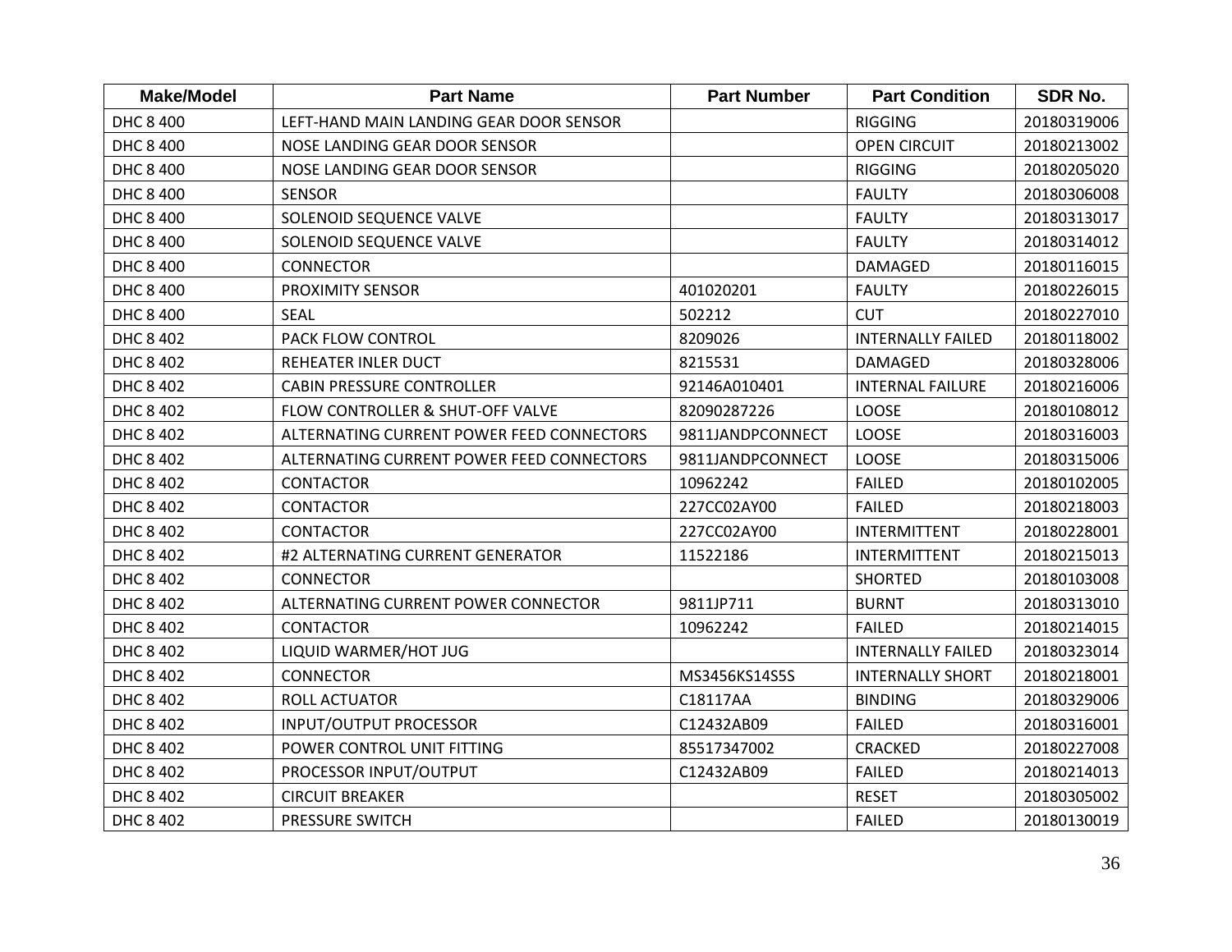| Make/Model | Part Name | Part Number | Part Condition | SDR No. |
| --- | --- | --- | --- | --- |
| DHC 8 400 | LEFT-HAND MAIN LANDING GEAR DOOR SENSOR | | RIGGING | 20180319006 |
| DHC 8 400 | NOSE LANDING GEAR DOOR SENSOR | | OPEN CIRCUIT | 20180213002 |
| DHC 8 400 | NOSE LANDING GEAR DOOR SENSOR | | RIGGING | 20180205020 |
| DHC 8 400 | SENSOR | | FAULTY | 20180306008 |
| DHC 8 400 | SOLENOID SEQUENCE VALVE | | FAULTY | 20180313017 |
| DHC 8 400 | SOLENOID SEQUENCE VALVE | | FAULTY | 20180314012 |
| DHC 8 400 | CONNECTOR | | DAMAGED | 20180116015 |
| DHC 8 400 | PROXIMITY SENSOR | 401020201 | FAULTY | 20180226015 |
| DHC 8 400 | SEAL | 502212 | CUT | 20180227010 |
| DHC 8 402 | PACK FLOW CONTROL | 8209026 | INTERNALLY FAILED | 20180118002 |
| DHC 8 402 | REHEATER INLER DUCT | 8215531 | DAMAGED | 20180328006 |
| DHC 8 402 | CABIN PRESSURE CONTROLLER | 92146A010401 | INTERNAL FAILURE | 20180216006 |
| DHC 8 402 | FLOW CONTROLLER & SHUT-OFF VALVE | 82090287226 | LOOSE | 20180108012 |
| DHC 8 402 | ALTERNATING CURRENT POWER FEED CONNECTORS | 9811JANDPCONNECT | LOOSE | 20180316003 |
| DHC 8 402 | ALTERNATING CURRENT POWER FEED CONNECTORS | 9811JANDPCONNECT | LOOSE | 20180315006 |
| DHC 8 402 | CONTACTOR | 10962242 | FAILED | 20180102005 |
| DHC 8 402 | CONTACTOR | 227CC02AY00 | FAILED | 20180218003 |
| DHC 8 402 | CONTACTOR | 227CC02AY00 | INTERMITTENT | 20180228001 |
| DHC 8 402 | #2 ALTERNATING CURRENT GENERATOR | 11522186 | INTERMITTENT | 20180215013 |
| DHC 8 402 | CONNECTOR | | SHORTED | 20180103008 |
| DHC 8 402 | ALTERNATING CURRENT POWER CONNECTOR | 9811JP711 | BURNT | 20180313010 |
| DHC 8 402 | CONTACTOR | 10962242 | FAILED | 20180214015 |
| DHC 8 402 | LIQUID WARMER/HOT JUG | | INTERNALLY FAILED | 20180323014 |
| DHC 8 402 | CONNECTOR | MS3456KS14S5S | INTERNALLY SHORT | 20180218001 |
| DHC 8 402 | ROLL ACTUATOR | C18117AA | BINDING | 20180329006 |
| DHC 8 402 | INPUT/OUTPUT PROCESSOR | C12432AB09 | FAILED | 20180316001 |
| DHC 8 402 | POWER CONTROL UNIT FITTING | 85517347002 | CRACKED | 20180227008 |
| DHC 8 402 | PROCESSOR INPUT/OUTPUT | C12432AB09 | FAILED | 20180214013 |
| DHC 8 402 | CIRCUIT BREAKER | | RESET | 20180305002 |
| DHC 8 402 | PRESSURE SWITCH | | FAILED | 20180130019 |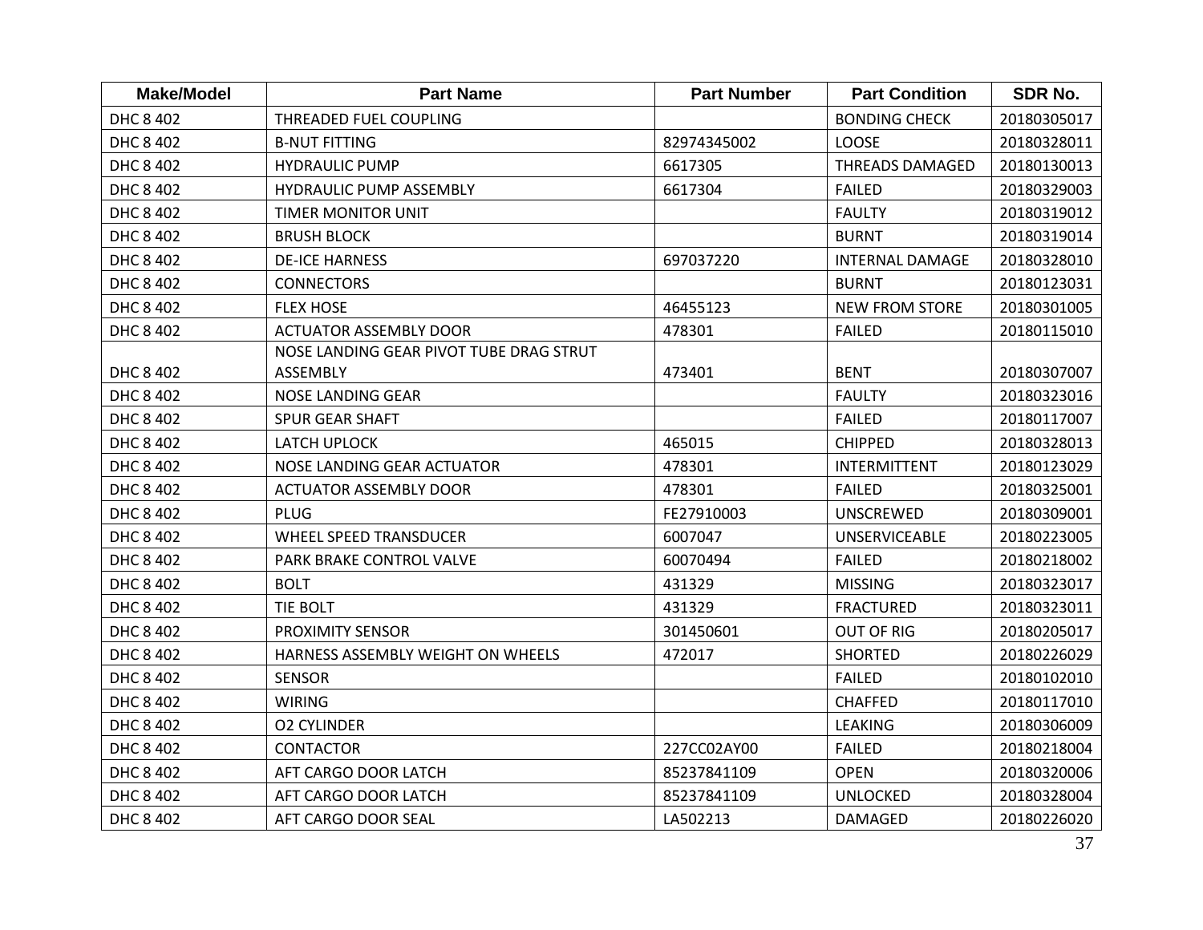| Make/Model | Part Name | Part Number | Part Condition | SDR No. |
|---|---|---|---|---|
| DHC 8 402 | THREADED FUEL COUPLING | | BONDING CHECK | 20180305017 |
| DHC 8 402 | B-NUT FITTING | 82974345002 | LOOSE | 20180328011 |
| DHC 8 402 | HYDRAULIC PUMP | 6617305 | THREADS DAMAGED | 20180130013 |
| DHC 8 402 | HYDRAULIC PUMP ASSEMBLY | 6617304 | FAILED | 20180329003 |
| DHC 8 402 | TIMER MONITOR UNIT | | FAULTY | 20180319012 |
| DHC 8 402 | BRUSH BLOCK | | BURNT | 20180319014 |
| DHC 8 402 | DE-ICE HARNESS | 697037220 | INTERNAL DAMAGE | 20180328010 |
| DHC 8 402 | CONNECTORS | | BURNT | 20180123031 |
| DHC 8 402 | FLEX HOSE | 46455123 | NEW FROM STORE | 20180301005 |
| DHC 8 402 | ACTUATOR ASSEMBLY DOOR | 478301 | FAILED | 20180115010 |
| DHC 8 402 | NOSE LANDING GEAR PIVOT TUBE DRAG STRUT ASSEMBLY | 473401 | BENT | 20180307007 |
| DHC 8 402 | NOSE LANDING GEAR | | FAULTY | 20180323016 |
| DHC 8 402 | SPUR GEAR SHAFT | | FAILED | 20180117007 |
| DHC 8 402 | LATCH UPLOCK | 465015 | CHIPPED | 20180328013 |
| DHC 8 402 | NOSE LANDING GEAR ACTUATOR | 478301 | INTERMITTENT | 20180123029 |
| DHC 8 402 | ACTUATOR ASSEMBLY DOOR | 478301 | FAILED | 20180325001 |
| DHC 8 402 | PLUG | FE27910003 | UNSCREWED | 20180309001 |
| DHC 8 402 | WHEEL SPEED TRANSDUCER | 6007047 | UNSERVICEABLE | 20180223005 |
| DHC 8 402 | PARK BRAKE CONTROL VALVE | 60070494 | FAILED | 20180218002 |
| DHC 8 402 | BOLT | 431329 | MISSING | 20180323017 |
| DHC 8 402 | TIE BOLT | 431329 | FRACTURED | 20180323011 |
| DHC 8 402 | PROXIMITY SENSOR | 301450601 | OUT OF RIG | 20180205017 |
| DHC 8 402 | HARNESS ASSEMBLY WEIGHT ON WHEELS | 472017 | SHORTED | 20180226029 |
| DHC 8 402 | SENSOR | | FAILED | 20180102010 |
| DHC 8 402 | WIRING | | CHAFFED | 20180117010 |
| DHC 8 402 | O2 CYLINDER | | LEAKING | 20180306009 |
| DHC 8 402 | CONTACTOR | 227CC02AY00 | FAILED | 20180218004 |
| DHC 8 402 | AFT CARGO DOOR LATCH | 85237841109 | OPEN | 20180320006 |
| DHC 8 402 | AFT CARGO DOOR LATCH | 85237841109 | UNLOCKED | 20180328004 |
| DHC 8 402 | AFT CARGO DOOR SEAL | LA502213 | DAMAGED | 20180226020 |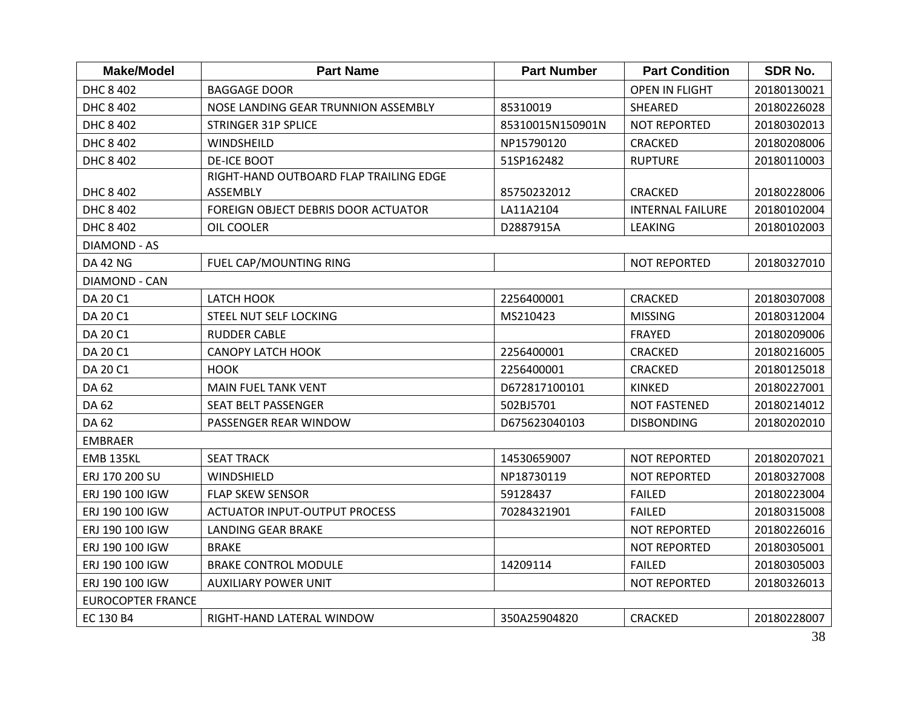| Make/Model | Part Name | Part Number | Part Condition | SDR No. |
|---|---|---|---|---|
| DHC 8 402 | BAGGAGE DOOR | | OPEN IN FLIGHT | 20180130021 |
| DHC 8 402 | NOSE LANDING GEAR TRUNNION ASSEMBLY | 85310019 | SHEARED | 20180226028 |
| DHC 8 402 | STRINGER 31P SPLICE | 85310015N150901N | NOT REPORTED | 20180302013 |
| DHC 8 402 | WINDSHEILD | NP15790120 | CRACKED | 20180208006 |
| DHC 8 402 | DE-ICE BOOT | 51SP162482 | RUPTURE | 20180110003 |
| DHC 8 402 | RIGHT-HAND OUTBOARD FLAP TRAILING EDGE ASSEMBLY | 85750232012 | CRACKED | 20180228006 |
| DHC 8 402 | FOREIGN OBJECT DEBRIS DOOR ACTUATOR | LA11A2104 | INTERNAL FAILURE | 20180102004 |
| DHC 8 402 | OIL COOLER | D2887915A | LEAKING | 20180102003 |
| DIAMOND - AS | | | | |
| DA 42 NG | FUEL CAP/MOUNTING RING | | NOT REPORTED | 20180327010 |
| DIAMOND - CAN | | | | |
| DA 20 C1 | LATCH HOOK | 2256400001 | CRACKED | 20180307008 |
| DA 20 C1 | STEEL NUT SELF LOCKING | MS210423 | MISSING | 20180312004 |
| DA 20 C1 | RUDDER CABLE | | FRAYED | 20180209006 |
| DA 20 C1 | CANOPY LATCH HOOK | 2256400001 | CRACKED | 20180216005 |
| DA 20 C1 | HOOK | 2256400001 | CRACKED | 20180125018 |
| DA 62 | MAIN FUEL TANK VENT | D672817100101 | KINKED | 20180227001 |
| DA 62 | SEAT BELT PASSENGER | 502BJ5701 | NOT FASTENED | 20180214012 |
| DA 62 | PASSENGER REAR WINDOW | D675623040103 | DISBONDING | 20180202010 |
| EMBRAER | | | | |
| EMB 135KL | SEAT TRACK | 14530659007 | NOT REPORTED | 20180207021 |
| ERJ 170 200 SU | WINDSHIELD | NP18730119 | NOT REPORTED | 20180327008 |
| ERJ 190 100 IGW | FLAP SKEW SENSOR | 59128437 | FAILED | 20180223004 |
| ERJ 190 100 IGW | ACTUATOR INPUT-OUTPUT PROCESS | 70284321901 | FAILED | 20180315008 |
| ERJ 190 100 IGW | LANDING GEAR BRAKE | | NOT REPORTED | 20180226016 |
| ERJ 190 100 IGW | BRAKE | | NOT REPORTED | 20180305001 |
| ERJ 190 100 IGW | BRAKE CONTROL MODULE | 14209114 | FAILED | 20180305003 |
| ERJ 190 100 IGW | AUXILIARY POWER UNIT | | NOT REPORTED | 20180326013 |
| EUROCOPTER FRANCE | | | | |
| EC 130 B4 | RIGHT-HAND LATERAL WINDOW | 350A25904820 | CRACKED | 20180228007 |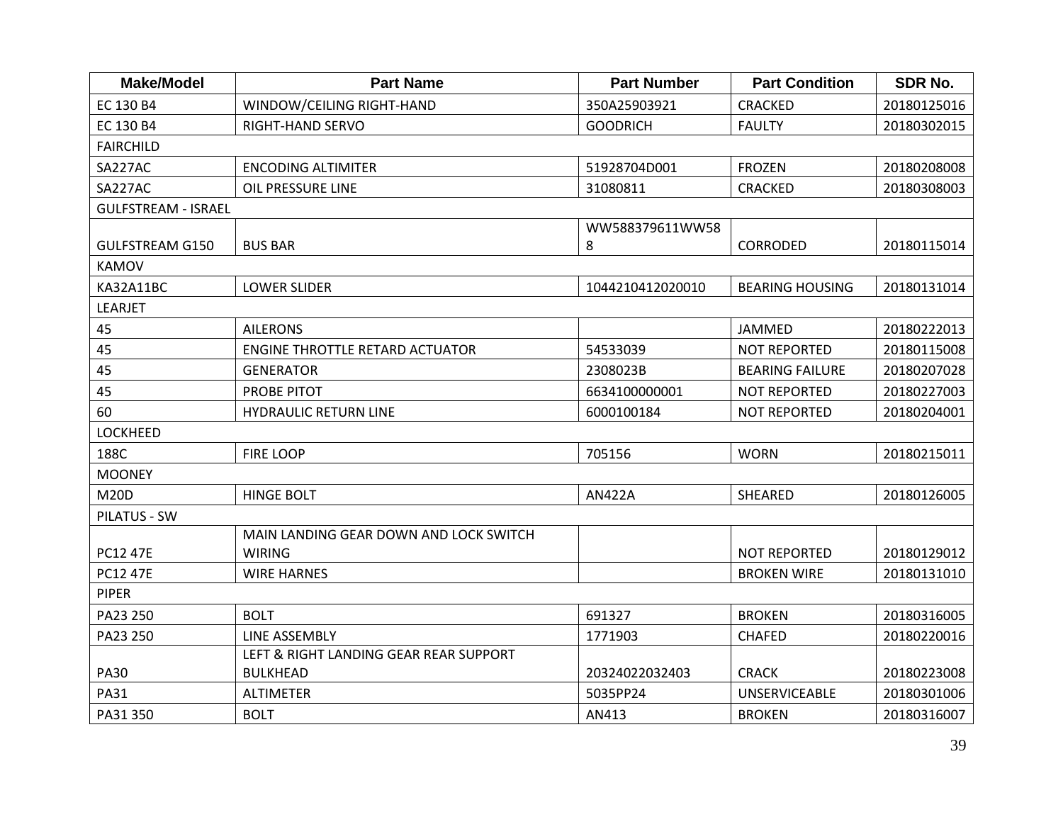| Make/Model | Part Name | Part Number | Part Condition | SDR No. |
|---|---|---|---|---|
| EC 130 B4 | WINDOW/CEILING RIGHT-HAND | 350A25903921 | CRACKED | 20180125016 |
| EC 130 B4 | RIGHT-HAND SERVO | GOODRICH | FAULTY | 20180302015 |
| FAIRCHILD | | | | |
| SA227AC | ENCODING ALTIMITER | 51928704D001 | FROZEN | 20180208008 |
| SA227AC | OIL PRESSURE LINE | 31080811 | CRACKED | 20180308003 |
| GULFSTREAM - ISRAEL | | | | |
| GULFSTREAM G150 | BUS BAR | WW588379611WW588 | CORRODED | 20180115014 |
| KAMOV | | | | |
| KA32A11BC | LOWER SLIDER | 1044210412020010 | BEARING HOUSING | 20180131014 |
| LEARJET | | | | |
| 45 | AILERONS | | JAMMED | 20180222013 |
| 45 | ENGINE THROTTLE RETARD ACTUATOR | 54533039 | NOT REPORTED | 20180115008 |
| 45 | GENERATOR | 2308023B | BEARING FAILURE | 20180207028 |
| 45 | PROBE PITOT | 6634100000001 | NOT REPORTED | 20180227003 |
| 60 | HYDRAULIC RETURN LINE | 6000100184 | NOT REPORTED | 20180204001 |
| LOCKHEED | | | | |
| 188C | FIRE LOOP | 705156 | WORN | 20180215011 |
| MOONEY | | | | |
| M20D | HINGE BOLT | AN422A | SHEARED | 20180126005 |
| PILATUS - SW | | | | |
| PC12 47E | MAIN LANDING GEAR DOWN AND LOCK SWITCH WIRING | | NOT REPORTED | 20180129012 |
| PC12 47E | WIRE HARNES | | BROKEN WIRE | 20180131010 |
| PIPER | | | | |
| PA23 250 | BOLT | 691327 | BROKEN | 20180316005 |
| PA23 250 | LINE ASSEMBLY | 1771903 | CHAFED | 20180220016 |
| PA30 | LEFT & RIGHT LANDING GEAR REAR SUPPORT BULKHEAD | 20324022032403 | CRACK | 20180223008 |
| PA31 | ALTIMETER | 5035PP24 | UNSERVICEABLE | 20180301006 |
| PA31 350 | BOLT | AN413 | BROKEN | 20180316007 |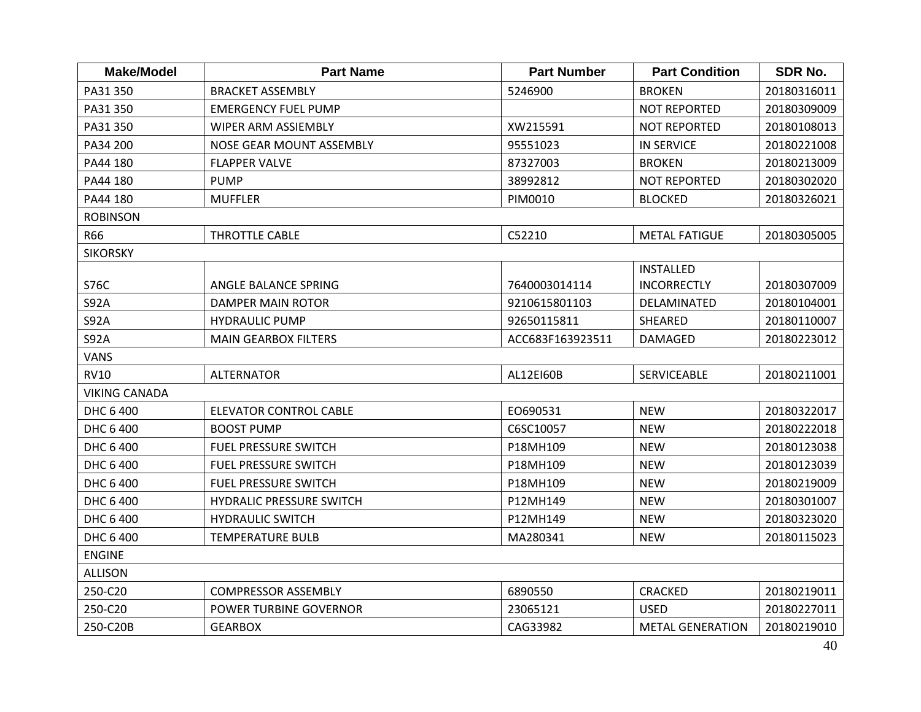| Make/Model | Part Name | Part Number | Part Condition | SDR No. |
|---|---|---|---|---|
| PA31 350 | BRACKET ASSEMBLY | 5246900 | BROKEN | 20180316011 |
| PA31 350 | EMERGENCY FUEL PUMP | | NOT REPORTED | 20180309009 |
| PA31 350 | WIPER ARM ASSIEMBLY | XW215591 | NOT REPORTED | 20180108013 |
| PA34 200 | NOSE GEAR MOUNT ASSEMBLY | 95551023 | IN SERVICE | 20180221008 |
| PA44 180 | FLAPPER VALVE | 87327003 | BROKEN | 20180213009 |
| PA44 180 | PUMP | 38992812 | NOT REPORTED | 20180302020 |
| PA44 180 | MUFFLER | PIM0010 | BLOCKED | 20180326021 |
| ROBINSON | | | | |
| R66 | THROTTLE CABLE | C52210 | METAL FATIGUE | 20180305005 |
| SIKORSKY | | | | |
| S76C | ANGLE BALANCE SPRING | 7640003014114 | INSTALLED INCORRECTLY | 20180307009 |
| S92A | DAMPER MAIN ROTOR | 9210615801103 | DELAMINATED | 20180104001 |
| S92A | HYDRAULIC PUMP | 92650115811 | SHEARED | 20180110007 |
| S92A | MAIN GEARBOX FILTERS | ACC683F163923511 | DAMAGED | 20180223012 |
| VANS | | | | |
| RV10 | ALTERNATOR | AL12EI60B | SERVICEABLE | 20180211001 |
| VIKING CANADA | | | | |
| DHC 6 400 | ELEVATOR CONTROL CABLE | EO690531 | NEW | 20180322017 |
| DHC 6 400 | BOOST PUMP | C6SC10057 | NEW | 20180222018 |
| DHC 6 400 | FUEL PRESSURE SWITCH | P18MH109 | NEW | 20180123038 |
| DHC 6 400 | FUEL PRESSURE SWITCH | P18MH109 | NEW | 20180123039 |
| DHC 6 400 | FUEL PRESSURE SWITCH | P18MH109 | NEW | 20180219009 |
| DHC 6 400 | HYDRALIC PRESSURE SWITCH | P12MH149 | NEW | 20180301007 |
| DHC 6 400 | HYDRAULIC SWITCH | P12MH149 | NEW | 20180323020 |
| DHC 6 400 | TEMPERATURE BULB | MA280341 | NEW | 20180115023 |
| ENGINE | | | | |
| ALLISON | | | | |
| 250-C20 | COMPRESSOR ASSEMBLY | 6890550 | CRACKED | 20180219011 |
| 250-C20 | POWER TURBINE GOVERNOR | 23065121 | USED | 20180227011 |
| 250-C20B | GEARBOX | CAG33982 | METAL GENERATION | 20180219010 |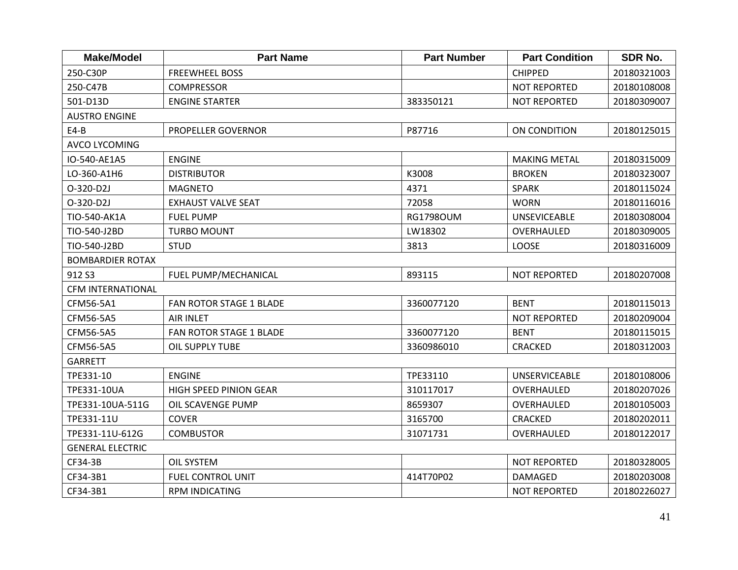| Make/Model | Part Name | Part Number | Part Condition | SDR No. |
|---|---|---|---|---|
| 250-C30P | FREEWHEEL BOSS | | CHIPPED | 20180321003 |
| 250-C47B | COMPRESSOR | | NOT REPORTED | 20180108008 |
| 501-D13D | ENGINE STARTER | 383350121 | NOT REPORTED | 20180309007 |
| AUSTRO ENGINE | | | | |
| E4-B | PROPELLER GOVERNOR | P87716 | ON CONDITION | 20180125015 |
| AVCO LYCOMING | | | | |
| IO-540-AE1A5 | ENGINE | | MAKING METAL | 20180315009 |
| LO-360-A1H6 | DISTRIBUTOR | K3008 | BROKEN | 20180323007 |
| O-320-D2J | MAGNETO | 4371 | SPARK | 20180115024 |
| O-320-D2J | EXHAUST VALVE SEAT | 72058 | WORN | 20180116016 |
| TIO-540-AK1A | FUEL PUMP | RG1798OUM | UNSEVICEABLE | 20180308004 |
| TIO-540-J2BD | TURBO MOUNT | LW18302 | OVERHAULED | 20180309005 |
| TIO-540-J2BD | STUD | 3813 | LOOSE | 20180316009 |
| BOMBARDIER ROTAX | | | | |
| 912 S3 | FUEL PUMP/MECHANICAL | 893115 | NOT REPORTED | 20180207008 |
| CFM INTERNATIONAL | | | | |
| CFM56-5A1 | FAN ROTOR STAGE 1 BLADE | 3360077120 | BENT | 20180115013 |
| CFM56-5A5 | AIR INLET | | NOT REPORTED | 20180209004 |
| CFM56-5A5 | FAN ROTOR STAGE 1 BLADE | 3360077120 | BENT | 20180115015 |
| CFM56-5A5 | OIL SUPPLY TUBE | 3360986010 | CRACKED | 20180312003 |
| GARRETT | | | | |
| TPE331-10 | ENGINE | TPE33110 | UNSERVICEABLE | 20180108006 |
| TPE331-10UA | HIGH SPEED PINION GEAR | 310117017 | OVERHAULED | 20180207026 |
| TPE331-10UA-511G | OIL SCAVENGE PUMP | 8659307 | OVERHAULED | 20180105003 |
| TPE331-11U | COVER | 3165700 | CRACKED | 20180202011 |
| TPE331-11U-612G | COMBUSTOR | 31071731 | OVERHAULED | 20180122017 |
| GENERAL ELECTRIC | | | | |
| CF34-3B | OIL SYSTEM | | NOT REPORTED | 20180328005 |
| CF34-3B1 | FUEL CONTROL UNIT | 414T70P02 | DAMAGED | 20180203008 |
| CF34-3B1 | RPM INDICATING | | NOT REPORTED | 20180226027 |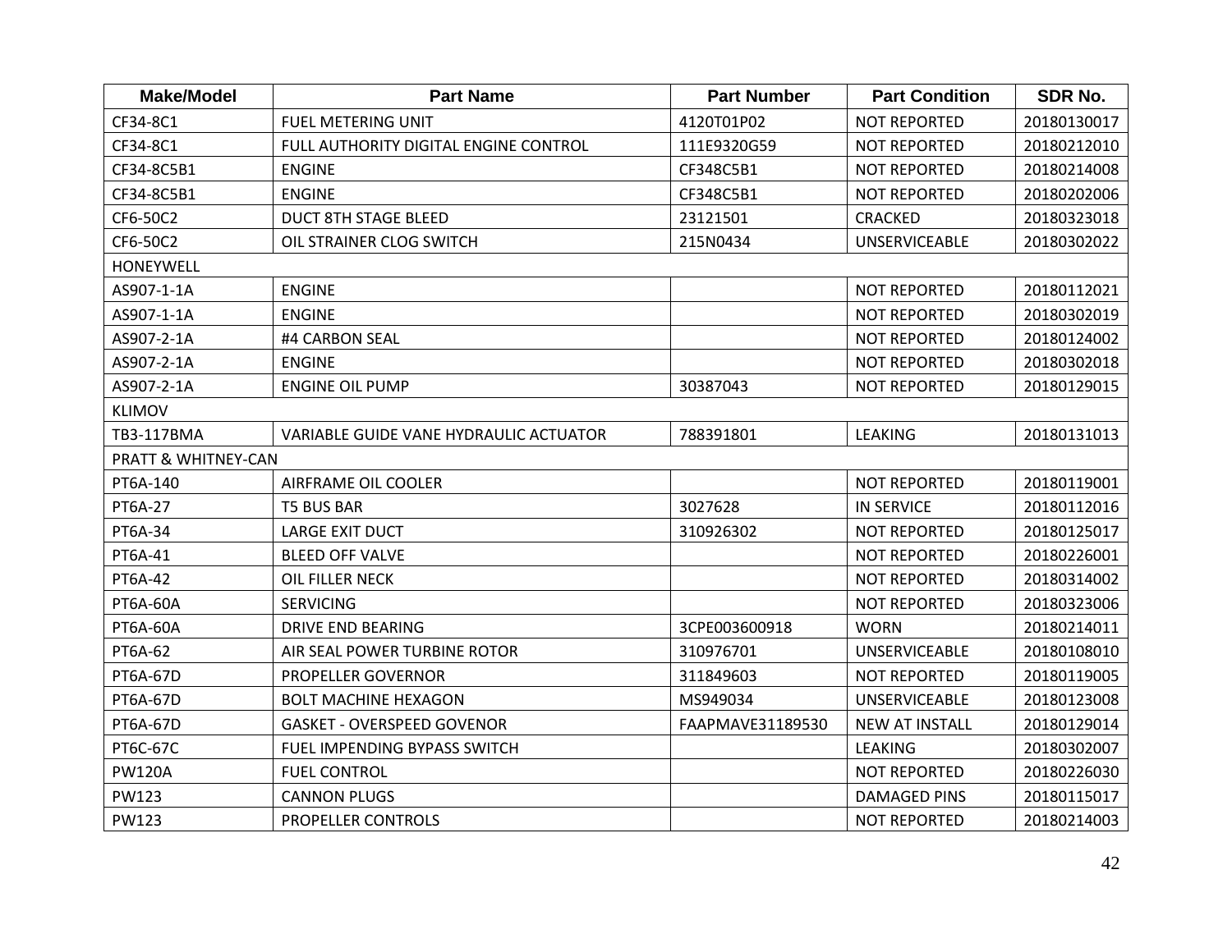| Make/Model | Part Name | Part Number | Part Condition | SDR No. |
|---|---|---|---|---|
| CF34-8C1 | FUEL METERING UNIT | 4120T01P02 | NOT REPORTED | 20180130017 |
| CF34-8C1 | FULL AUTHORITY DIGITAL ENGINE CONTROL | 111E9320G59 | NOT REPORTED | 20180212010 |
| CF34-8C5B1 | ENGINE | CF348C5B1 | NOT REPORTED | 20180214008 |
| CF34-8C5B1 | ENGINE | CF348C5B1 | NOT REPORTED | 20180202006 |
| CF6-50C2 | DUCT 8TH STAGE BLEED | 23121501 | CRACKED | 20180323018 |
| CF6-50C2 | OIL STRAINER CLOG SWITCH | 215N0434 | UNSERVICEABLE | 20180302022 |
| HONEYWELL | | | | |
| AS907-1-1A | ENGINE | | NOT REPORTED | 20180112021 |
| AS907-1-1A | ENGINE | | NOT REPORTED | 20180302019 |
| AS907-2-1A | #4 CARBON SEAL | | NOT REPORTED | 20180124002 |
| AS907-2-1A | ENGINE | | NOT REPORTED | 20180302018 |
| AS907-2-1A | ENGINE OIL PUMP | 30387043 | NOT REPORTED | 20180129015 |
| KLIMOV | | | | |
| TB3-117BMA | VARIABLE GUIDE VANE HYDRAULIC ACTUATOR | 788391801 | LEAKING | 20180131013 |
| PRATT & WHITNEY-CAN | | | | |
| PT6A-140 | AIRFRAME OIL COOLER | | NOT REPORTED | 20180119001 |
| PT6A-27 | T5 BUS BAR | 3027628 | IN SERVICE | 20180112016 |
| PT6A-34 | LARGE EXIT DUCT | 310926302 | NOT REPORTED | 20180125017 |
| PT6A-41 | BLEED OFF VALVE | | NOT REPORTED | 20180226001 |
| PT6A-42 | OIL FILLER NECK | | NOT REPORTED | 20180314002 |
| PT6A-60A | SERVICING | | NOT REPORTED | 20180323006 |
| PT6A-60A | DRIVE END BEARING | 3CPE003600918 | WORN | 20180214011 |
| PT6A-62 | AIR SEAL POWER TURBINE ROTOR | 310976701 | UNSERVICEABLE | 20180108010 |
| PT6A-67D | PROPELLER GOVERNOR | 311849603 | NOT REPORTED | 20180119005 |
| PT6A-67D | BOLT MACHINE HEXAGON | MS949034 | UNSERVICEABLE | 20180123008 |
| PT6A-67D | GASKET - OVERSPEED GOVENOR | FAAPMAVE31189530 | NEW AT INSTALL | 20180129014 |
| PT6C-67C | FUEL IMPENDING BYPASS SWITCH | | LEAKING | 20180302007 |
| PW120A | FUEL CONTROL | | NOT REPORTED | 20180226030 |
| PW123 | CANNON PLUGS | | DAMAGED PINS | 20180115017 |
| PW123 | PROPELLER CONTROLS | | NOT REPORTED | 20180214003 |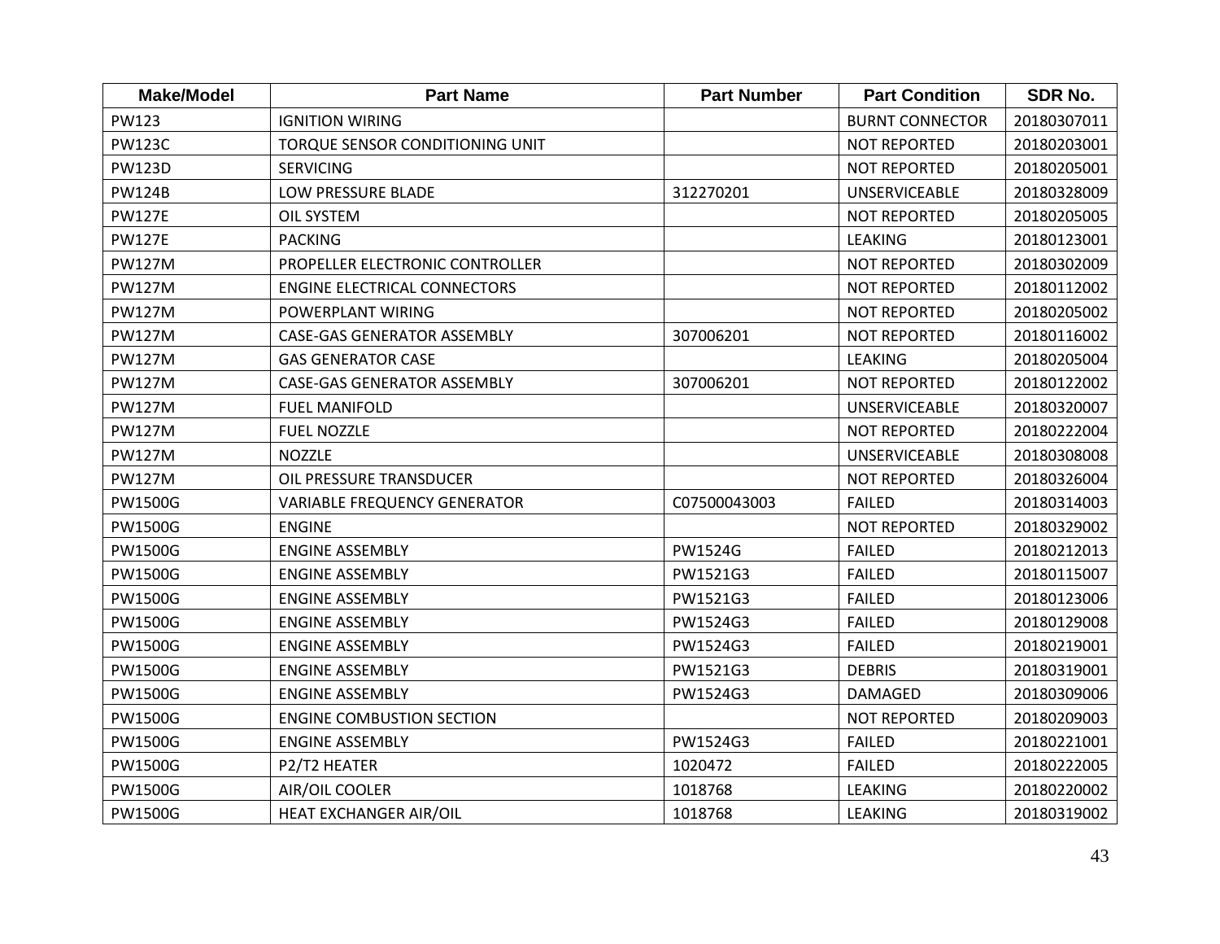| Make/Model | Part Name | Part Number | Part Condition | SDR No. |
|---|---|---|---|---|
| PW123 | IGNITION WIRING | | BURNT CONNECTOR | 20180307011 |
| PW123C | TORQUE SENSOR CONDITIONING UNIT | | NOT REPORTED | 20180203001 |
| PW123D | SERVICING | | NOT REPORTED | 20180205001 |
| PW124B | LOW PRESSURE BLADE | 312270201 | UNSERVICEABLE | 20180328009 |
| PW127E | OIL SYSTEM | | NOT REPORTED | 20180205005 |
| PW127E | PACKING | | LEAKING | 20180123001 |
| PW127M | PROPELLER ELECTRONIC CONTROLLER | | NOT REPORTED | 20180302009 |
| PW127M | ENGINE ELECTRICAL CONNECTORS | | NOT REPORTED | 20180112002 |
| PW127M | POWERPLANT WIRING | | NOT REPORTED | 20180205002 |
| PW127M | CASE-GAS GENERATOR ASSEMBLY | 307006201 | NOT REPORTED | 20180116002 |
| PW127M | GAS GENERATOR CASE | | LEAKING | 20180205004 |
| PW127M | CASE-GAS GENERATOR ASSEMBLY | 307006201 | NOT REPORTED | 20180122002 |
| PW127M | FUEL MANIFOLD | | UNSERVICEABLE | 20180320007 |
| PW127M | FUEL NOZZLE | | NOT REPORTED | 20180222004 |
| PW127M | NOZZLE | | UNSERVICEABLE | 20180308008 |
| PW127M | OIL PRESSURE TRANSDUCER | | NOT REPORTED | 20180326004 |
| PW1500G | VARIABLE FREQUENCY GENERATOR | C07500043003 | FAILED | 20180314003 |
| PW1500G | ENGINE | | NOT REPORTED | 20180329002 |
| PW1500G | ENGINE ASSEMBLY | PW1524G | FAILED | 20180212013 |
| PW1500G | ENGINE ASSEMBLY | PW1521G3 | FAILED | 20180115007 |
| PW1500G | ENGINE ASSEMBLY | PW1521G3 | FAILED | 20180123006 |
| PW1500G | ENGINE ASSEMBLY | PW1524G3 | FAILED | 20180129008 |
| PW1500G | ENGINE ASSEMBLY | PW1524G3 | FAILED | 20180219001 |
| PW1500G | ENGINE ASSEMBLY | PW1521G3 | DEBRIS | 20180319001 |
| PW1500G | ENGINE ASSEMBLY | PW1524G3 | DAMAGED | 20180309006 |
| PW1500G | ENGINE COMBUSTION SECTION | | NOT REPORTED | 20180209003 |
| PW1500G | ENGINE ASSEMBLY | PW1524G3 | FAILED | 20180221001 |
| PW1500G | P2/T2 HEATER | 1020472 | FAILED | 20180222005 |
| PW1500G | AIR/OIL COOLER | 1018768 | LEAKING | 20180220002 |
| PW1500G | HEAT EXCHANGER AIR/OIL | 1018768 | LEAKING | 20180319002 |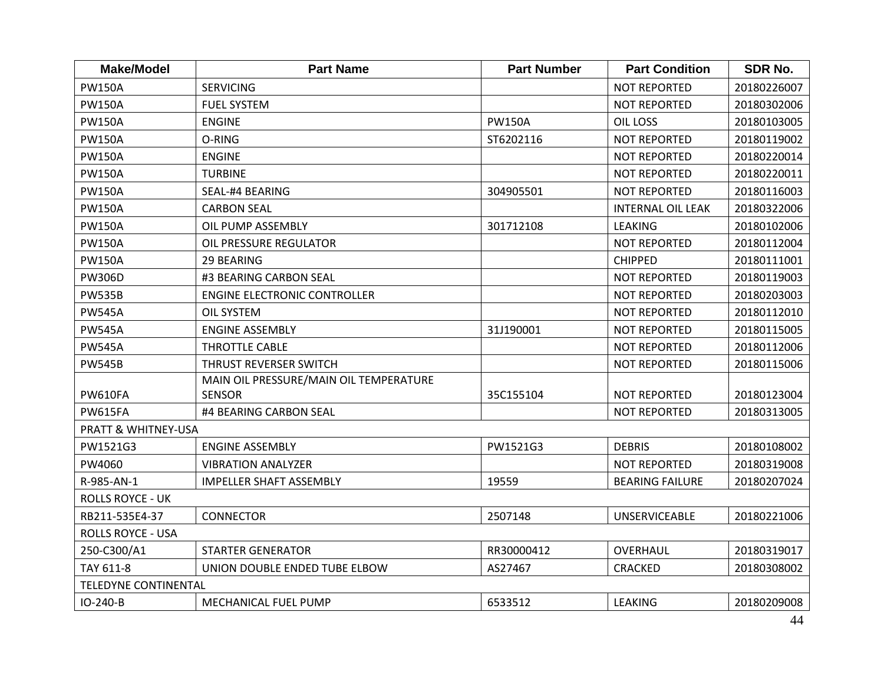| Make/Model | Part Name | Part Number | Part Condition | SDR No. |
|---|---|---|---|---|
| PW150A | SERVICING | | NOT REPORTED | 20180226007 |
| PW150A | FUEL SYSTEM | | NOT REPORTED | 20180302006 |
| PW150A | ENGINE | PW150A | OIL LOSS | 20180103005 |
| PW150A | O-RING | ST6202116 | NOT REPORTED | 20180119002 |
| PW150A | ENGINE | | NOT REPORTED | 20180220014 |
| PW150A | TURBINE | | NOT REPORTED | 20180220011 |
| PW150A | SEAL-#4 BEARING | 304905501 | NOT REPORTED | 20180116003 |
| PW150A | CARBON SEAL | | INTERNAL OIL LEAK | 20180322006 |
| PW150A | OIL PUMP ASSEMBLY | 301712108 | LEAKING | 20180102006 |
| PW150A | OIL PRESSURE REGULATOR | | NOT REPORTED | 20180112004 |
| PW150A | 29 BEARING | | CHIPPED | 20180111001 |
| PW306D | #3 BEARING CARBON SEAL | | NOT REPORTED | 20180119003 |
| PW535B | ENGINE ELECTRONIC CONTROLLER | | NOT REPORTED | 20180203003 |
| PW545A | OIL SYSTEM | | NOT REPORTED | 20180112010 |
| PW545A | ENGINE ASSEMBLY | 31J190001 | NOT REPORTED | 20180115005 |
| PW545A | THROTTLE CABLE | | NOT REPORTED | 20180112006 |
| PW545B | THRUST REVERSER SWITCH | | NOT REPORTED | 20180115006 |
| PW610FA | MAIN OIL PRESSURE/MAIN OIL TEMPERATURE SENSOR | 35C155104 | NOT REPORTED | 20180123004 |
| PW615FA | #4 BEARING CARBON SEAL | | NOT REPORTED | 20180313005 |
| PRATT & WHITNEY-USA | | | | |
| PW1521G3 | ENGINE ASSEMBLY | PW1521G3 | DEBRIS | 20180108002 |
| PW4060 | VIBRATION ANALYZER | | NOT REPORTED | 20180319008 |
| R-985-AN-1 | IMPELLER SHAFT ASSEMBLY | 19559 | BEARING FAILURE | 20180207024 |
| ROLLS ROYCE - UK | | | | |
| RB211-535E4-37 | CONNECTOR | 2507148 | UNSERVICEABLE | 20180221006 |
| ROLLS ROYCE - USA | | | | |
| 250-C300/A1 | STARTER GENERATOR | RR30000412 | OVERHAUL | 20180319017 |
| TAY 611-8 | UNION DOUBLE ENDED TUBE ELBOW | AS27467 | CRACKED | 20180308002 |
| TELEDYNE CONTINENTAL | | | | |
| IO-240-B | MECHANICAL FUEL PUMP | 6533512 | LEAKING | 20180209008 |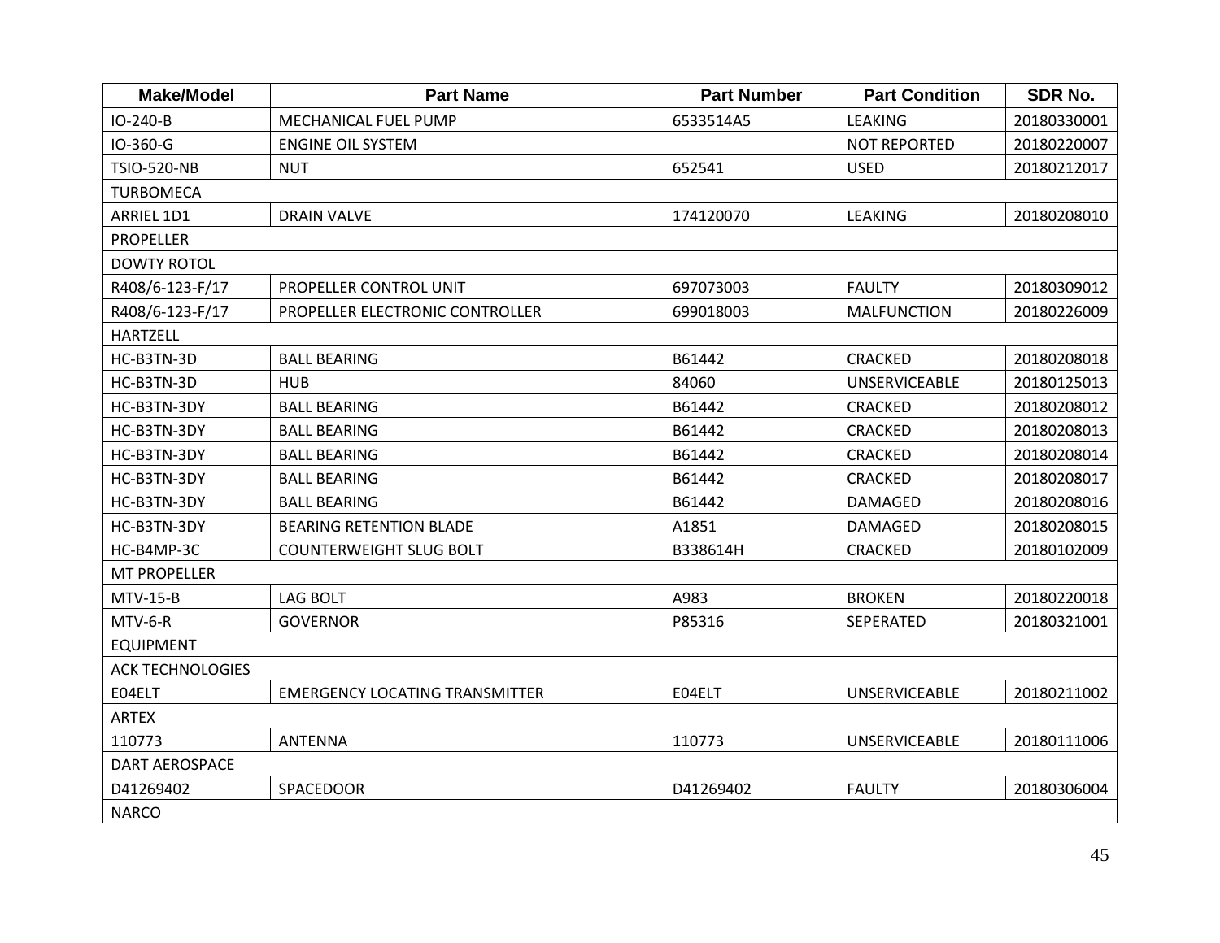| Make/Model | Part Name | Part Number | Part Condition | SDR No. |
| --- | --- | --- | --- | --- |
| IO-240-B | MECHANICAL FUEL PUMP | 6533514A5 | LEAKING | 20180330001 |
| IO-360-G | ENGINE OIL SYSTEM | | NOT REPORTED | 20180220007 |
| TSIO-520-NB | NUT | 652541 | USED | 20180212017 |
| TURBOMECA | | | | |
| ARRIEL 1D1 | DRAIN VALVE | 174120070 | LEAKING | 20180208010 |
| PROPELLER | | | | |
| DOWTY ROTOL | | | | |
| R408/6-123-F/17 | PROPELLER CONTROL UNIT | 697073003 | FAULTY | 20180309012 |
| R408/6-123-F/17 | PROPELLER ELECTRONIC CONTROLLER | 699018003 | MALFUNCTION | 20180226009 |
| HARTZELL | | | | |
| HC-B3TN-3D | BALL BEARING | B61442 | CRACKED | 20180208018 |
| HC-B3TN-3D | HUB | 84060 | UNSERVICEABLE | 20180125013 |
| HC-B3TN-3DY | BALL BEARING | B61442 | CRACKED | 20180208012 |
| HC-B3TN-3DY | BALL BEARING | B61442 | CRACKED | 20180208013 |
| HC-B3TN-3DY | BALL BEARING | B61442 | CRACKED | 20180208014 |
| HC-B3TN-3DY | BALL BEARING | B61442 | CRACKED | 20180208017 |
| HC-B3TN-3DY | BALL BEARING | B61442 | DAMAGED | 20180208016 |
| HC-B3TN-3DY | BEARING RETENTION BLADE | A1851 | DAMAGED | 20180208015 |
| HC-B4MP-3C | COUNTERWEIGHT SLUG BOLT | B338614H | CRACKED | 20180102009 |
| MT PROPELLER | | | | |
| MTV-15-B | LAG BOLT | A983 | BROKEN | 20180220018 |
| MTV-6-R | GOVERNOR | P85316 | SEPERATED | 20180321001 |
| EQUIPMENT | | | | |
| ACK TECHNOLOGIES | | | | |
| E04ELT | EMERGENCY LOCATING TRANSMITTER | E04ELT | UNSERVICEABLE | 20180211002 |
| ARTEX | | | | |
| 110773 | ANTENNA | 110773 | UNSERVICEABLE | 20180111006 |
| DART AEROSPACE | | | | |
| D41269402 | SPACEDOOR | D41269402 | FAULTY | 20180306004 |
| NARCO | | | | |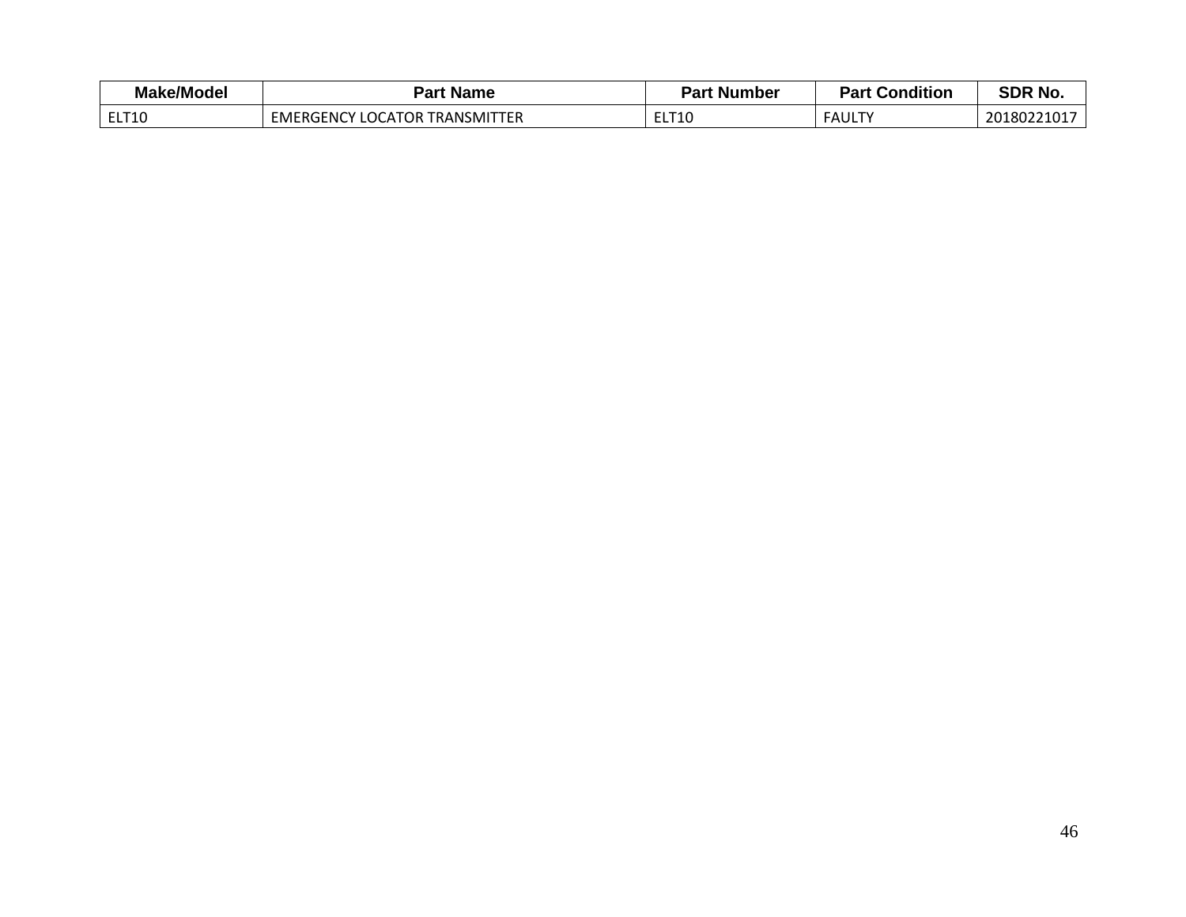| Make/Model | Part Name | Part Number | Part Condition | SDR No. |
| --- | --- | --- | --- | --- |
| ELT10 | EMERGENCY LOCATOR TRANSMITTER | ELT10 | FAULTY | 20180221017 |